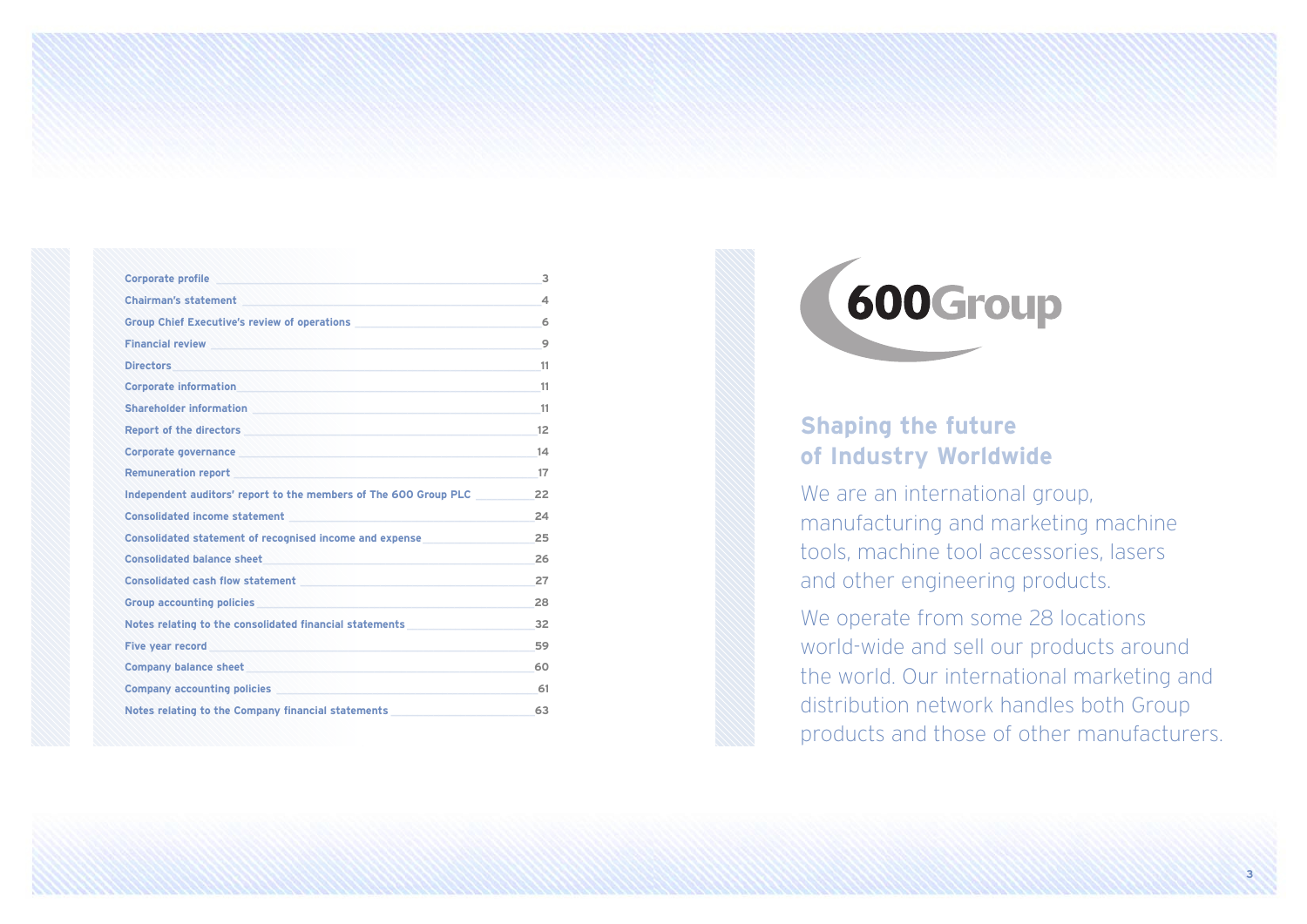| Contents | Page |
|---|---|
| Corporate profile | 3 |
| Chairman's statement | 4 |
| Group Chief Executive's review of operations | 6 |
| Financial review | 9 |
| Directors | 11 |
| Corporate information | 11 |
| Shareholder information | 11 |
| Report of the directors | 12 |
| Corporate governance | 14 |
| Remuneration report | 17 |
| Independent auditors' report to the members of The 600 Group PLC | 22 |
| Consolidated income statement | 24 |
| Consolidated statement of recognised income and expense | 25 |
| Consolidated balance sheet | 26 |
| Consolidated cash flow statement | 27 |
| Group accounting policies | 28 |
| Notes relating to the consolidated financial statements | 32 |
| Five year record | 59 |
| Company balance sheet | 60 |
| Company accounting policies | 61 |
| Notes relating to the Company financial statements | 63 |

600Group

## Shaping the future of Industry Worldwide

We are an international group, manufacturing and marketing machine tools, machine tool accessories, lasers and other engineering products.

We operate from some 28 locations world-wide and sell our products around the world. Our international marketing and distribution network handles both Group products and those of other manufacturers.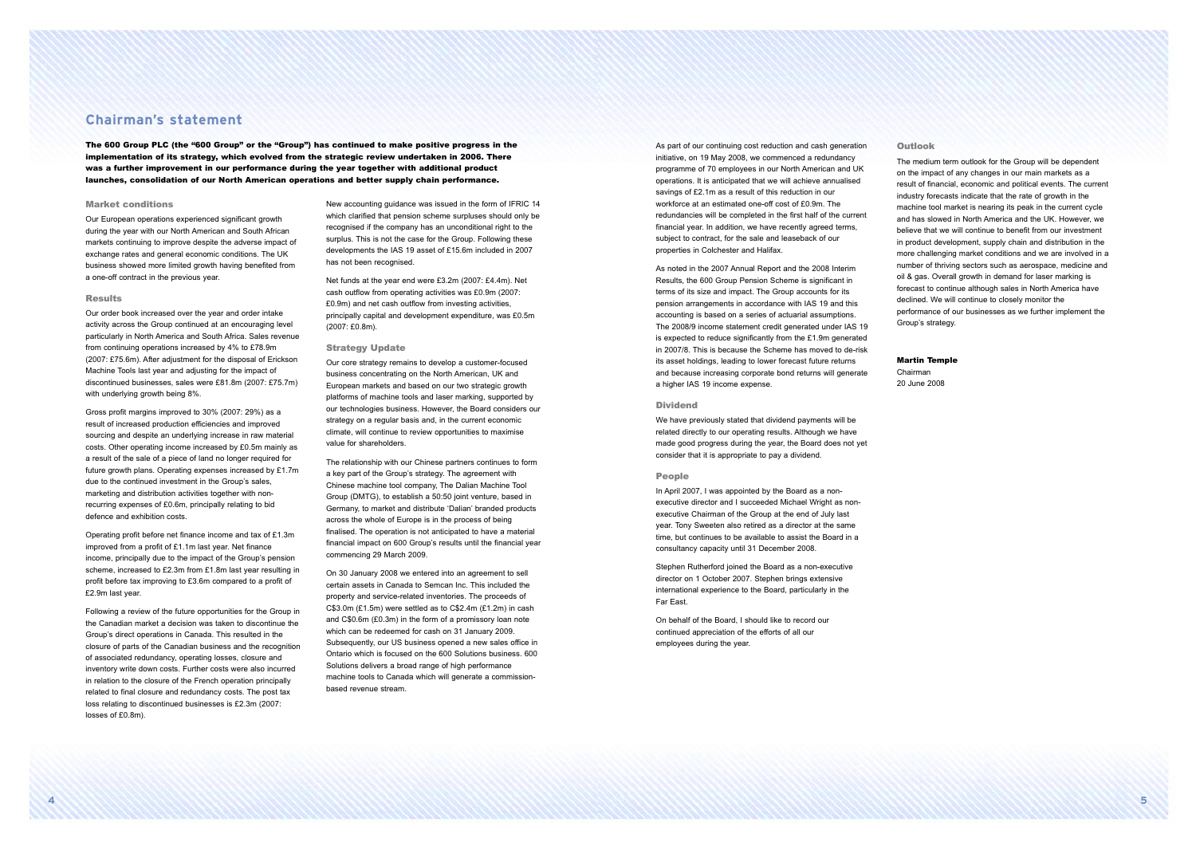## Chairman's statement

**The 600 Group PLC (the "600 Group" or the "Group") has continued to make positive progress in the implementation of its strategy, which evolved from the strategic review undertaken in 2006. There was a further improvement in our performance during the year together with additional product launches, consolidation of our North American operations and better supply chain performance.**

### Market conditions

Our European operations experienced significant growth during the year with our North American and South African markets continuing to improve despite the adverse impact of exchange rates and general economic conditions. The UK business showed more limited growth having benefited from a one-off contract in the previous year.

### Results

Our order book increased over the year and order intake activity across the Group continued at an encouraging level particularly in North America and South Africa. Sales revenue from continuing operations increased by 4% to £78.9m (2007: £75.6m). After adjustment for the disposal of Erickson Machine Tools last year and adjusting for the impact of discontinued businesses, sales were £81.8m (2007: £75.7m) with underlying growth being 8%.

Gross profit margins improved to 30% (2007: 29%) as a result of increased production efficiencies and improved sourcing and despite an underlying increase in raw material costs. Other operating income increased by £0.5m mainly as a result of the sale of a piece of land no longer required for future growth plans. Operating expenses increased by £1.7m due to the continued investment in the Group's sales, marketing and distribution activities together with non-recurring expenses of £0.6m, principally relating to bid defence and exhibition costs.

Operating profit before net finance income and tax of £1.3m improved from a profit of £1.1m last year. Net finance income, principally due to the impact of the Group's pension scheme, increased to £2.3m from £1.8m last year resulting in profit before tax improving to £3.6m compared to a profit of £2.9m last year.

Following a review of the future opportunities for the Group in the Canadian market a decision was taken to discontinue the Group's direct operations in Canada. This resulted in the closure of parts of the Canadian business and the recognition of associated redundancy, operating losses, closure and inventory write down costs. Further costs were also incurred in relation to the closure of the French operation principally related to final closure and redundancy costs. The post tax loss relating to discontinued businesses is £2.3m (2007: losses of £0.8m).

New accounting guidance was issued in the form of IFRIC 14 which clarified that pension scheme surpluses should only be recognised if the company has an unconditional right to the surplus. This is not the case for the Group. Following these developments the IAS 19 asset of £15.6m included in 2007 has not been recognised.

Net funds at the year end were £3.2m (2007: £4.4m). Net cash outflow from operating activities was £0.9m (2007: £0.9m) and net cash outflow from investing activities, principally capital and development expenditure, was £0.5m (2007: £0.8m).

### Strategy Update

Our core strategy remains to develop a customer-focused business concentrating on the North American, UK and European markets and based on our two strategic growth platforms of machine tools and laser marking, supported by our technologies business. However, the Board considers our strategy on a regular basis and, in the current economic climate, will continue to review opportunities to maximise value for shareholders.

The relationship with our Chinese partners continues to form a key part of the Group's strategy. The agreement with Chinese machine tool company, The Dalian Machine Tool Group (DMTG), to establish a 50:50 joint venture, based in Germany, to market and distribute 'Dalian' branded products across the whole of Europe is in the process of being finalised. The operation is not anticipated to have a material financial impact on 600 Group's results until the financial year commencing 29 March 2009.

On 30 January 2008 we entered into an agreement to sell certain assets in Canada to Semcan Inc. This included the property and service-related inventories. The proceeds of C$3.0m (£1.5m) were settled as to C$2.4m (£1.2m) in cash and C$0.6m (£0.3m) in the form of a promissory loan note which can be redeemed for cash on 31 January 2009. Subsequently, our US business opened a new sales office in Ontario which is focused on the 600 Solutions business. 600 Solutions delivers a broad range of high performance machine tools to Canada which will generate a commission-based revenue stream.

As part of our continuing cost reduction and cash generation initiative, on 19 May 2008, we commenced a redundancy programme of 70 employees in our North American and UK operations. It is anticipated that we will achieve annualised savings of £2.1m as a result of this reduction in our workforce at an estimated one-off cost of £0.9m. The redundancies will be completed in the first half of the current financial year. In addition, we have recently agreed terms, subject to contract, for the sale and leaseback of our properties in Colchester and Halifax.

As noted in the 2007 Annual Report and the 2008 Interim Results, the 600 Group Pension Scheme is significant in terms of its size and impact. The Group accounts for its pension arrangements in accordance with IAS 19 and this accounting is based on a series of actuarial assumptions. The 2008/9 income statement credit generated under IAS 19 is expected to reduce significantly from the £1.9m generated in 2007/8. This is because the Scheme has moved to de-risk its asset holdings, leading to lower forecast future returns and because increasing corporate bond returns will generate a higher IAS 19 income expense.

### Dividend

We have previously stated that dividend payments will be related directly to our operating results. Although we have made good progress during the year, the Board does not yet consider that it is appropriate to pay a dividend.

### People

In April 2007, I was appointed by the Board as a non-executive director and I succeeded Michael Wright as non-executive Chairman of the Group at the end of July last year. Tony Sweeten also retired as a director at the same time, but continues to be available to assist the Board in a consultancy capacity until 31 December 2008.

Stephen Rutherford joined the Board as a non-executive director on 1 October 2007. Stephen brings extensive international experience to the Board, particularly in the Far East.

On behalf of the Board, I should like to record our continued appreciation of the efforts of all our employees during the year.

### Outlook

The medium term outlook for the Group will be dependent on the impact of any changes in our main markets as a result of financial, economic and political events. The current industry forecasts indicate that the rate of growth in the machine tool market is nearing its peak in the current cycle and has slowed in North America and the UK. However, we believe that we will continue to benefit from our investment in product development, supply chain and distribution in the more challenging market conditions and we are involved in a number of thriving sectors such as aerospace, medicine and oil & gas. Overall growth in demand for laser marking is forecast to continue although sales in North America have declined. We will continue to closely monitor the performance of our businesses as we further implement the Group's strategy.

**Martin Temple**
Chairman
20 June 2008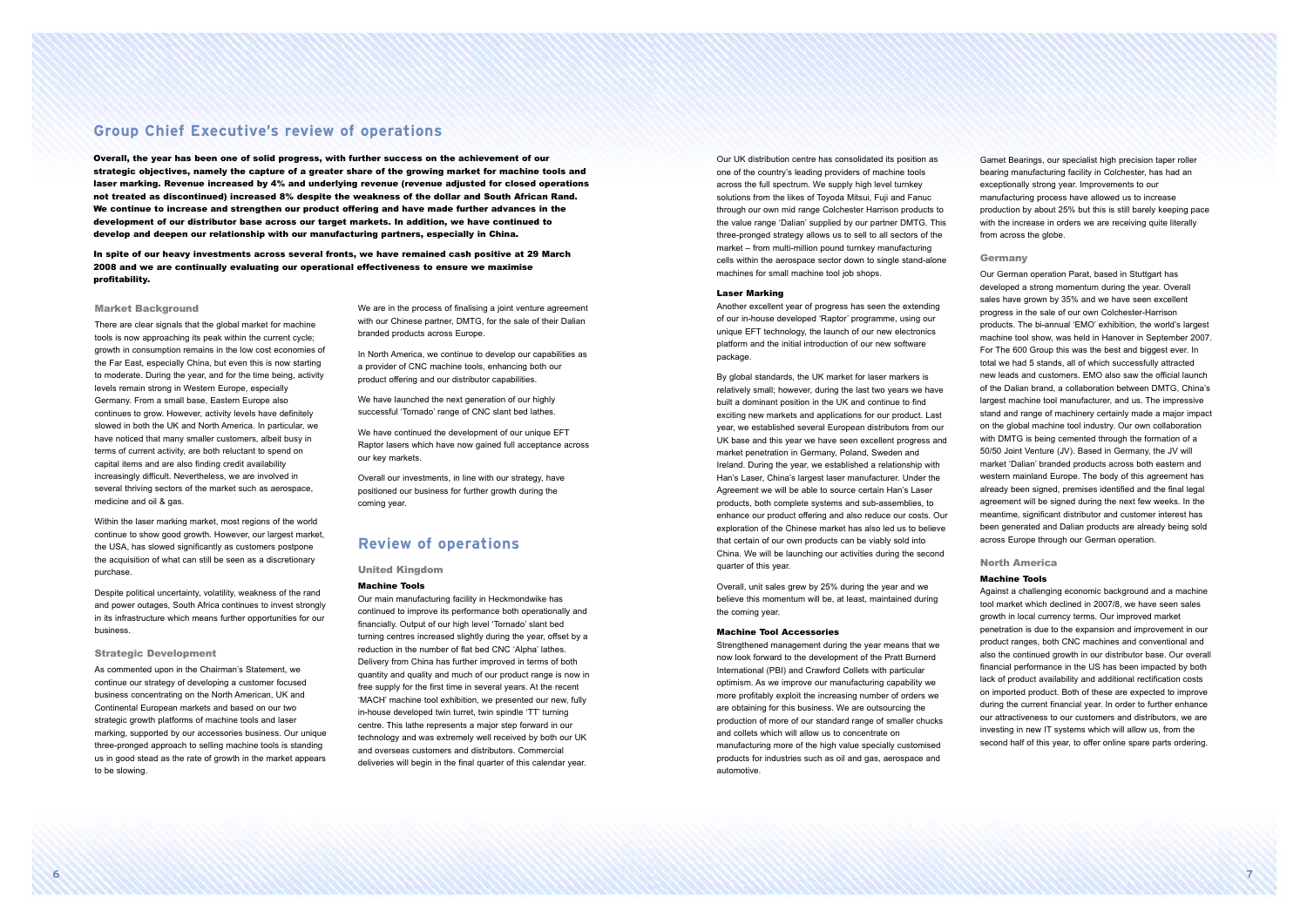# Group Chief Executive's review of operations

**Overall, the year has been one of solid progress, with further success on the achievement of our strategic objectives, namely the capture of a greater share of the growing market for machine tools and laser marking. Revenue increased by 4% and underlying revenue (revenue adjusted for closed operations not treated as discontinued) increased 8% despite the weakness of the dollar and South African Rand. We continue to increase and strengthen our product offering and have made further advances in the development of our distributor base across our target markets. In addition, we have continued to develop and deepen our relationship with our manufacturing partners, especially in China.**

**In spite of our heavy investments across several fronts, we have remained cash positive at 29 March 2008 and we are continually evaluating our operational effectiveness to ensure we maximise profitability.**

### Market Background

There are clear signals that the global market for machine tools is now approaching its peak within the current cycle; growth in consumption remains in the low cost economies of the Far East, especially China, but even this is now starting to moderate. During the year, and for the time being, activity levels remain strong in Western Europe, especially Germany. From a small base, Eastern Europe also continues to grow. However, activity levels have definitely slowed in both the UK and North America. In particular, we have noticed that many smaller customers, albeit busy in terms of current activity, are both reluctant to spend on capital items and are also finding credit availability increasingly difficult. Nevertheless, we are involved in several thriving sectors of the market such as aerospace, medicine and oil & gas.

Within the laser marking market, most regions of the world continue to show good growth. However, our largest market, the USA, has slowed significantly as customers postpone the acquisition of what can still be seen as a discretionary purchase.

Despite political uncertainty, volatility, weakness of the rand and power outages, South Africa continues to invest strongly in its infrastructure which means further opportunities for our business.

### Strategic Development

As commented upon in the Chairman's Statement, we continue our strategy of developing a customer focused business concentrating on the North American, UK and Continental European markets and based on our two strategic growth platforms of machine tools and laser marking, supported by our accessories business. Our unique three-pronged approach to selling machine tools is standing us in good stead as the rate of growth in the market appears to be slowing.

We are in the process of finalising a joint venture agreement with our Chinese partner, DMTG, for the sale of their Dalian branded products across Europe.

In North America, we continue to develop our capabilities as a provider of CNC machine tools, enhancing both our product offering and our distributor capabilities.

We have launched the next generation of our highly successful 'Tornado' range of CNC slant bed lathes.

We have continued the development of our unique EFT Raptor lasers which have now gained full acceptance across our key markets.

Overall our investments, in line with our strategy, have positioned our business for further growth during the coming year.

# Review of operations

### United Kingdom

#### Machine Tools

Our main manufacturing facility in Heckmondwike has continued to improve its performance both operationally and financially. Output of our high level 'Tornado' slant bed turning centres increased slightly during the year, offset by a reduction in the number of flat bed CNC 'Alpha' lathes. Delivery from China has further improved in terms of both quantity and quality and much of our product range is now in free supply for the first time in several years. At the recent 'MACH' machine tool exhibition, we presented our new, fully in-house developed twin turret, twin spindle 'TT' turning centre. This lathe represents a major step forward in our technology and was extremely well received by both our UK and overseas customers and distributors. Commercial deliveries will begin in the final quarter of this calendar year.

Our UK distribution centre has consolidated its position as one of the country's leading providers of machine tools across the full spectrum. We supply high level turnkey solutions from the likes of Toyoda Mitsui, Fuji and Fanuc through our own mid range Colchester Harrison products to the value range 'Dalian' supplied by our partner DMTG. This three-pronged strategy allows us to sell to all sectors of the market – from multi-million pound turnkey manufacturing cells within the aerospace sector down to single stand-alone machines for small machine tool job shops.

#### Laser Marking

Another excellent year of progress has seen the extending of our in-house developed 'Raptor' programme, using our unique EFT technology, the launch of our new electronics platform and the initial introduction of our new software package.

By global standards, the UK market for laser markers is relatively small; however, during the last two years we have built a dominant position in the UK and continue to find exciting new markets and applications for our product. Last year, we established several European distributors from our UK base and this year we have seen excellent progress and market penetration in Germany, Poland, Sweden and Ireland. During the year, we established a relationship with Han's Laser, China's largest laser manufacturer. Under the Agreement we will be able to source certain Han's Laser products, both complete systems and sub-assemblies, to enhance our product offering and also reduce our costs. Our exploration of the Chinese market has also led us to believe that certain of our own products can be viably sold into China. We will be launching our activities during the second quarter of this year.

Overall, unit sales grew by 25% during the year and we believe this momentum will be, at least, maintained during the coming year.

#### Machine Tool Accessories

Strengthened management during the year means that we now look forward to the development of the Pratt Burnerd International (PBI) and Crawford Collets with particular optimism. As we improve our manufacturing capability we more profitably exploit the increasing number of orders we are obtaining for this business. We are outsourcing the production of more of our standard range of smaller chucks and collets which will allow us to concentrate on manufacturing more of the high value specially customised products for industries such as oil and gas, aerospace and automotive.

Gamet Bearings, our specialist high precision taper roller bearing manufacturing facility in Colchester, has had an exceptionally strong year. Improvements to our manufacturing process have allowed us to increase production by about 25% but this is still barely keeping pace with the increase in orders we are receiving quite literally from across the globe.

### Germany

Our German operation Parat, based in Stuttgart has developed a strong momentum during the year. Overall sales have grown by 35% and we have seen excellent progress in the sale of our own Colchester-Harrison products. The bi-annual 'EMO' exhibition, the world's largest machine tool show, was held in Hanover in September 2007. For The 600 Group this was the best and biggest ever. In total we had 5 stands, all of which successfully attracted new leads and customers. EMO also saw the official launch of the Dalian brand, a collaboration between DMTG, China's largest machine tool manufacturer, and us. The impressive stand and range of machinery certainly made a major impact on the global machine tool industry. Our own collaboration with DMTG is being cemented through the formation of a 50/50 Joint Venture (JV). Based in Germany, the JV will market 'Dalian' branded products across both eastern and western mainland Europe. The body of this agreement has already been signed, premises identified and the final legal agreement will be signed during the next few weeks. In the meantime, significant distributor and customer interest has been generated and Dalian products are already being sold across Europe through our German operation.

### North America

#### Machine Tools

Against a challenging economic background and a machine tool market which declined in 2007/8, we have seen sales growth in local currency terms. Our improved market penetration is due to the expansion and improvement in our product ranges, both CNC machines and conventional and also the continued growth in our distributor base. Our overall financial performance in the US has been impacted by both lack of product availability and additional rectification costs on imported product. Both of these are expected to improve during the current financial year. In order to further enhance our attractiveness to our customers and distributors, we are investing in new IT systems which will allow us, from the second half of this year, to offer online spare parts ordering.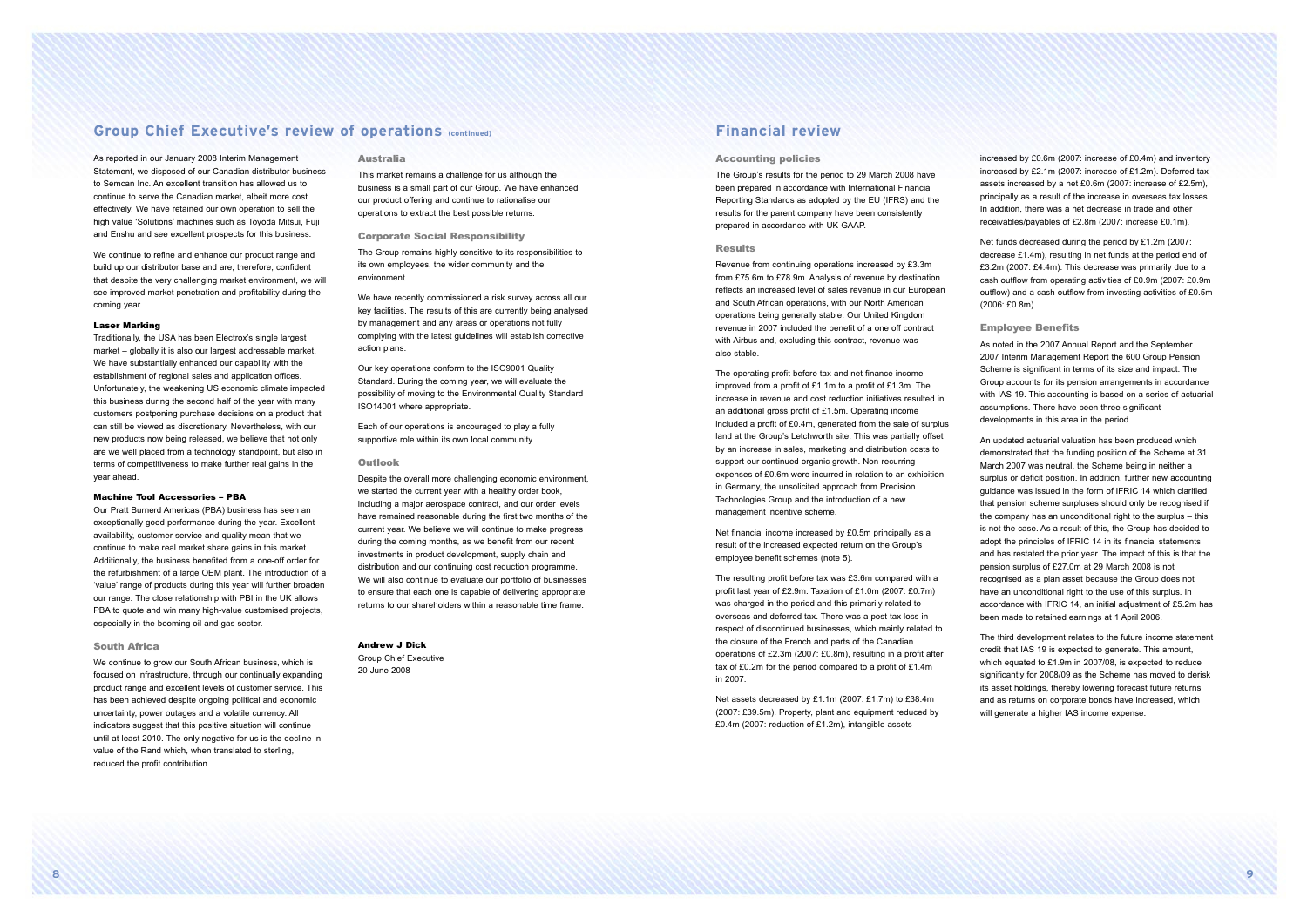## Group Chief Executive's review of operations (continued)

As reported in our January 2008 Interim Management Statement, we disposed of our Canadian distributor business to Semcan Inc. An excellent transition has allowed us to continue to serve the Canadian market, albeit more cost effectively. We have retained our own operation to sell the high value 'Solutions' machines such as Toyoda Mitsui, Fuji and Enshu and see excellent prospects for this business.

We continue to refine and enhance our product range and build up our distributor base and are, therefore, confident that despite the very challenging market environment, we will see improved market penetration and profitability during the coming year.

### Laser Marking

Traditionally, the USA has been Electrox's single largest market – globally it is also our largest addressable market. We have substantially enhanced our capability with the establishment of regional sales and application offices. Unfortunately, the weakening US economic climate impacted this business during the second half of the year with many customers postponing purchase decisions on a product that can still be viewed as discretionary. Nevertheless, with our new products now being released, we believe that not only are we well placed from a technology standpoint, but also in terms of competitiveness to make further real gains in the year ahead.

### Machine Tool Accessories – PBA

Our Pratt Burnerd Americas (PBA) business has seen an exceptionally good performance during the year. Excellent availability, customer service and quality mean that we continue to make real market share gains in this market. Additionally, the business benefited from a one-off order for the refurbishment of a large OEM plant. The introduction of a 'value' range of products during this year will further broaden our range. The close relationship with PBI in the UK allows PBA to quote and win many high-value customised projects, especially in the booming oil and gas sector.

### South Africa

We continue to grow our South African business, which is focused on infrastructure, through our continually expanding product range and excellent levels of customer service. This has been achieved despite ongoing political and economic uncertainty, power outages and a volatile currency. All indicators suggest that this positive situation will continue until at least 2010. The only negative for us is the decline in value of the Rand which, when translated to sterling, reduced the profit contribution.

### Australia

This market remains a challenge for us although the business is a small part of our Group. We have enhanced our product offering and continue to rationalise our operations to extract the best possible returns.

### Corporate Social Responsibility

The Group remains highly sensitive to its responsibilities to its own employees, the wider community and the environment.

We have recently commissioned a risk survey across all our key facilities. The results of this are currently being analysed by management and any areas or operations not fully complying with the latest guidelines will establish corrective action plans.

Our key operations conform to the ISO9001 Quality Standard. During the coming year, we will evaluate the possibility of moving to the Environmental Quality Standard ISO14001 where appropriate.

Each of our operations is encouraged to play a fully supportive role within its own local community.

### Outlook

Despite the overall more challenging economic environment, we started the current year with a healthy order book, including a major aerospace contract, and our order levels have remained reasonable during the first two months of the current year. We believe we will continue to make progress during the coming months, as we benefit from our recent investments in product development, supply chain and distribution and our continuing cost reduction programme. We will also continue to evaluate our portfolio of businesses to ensure that each one is capable of delivering appropriate returns to our shareholders within a reasonable time frame.

**Andrew J Dick**
Group Chief Executive
20 June 2008

## Financial review

### Accounting policies

The Group's results for the period to 29 March 2008 have been prepared in accordance with International Financial Reporting Standards as adopted by the EU (IFRS) and the results for the parent company have been consistently prepared in accordance with UK GAAP.

### Results

Revenue from continuing operations increased by £3.3m from £75.6m to £78.9m. Analysis of revenue by destination reflects an increased level of sales revenue in our European and South African operations, with our North American operations being generally stable. Our United Kingdom revenue in 2007 included the benefit of a one off contract with Airbus and, excluding this contract, revenue was also stable.

The operating profit before tax and net finance income improved from a profit of £1.1m to a profit of £1.3m. The increase in revenue and cost reduction initiatives resulted in an additional gross profit of £1.5m. Operating income included a profit of £0.4m, generated from the sale of surplus land at the Group's Letchworth site. This was partially offset by an increase in sales, marketing and distribution costs to support our continued organic growth. Non-recurring expenses of £0.6m were incurred in relation to an exhibition in Germany, the unsolicited approach from Precision Technologies Group and the introduction of a new management incentive scheme.

Net financial income increased by £0.5m principally as a result of the increased expected return on the Group's employee benefit schemes (note 5).

The resulting profit before tax was £3.6m compared with a profit last year of £2.9m. Taxation of £1.0m (2007: £0.7m) was charged in the period and this primarily related to overseas and deferred tax. There was a post tax loss in respect of discontinued businesses, which mainly related to the closure of the French and parts of the Canadian operations of £2.3m (2007: £0.8m), resulting in a profit after tax of £0.2m for the period compared to a profit of £1.4m in 2007.

Net assets decreased by £1.1m (2007: £1.7m) to £38.4m (2007: £39.5m). Property, plant and equipment reduced by £0.4m (2007: reduction of £1.2m), intangible assets increased by £0.6m (2007: increase of £0.4m) and inventory increased by £2.1m (2007: increase of £1.2m). Deferred tax assets increased by a net £0.6m (2007: increase of £2.5m), principally as a result of the increase in overseas tax losses. In addition, there was a net decrease in trade and other receivables/payables of £2.8m (2007: increase £0.1m).

Net funds decreased during the period by £1.2m (2007: decrease £1.4m), resulting in net funds at the period end of £3.2m (2007: £4.4m). This decrease was primarily due to a cash outflow from operating activities of £0.9m (2007: £0.9m outflow) and a cash outflow from investing activities of £0.5m (2006: £0.8m).

### Employee Benefits

As noted in the 2007 Annual Report and the September 2007 Interim Management Report the 600 Group Pension Scheme is significant in terms of its size and impact. The Group accounts for its pension arrangements in accordance with IAS 19. This accounting is based on a series of actuarial assumptions. There have been three significant developments in this area in the period.

An updated actuarial valuation has been produced which demonstrated that the funding position of the Scheme at 31 March 2007 was neutral, the Scheme being in neither a surplus or deficit position. In addition, further new accounting guidance was issued in the form of IFRIC 14 which clarified that pension scheme surpluses should only be recognised if the company has an unconditional right to the surplus – this is not the case. As a result of this, the Group has decided to adopt the principles of IFRIC 14 in its financial statements and has restated the prior year. The impact of this is that the pension surplus of £27.0m at 29 March 2008 is not recognised as a plan asset because the Group does not have an unconditional right to the use of this surplus. In accordance with IFRIC 14, an initial adjustment of £5.2m has been made to retained earnings at 1 April 2006.

The third development relates to the future income statement credit that IAS 19 is expected to generate. This amount, which equated to £1.9m in 2007/08, is expected to reduce significantly for 2008/09 as the Scheme has moved to derisk its asset holdings, thereby lowering forecast future returns and as returns on corporate bonds have increased, which will generate a higher IAS income expense.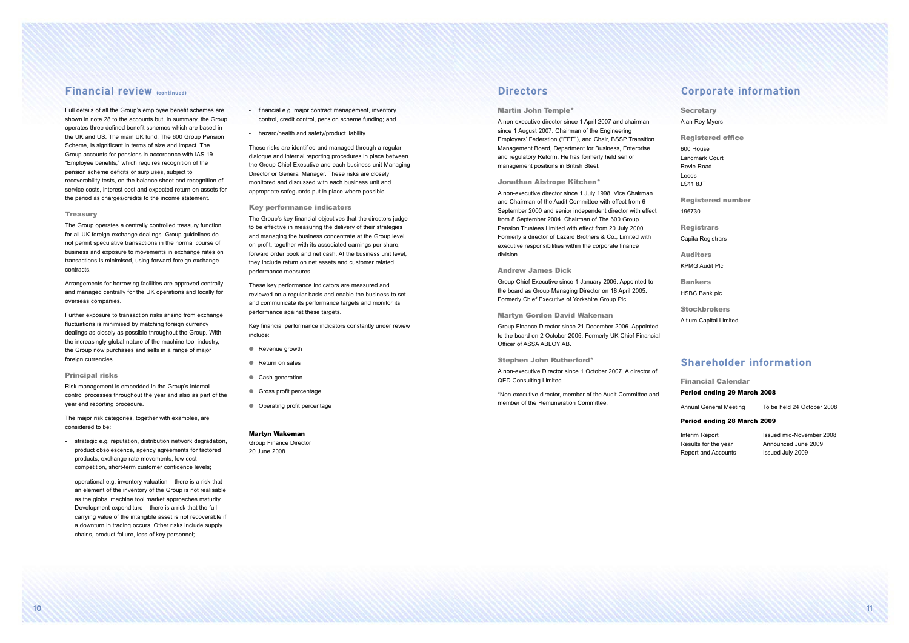## Financial review (continued)

Full details of all the Group's employee benefit schemes are shown in note 28 to the accounts but, in summary, the Group operates three defined benefit schemes which are based in the UK and US. The main UK fund, The 600 Group Pension Scheme, is significant in terms of size and impact. The Group accounts for pensions in accordance with IAS 19 "Employee benefits," which requires recognition of the pension scheme deficits or surpluses, subject to recoverability tests, on the balance sheet and recognition of service costs, interest cost and expected return on assets for the period as charges/credits to the income statement.

### Treasury

The Group operates a centrally controlled treasury function for all UK foreign exchange dealings. Group guidelines do not permit speculative transactions in the normal course of business and exposure to movements in exchange rates on transactions is minimised, using forward foreign exchange contracts.

Arrangements for borrowing facilities are approved centrally and managed centrally for the UK operations and locally for overseas companies.

Further exposure to transaction risks arising from exchange fluctuations is minimised by matching foreign currency dealings as closely as possible throughout the Group. With the increasingly global nature of the machine tool industry, the Group now purchases and sells in a range of major foreign currencies.

### Principal risks

Risk management is embedded in the Group's internal control processes throughout the year and also as part of the year end reporting procedure.

The major risk categories, together with examples, are considered to be:

- strategic e.g. reputation, distribution network degradation, product obsolescence, agency agreements for factored products, exchange rate movements, low cost competition, short-term customer confidence levels;
- operational e.g. inventory valuation – there is a risk that an element of the inventory of the Group is not realisable as the global machine tool market approaches maturity. Development expenditure – there is a risk that the full carrying value of the intangible asset is not recoverable if a downturn in trading occurs. Other risks include supply chains, product failure, loss of key personnel;
- financial e.g. major contract management, inventory control, credit control, pension scheme funding; and
- hazard/health and safety/product liability.

These risks are identified and managed through a regular dialogue and internal reporting procedures in place between the Group Chief Executive and each business unit Managing Director or General Manager. These risks are closely monitored and discussed with each business unit and appropriate safeguards put in place where possible.

### Key performance indicators

The Group's key financial objectives that the directors judge to be effective in measuring the delivery of their strategies and managing the business concentrate at the Group level on profit, together with its associated earnings per share, forward order book and net cash. At the business unit level, they include return on net assets and customer related performance measures.

These key performance indicators are measured and reviewed on a regular basis and enable the business to set and communicate its performance targets and monitor its performance against these targets.

Key financial performance indicators constantly under review include:

- Revenue growth
- Return on sales
- Cash generation
- Gross profit percentage
- Operating profit percentage

**Martyn Wakeman**
Group Finance Director
20 June 2008

## Directors

### Martin John Temple*

A non-executive director since 1 April 2007 and chairman since 1 August 2007. Chairman of the Engineering Employers' Federation ("EEF"), and Chair, BSSP Transition Management Board, Department for Business, Enterprise and regulatory Reform. He has formerly held senior management positions in British Steel.

### Jonathan Aistrope Kitchen*

A non-executive director since 1 July 1998. Vice Chairman and Chairman of the Audit Committee with effect from 6 September 2000 and senior independent director with effect from 8 September 2004. Chairman of The 600 Group Pension Trustees Limited with effect from 20 July 2000. Formerly a director of Lazard Brothers & Co., Limited with executive responsibilities within the corporate finance division.

### Andrew James Dick

Group Chief Executive since 1 January 2006. Appointed to the board as Group Managing Director on 18 April 2005. Formerly Chief Executive of Yorkshire Group Plc.

### Martyn Gordon David Wakeman

Group Finance Director since 21 December 2006. Appointed to the board on 2 October 2006. Formerly UK Chief Financial Officer of ASSA ABLOY AB.

### Stephen John Rutherford*

A non-executive Director since 1 October 2007. A director of QED Consulting Limited.

*Non-executive director, member of the Audit Committee and member of the Remuneration Committee.

## Corporate information

### Secretary

Alan Roy Myers

### Registered office

600 House
Landmark Court
Revie Road
Leeds
LS11 8JT

### Registered number

196730

### Registrars

Capita Registrars

### Auditors

KPMG Audit Plc

### Bankers

HSBC Bank plc

### Stockbrokers

Altium Capital Limited

## Shareholder information

### Financial Calendar

**Period ending 29 March 2008**

| | |
|---|---|
| Annual General Meeting | To be held 24 October 2008 |

**Period ending 28 March 2009**

| | |
|---|---|
| Interim Report | Issued mid-November 2008 |
| Results for the year | Announced June 2009 |
| Report and Accounts | Issued July 2009 |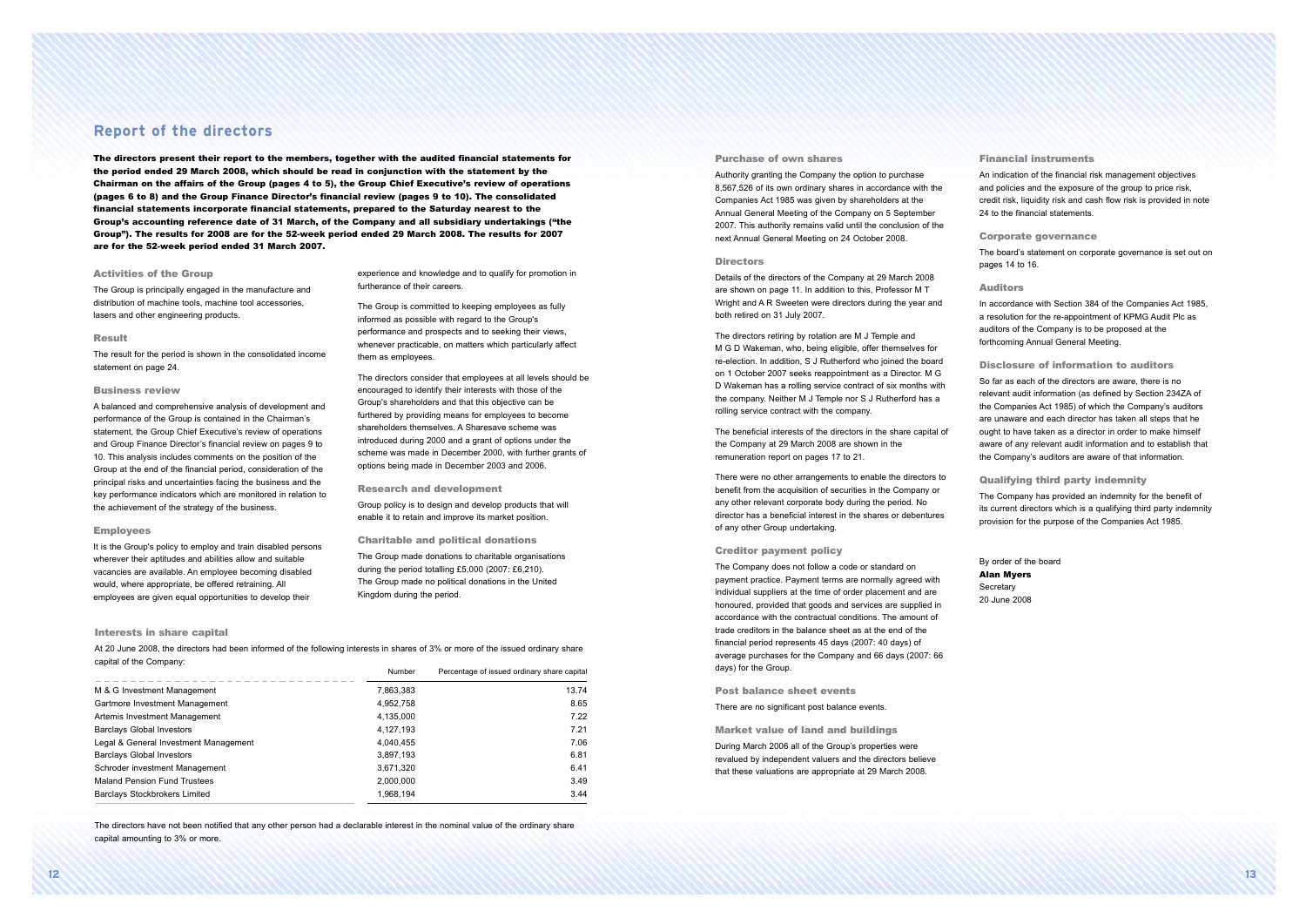# Report of the directors

**The directors present their report to the members, together with the audited financial statements for the period ended 29 March 2008, which should be read in conjunction with the statement by the Chairman on the affairs of the Group (pages 4 to 5), the Group Chief Executive's review of operations (pages 6 to 8) and the Group Finance Director's financial review (pages 9 to 10). The consolidated financial statements incorporate financial statements, prepared to the Saturday nearest to the Group's accounting reference date of 31 March, of the Company and all subsidiary undertakings ("the Group"). The results for 2008 are for the 52-week period ended 29 March 2008. The results for 2007 are for the 52-week period ended 31 March 2007.**

## Activities of the Group

The Group is principally engaged in the manufacture and distribution of machine tools, machine tool accessories, lasers and other engineering products.

## Result

The result for the period is shown in the consolidated income statement on page 24.

## Business review

A balanced and comprehensive analysis of development and performance of the Group is contained in the Chairman's statement, the Group Chief Executive's review of operations and Group Finance Director's financial review on pages 9 to 10. This analysis includes comments on the position of the Group at the end of the financial period, consideration of the principal risks and uncertainties facing the business and the key performance indicators which are monitored in relation to the achievement of the strategy of the business.

## Employees

It is the Group's policy to employ and train disabled persons wherever their aptitudes and abilities allow and suitable vacancies are available. An employee becoming disabled would, where appropriate, be offered retraining. All employees are given equal opportunities to develop their experience and knowledge and to qualify for promotion in furtherance of their careers.

The Group is committed to keeping employees as fully informed as possible with regard to the Group's performance and prospects and to seeking their views, whenever practicable, on matters which particularly affect them as employees.

The directors consider that employees at all levels should be encouraged to identify their interests with those of the Group's shareholders and that this objective can be furthered by providing means for employees to become shareholders themselves. A Sharesave scheme was introduced during 2000 and a grant of options under the scheme was made in December 2000, with further grants of options being made in December 2003 and 2006.

## Research and development

Group policy is to design and develop products that will enable it to retain and improve its market position.

## Charitable and political donations

The Group made donations to charitable organisations during the period totalling £5,000 (2007: £6,210). The Group made no political donations in the United Kingdom during the period.

## Interests in share capital

At 20 June 2008, the directors had been informed of the following interests in shares of 3% or more of the issued ordinary share capital of the Company:

| | Number | Percentage of issued ordinary share capital |
|---|---|---|
| M & G Investment Management | 7,863,383 | 13.74 |
| Gartmore Investment Management | 4,952,758 | 8.65 |
| Artemis Investment Management | 4,135,000 | 7.22 |
| Barclays Global Investors | 4,127,193 | 7.21 |
| Legal & General Investment Management | 4,040,455 | 7.06 |
| Barclays Global Investors | 3,897,193 | 6.81 |
| Schroder investment Management | 3,671,320 | 6.41 |
| Maland Pension Fund Trustees | 2,000,000 | 3.49 |
| Barclays Stockbrokers Limited | 1,968,194 | 3.44 |

The directors have not been notified that any other person had a declarable interest in the nominal value of the ordinary share capital amounting to 3% or more.

## Purchase of own shares

Authority granting the Company the option to purchase 8,567,526 of its own ordinary shares in accordance with the Companies Act 1985 was given by shareholders at the Annual General Meeting of the Company on 5 September 2007. This authority remains valid until the conclusion of the next Annual General Meeting on 24 October 2008.

## Directors

Details of the directors of the Company at 29 March 2008 are shown on page 11. In addition to this, Professor M T Wright and A R Sweeten were directors during the year and both retired on 31 July 2007.

The directors retiring by rotation are M J Temple and M G D Wakeman, who, being eligible, offer themselves for re-election. In addition, S J Rutherford who joined the board on 1 October 2007 seeks reappointment as a Director. M G D Wakeman has a rolling service contract of six months with the company. Neither M J Temple nor S J Rutherford has a rolling service contract with the company.

The beneficial interests of the directors in the share capital of the Company at 29 March 2008 are shown in the remuneration report on pages 17 to 21.

There were no other arrangements to enable the directors to benefit from the acquisition of securities in the Company or any other relevant corporate body during the period. No director has a beneficial interest in the shares or debentures of any other Group undertaking.

## Creditor payment policy

The Company does not follow a code or standard on payment practice. Payment terms are normally agreed with individual suppliers at the time of order placement and are honoured, provided that goods and services are supplied in accordance with the contractual conditions. The amount of trade creditors in the balance sheet as at the end of the financial period represents 45 days (2007: 40 days) of average purchases for the Company and 66 days (2007: 66 days) for the Group.

## Post balance sheet events

There are no significant post balance events.

## Market value of land and buildings

During March 2006 all of the Group's properties were revalued by independent valuers and the directors believe that these valuations are appropriate at 29 March 2008.

## Financial instruments

An indication of the financial risk management objectives and policies and the exposure of the group to price risk, credit risk, liquidity risk and cash flow risk is provided in note 24 to the financial statements.

## Corporate governance

The board's statement on corporate governance is set out on pages 14 to 16.

## Auditors

In accordance with Section 384 of the Companies Act 1985, a resolution for the re-appointment of KPMG Audit Plc as auditors of the Company is to be proposed at the forthcoming Annual General Meeting.

## Disclosure of information to auditors

So far as each of the directors are aware, there is no relevant audit information (as defined by Section 234ZA of the Companies Act 1985) of which the Company's auditors are unaware and each director has taken all steps that he ought to have taken as a director in order to make himself aware of any relevant audit information and to establish that the Company's auditors are aware of that information.

## Qualifying third party indemnity

The Company has provided an indemnity for the benefit of its current directors which is a qualifying third party indemnity provision for the purpose of the Companies Act 1985.

By order of the board
**Alan Myers**
Secretary
20 June 2008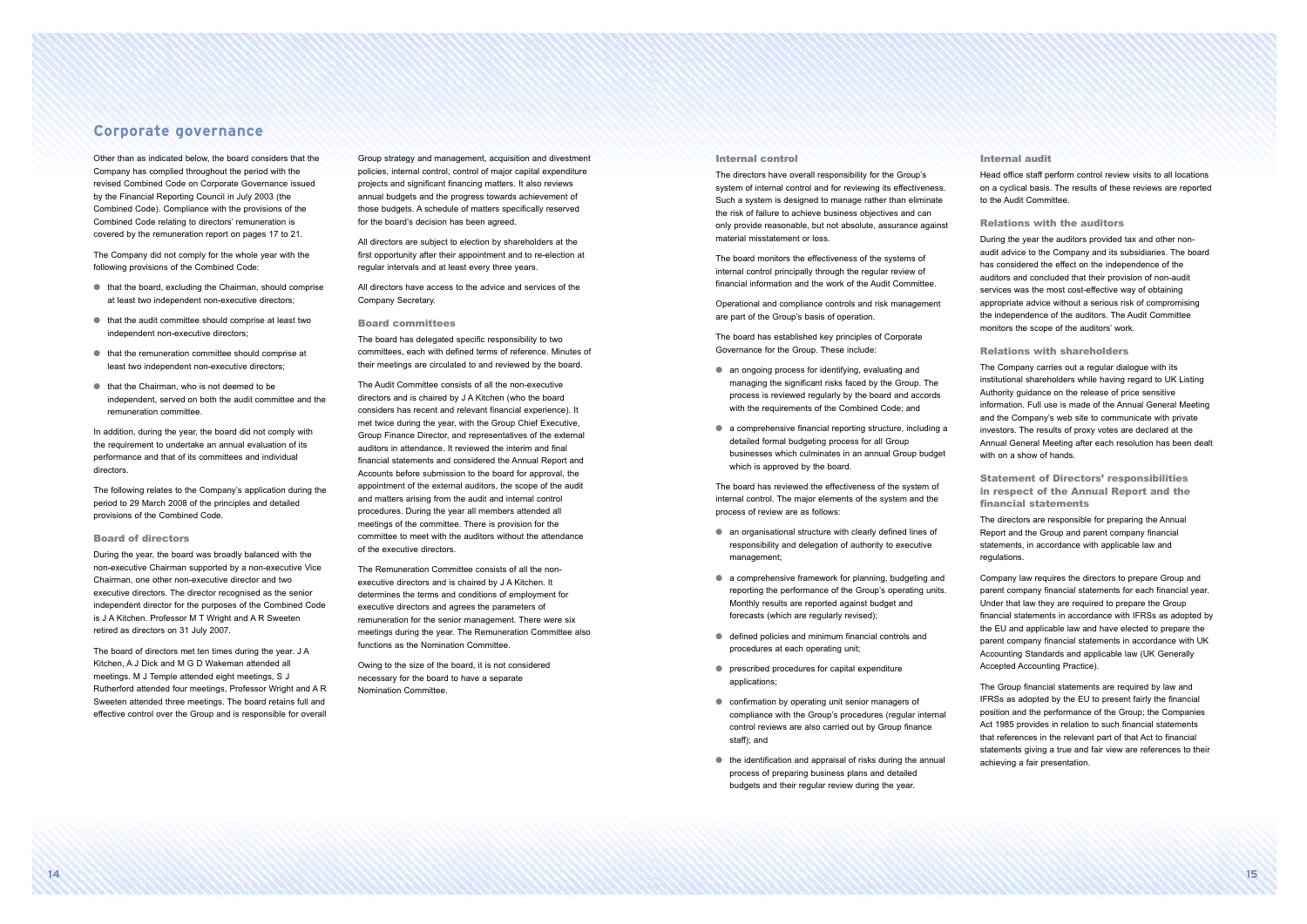# Corporate governance

Other than as indicated below, the board considers that the Company has complied throughout the period with the revised Combined Code on Corporate Governance issued by the Financial Reporting Council in July 2003 (the Combined Code). Compliance with the provisions of the Combined Code relating to directors' remuneration is covered by the remuneration report on pages 17 to 21.

The Company did not comply for the whole year with the following provisions of the Combined Code:

- that the board, excluding the Chairman, should comprise at least two independent non-executive directors;
- that the audit committee should comprise at least two independent non-executive directors;
- that the remuneration committee should comprise at least two independent non-executive directors;
- that the Chairman, who is not deemed to be independent, served on both the audit committee and the remuneration committee.

In addition, during the year, the board did not comply with the requirement to undertake an annual evaluation of its performance and that of its committees and individual directors.

The following relates to the Company's application during the period to 29 March 2008 of the principles and detailed provisions of the Combined Code.

## Board of directors

During the year, the board was broadly balanced with the non-executive Chairman supported by a non-executive Vice Chairman, one other non-executive director and two executive directors. The director recognised as the senior independent director for the purposes of the Combined Code is J A Kitchen. Professor M T Wright and A R Sweeten retired as directors on 31 July 2007.

The board of directors met ten times during the year. J A Kitchen, A J Dick and M G D Wakeman attended all meetings. M J Temple attended eight meetings, S J Rutherford attended four meetings, Professor Wright and A R Sweeten attended three meetings. The board retains full and effective control over the Group and is responsible for overall Group strategy and management, acquisition and divestment policies, internal control, control of major capital expenditure projects and significant financing matters. It also reviews annual budgets and the progress towards achievement of those budgets. A schedule of matters specifically reserved for the board's decision has been agreed.

All directors are subject to election by shareholders at the first opportunity after their appointment and to re-election at regular intervals and at least every three years.

All directors have access to the advice and services of the Company Secretary.

## Board committees

The board has delegated specific responsibility to two committees, each with defined terms of reference. Minutes of their meetings are circulated to and reviewed by the board.

The Audit Committee consists of all the non-executive directors and is chaired by J A Kitchen (who the board considers has recent and relevant financial experience). It met twice during the year, with the Group Chief Executive, Group Finance Director, and representatives of the external auditors in attendance. It reviewed the interim and final financial statements and considered the Annual Report and Accounts before submission to the board for approval, the appointment of the external auditors, the scope of the audit and matters arising from the audit and internal control procedures. During the year all members attended all meetings of the committee. There is provision for the committee to meet with the auditors without the attendance of the executive directors.

The Remuneration Committee consists of all the non-executive directors and is chaired by J A Kitchen. It determines the terms and conditions of employment for executive directors and agrees the parameters of remuneration for the senior management. There were six meetings during the year. The Remuneration Committee also functions as the Nomination Committee.

Owing to the size of the board, it is not considered necessary for the board to have a separate Nomination Committee.

## Internal control

The directors have overall responsibility for the Group's system of internal control and for reviewing its effectiveness. Such a system is designed to manage rather than eliminate the risk of failure to achieve business objectives and can only provide reasonable, but not absolute, assurance against material misstatement or loss.

The board monitors the effectiveness of the systems of internal control principally through the regular review of financial information and the work of the Audit Committee.

Operational and compliance controls and risk management are part of the Group's basis of operation.

The board has established key principles of Corporate Governance for the Group. These include:

- an ongoing process for identifying, evaluating and managing the significant risks faced by the Group. The process is reviewed regularly by the board and accords with the requirements of the Combined Code; and
- a comprehensive financial reporting structure, including a detailed formal budgeting process for all Group businesses which culminates in an annual Group budget which is approved by the board.

The board has reviewed the effectiveness of the system of internal control. The major elements of the system and the process of review are as follows:

- an organisational structure with clearly defined lines of responsibility and delegation of authority to executive management;
- a comprehensive framework for planning, budgeting and reporting the performance of the Group's operating units. Monthly results are reported against budget and forecasts (which are regularly revised);
- defined policies and minimum financial controls and procedures at each operating unit;
- prescribed procedures for capital expenditure applications;
- confirmation by operating unit senior managers of compliance with the Group's procedures (regular internal control reviews are also carried out by Group finance staff); and
- the identification and appraisal of risks during the annual process of preparing business plans and detailed budgets and their regular review during the year.

## Internal audit

Head office staff perform control review visits to all locations on a cyclical basis. The results of these reviews are reported to the Audit Committee.

## Relations with the auditors

During the year the auditors provided tax and other non-audit advice to the Company and its subsidiaries. The board has considered the effect on the independence of the auditors and concluded that their provision of non-audit services was the most cost-effective way of obtaining appropriate advice without a serious risk of compromising the independence of the auditors. The Audit Committee monitors the scope of the auditors' work.

## Relations with shareholders

The Company carries out a regular dialogue with its institutional shareholders while having regard to UK Listing Authority guidance on the release of price sensitive information. Full use is made of the Annual General Meeting and the Company's web site to communicate with private investors. The results of proxy votes are declared at the Annual General Meeting after each resolution has been dealt with on a show of hands.

## Statement of Directors' responsibilities in respect of the Annual Report and the financial statements

The directors are responsible for preparing the Annual Report and the Group and parent company financial statements, in accordance with applicable law and regulations.

Company law requires the directors to prepare Group and parent company financial statements for each financial year. Under that law they are required to prepare the Group financial statements in accordance with IFRSs as adopted by the EU and applicable law and have elected to prepare the parent company financial statements in accordance with UK Accounting Standards and applicable law (UK Generally Accepted Accounting Practice).

The Group financial statements are required by law and IFRSs as adopted by the EU to present fairly the financial position and the performance of the Group; the Companies Act 1985 provides in relation to such financial statements that references in the relevant part of that Act to financial statements giving a true and fair view are references to their achieving a fair presentation.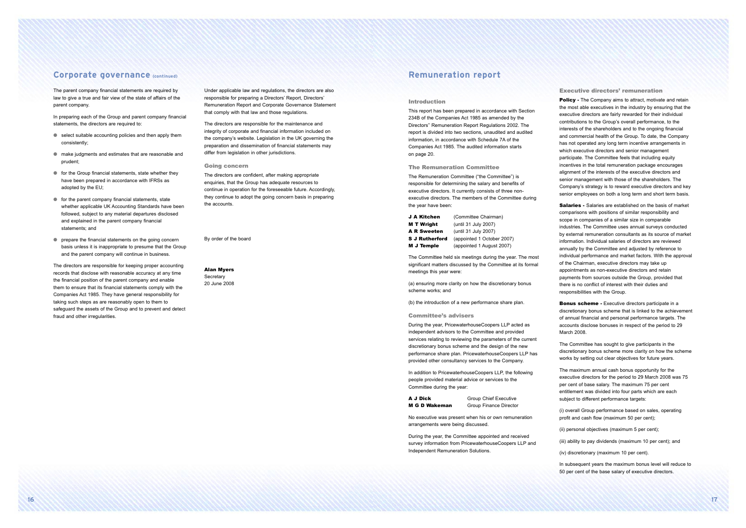## Corporate governance (continued)

The parent company financial statements are required by law to give a true and fair view of the state of affairs of the parent company.

In preparing each of the Group and parent company financial statements, the directors are required to:

- select suitable accounting policies and then apply them consistently;
- make judgments and estimates that are reasonable and prudent;
- for the Group financial statements, state whether they have been prepared in accordance with IFRSs as adopted by the EU;
- for the parent company financial statements, state whether applicable UK Accounting Standards have been followed, subject to any material departures disclosed and explained in the parent company financial statements; and
- prepare the financial statements on the going concern basis unless it is inappropriate to presume that the Group and the parent company will continue in business.

The directors are responsible for keeping proper accounting records that disclose with reasonable accuracy at any time the financial position of the parent company and enable them to ensure that its financial statements comply with the Companies Act 1985. They have general responsibility for taking such steps as are reasonably open to them to safeguard the assets of the Group and to prevent and detect fraud and other irregularities.

Under applicable law and regulations, the directors are also responsible for preparing a Directors' Report, Directors' Remuneration Report and Corporate Governance Statement that comply with that law and those regulations.

The directors are responsible for the maintenance and integrity of corporate and financial information included on the company's website. Legislation in the UK governing the preparation and dissemination of financial statements may differ from legislation in other jurisdictions.

### Going concern

The directors are confident, after making appropriate enquiries, that the Group has adequate resources to continue in operation for the foreseeable future. Accordingly, they continue to adopt the going concern basis in preparing the accounts.

By order of the board

**Alan Myers**
Secretary
20 June 2008

## Remuneration report

### Introduction

This report has been prepared in accordance with Section 234B of the Companies Act 1985 as amended by the Directors'' Remuneration Report Regulations 2002. The report is divided into two sections, unaudited and audited information, in accordance with Schedule 7A of the Companies Act 1985. The audited information starts on page 20.

### The Remuneration Committee

The Remuneration Committee ("the Committee") is responsible for determining the salary and benefits of executive directors. It currently consists of three non-executive directors. The members of the Committee during the year have been:

| | |
|---|---|
| **J A Kitchen** | (Committee Chairman) |
| **M T Wright** | (until 31 July 2007) |
| **A R Sweeten** | (until 31 July 2007) |
| **S J Rutherford** | (appointed 1 October 2007) |
| **M J Temple** | (appointed 1 August 2007) |

The Committee held six meetings during the year. The most significant matters discussed by the Committee at its formal meetings this year were:

(a) ensuring more clarity on how the discretionary bonus scheme works; and

(b) the introduction of a new performance share plan.

### Committee's advisers

During the year, PricewaterhouseCoopers LLP acted as independent advisors to the Committee and provided services relating to reviewing the parameters of the current discretionary bonus scheme and the design of the new performance share plan. PricewaterhouseCoopers LLP has provided other consultancy services to the Company.

In addition to PricewaterhouseCoopers LLP, the following people provided material advice or services to the Committee during the year:

| | |
|---|---|
| **A J Dick** | Group Chief Executive |
| **M G D Wakeman** | Group Finance Director |

No executive was present when his or own remuneration arrangements were being discussed.

During the year, the Committee appointed and received survey information from PricewaterhouseCoopers LLP and Independent Remuneration Solutions.

### Executive directors' remuneration

**Policy -** The Company aims to attract, motivate and retain the most able executives in the industry by ensuring that the executive directors are fairly rewarded for their individual contributions to the Group's overall performance, to the interests of the shareholders and to the ongoing financial and commercial health of the Group. To date, the Company has not operated any long term incentive arrangements in which executive directors and senior management participate. The Committee feels that including equity incentives in the total remuneration package encourages alignment of the interests of the executive directors and senior management with those of the shareholders. The Company's strategy is to reward executive directors and key senior employees on both a long term and short term basis.

**Salaries -** Salaries are established on the basis of market comparisons with positions of similar responsibility and scope in companies of a similar size in comparable industries. The Committee uses annual surveys conducted by external remuneration consultants as its source of market information. Individual salaries of directors are reviewed annually by the Committee and adjusted by reference to individual performance and market factors. With the approval of the Chairman, executive directors may take up appointments as non-executive directors and retain payments from sources outside the Group, provided that there is no conflict of interest with their duties and responsibilities with the Group.

**Bonus scheme -** Executive directors participate in a discretionary bonus scheme that is linked to the achievement of annual financial and personal performance targets. The accounts disclose bonuses in respect of the period to 29 March 2008.

The Committee has sought to give participants in the discretionary bonus scheme more clarity on how the scheme works by setting out clear objectives for future years.

The maximum annual cash bonus opportunity for the executive directors for the period to 29 March 2008 was 75 per cent of base salary. The maximum 75 per cent entitlement was divided into four parts which are each subject to different performance targets:

(i) overall Group performance based on sales, operating profit and cash flow (maximum 50 per cent);

(ii) personal objectives (maximum 5 per cent);

(iii) ability to pay dividends (maximum 10 per cent); and

(iv) discretionary (maximum 10 per cent).

In subsequent years the maximum bonus level will reduce to 50 per cent of the base salary of executive directors.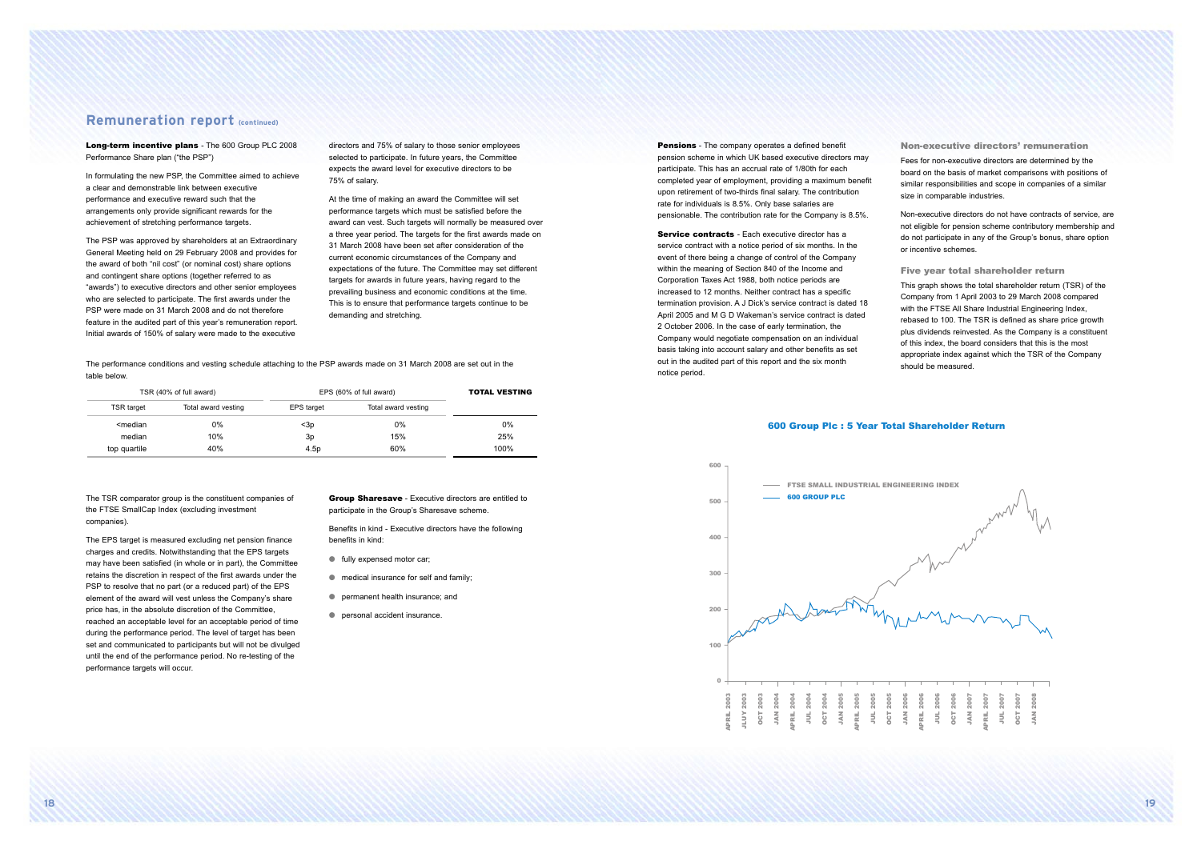## Remuneration report (continued)

**Long-term incentive plans** - The 600 Group PLC 2008 Performance Share plan ("the PSP")

In formulating the new PSP, the Committee aimed to achieve a clear and demonstrable link between executive performance and executive reward such that the arrangements only provide significant rewards for the achievement of stretching performance targets.

The PSP was approved by shareholders at an Extraordinary General Meeting held on 29 February 2008 and provides for the award of both "nil cost" (or nominal cost) share options and contingent share options (together referred to as "awards") to executive directors and other senior employees who are selected to participate. The first awards under the PSP were made on 31 March 2008 and do not therefore feature in the audited part of this year's remuneration report. Initial awards of 150% of salary were made to the executive directors and 75% of salary to those senior employees selected to participate. In future years, the Committee expects the award level for executive directors to be 75% of salary.

At the time of making an award the Committee will set performance targets which must be satisfied before the award can vest. Such targets will normally be measured over a three year period. The targets for the first awards made on 31 March 2008 have been set after consideration of the current economic circumstances of the Company and expectations of the future. The Committee may set different targets for awards in future years, having regard to the prevailing business and economic conditions at the time. This is to ensure that performance targets continue to be demanding and stretching.

The performance conditions and vesting schedule attaching to the PSP awards made on 31 March 2008 are set out in the table below.

| TSR (40% of full award) | | EPS (60% of full award) | | **TOTAL VESTING** |
|---|---|---|---|---|
| TSR target | Total award vesting | EPS target | Total award vesting | |
| <median | 0% | <3p | 0% | 0% |
| median | 10% | 3p | 15% | 25% |
| top quartile | 40% | 4.5p | 60% | 100% |

The TSR comparator group is the constituent companies of the FTSE SmallCap Index (excluding investment companies).

The EPS target is measured excluding net pension finance charges and credits. Notwithstanding that the EPS targets may have been satisfied (in whole or in part), the Committee retains the discretion in respect of the first awards under the PSP to resolve that no part (or a reduced part) of the EPS element of the award will vest unless the Company's share price has, in the absolute discretion of the Committee, reached an acceptable level for an acceptable period of time during the performance period. The level of target has been set and communicated to participants but will not be divulged until the end of the performance period. No re-testing of the performance targets will occur.

**Group Sharesave** - Executive directors are entitled to participate in the Group's Sharesave scheme.

Benefits in kind - Executive directors have the following benefits in kind:

- fully expensed motor car;
- medical insurance for self and family;
- permanent health insurance; and
- personal accident insurance.

**Pensions** - The company operates a defined benefit pension scheme in which UK based executive directors may participate. This has an accrual rate of 1/80th for each completed year of employment, providing a maximum benefit upon retirement of two-thirds final salary. The contribution rate for individuals is 8.5%. Only base salaries are pensionable. The contribution rate for the Company is 8.5%.

**Service contracts** - Each executive director has a service contract with a notice period of six months. In the event of there being a change of control of the Company within the meaning of Section 840 of the Income and Corporation Taxes Act 1988, both notice periods are increased to 12 months. Neither contract has a specific termination provision. A J Dick's service contract is dated 18 April 2005 and M G D Wakeman's service contract is dated 2 October 2006. In the case of early termination, the Company would negotiate compensation on an individual basis taking into account salary and other benefits as set out in the audited part of this report and the six month notice period.

### Non-executive directors' remuneration

Fees for non-executive directors are determined by the board on the basis of market comparisons with positions of similar responsibilities and scope in companies of a similar size in comparable industries.

Non-executive directors do not have contracts of service, are not eligible for pension scheme contributory membership and do not participate in any of the Group's bonus, share option or incentive schemes.

### Five year total shareholder return

This graph shows the total shareholder return (TSR) of the Company from 1 April 2003 to 29 March 2008 compared with the FTSE All Share Industrial Engineering Index, rebased to 100. The TSR is defined as share price growth plus dividends reinvested. As the Company is a constituent of this index, the board considers that this is the most appropriate index against which the TSR of the Company should be measured.

**600 Group Plc : 5 Year Total Shareholder Return**

FTSE SMALL INDUSTRIAL ENGINEERING INDEX
600 GROUP PLC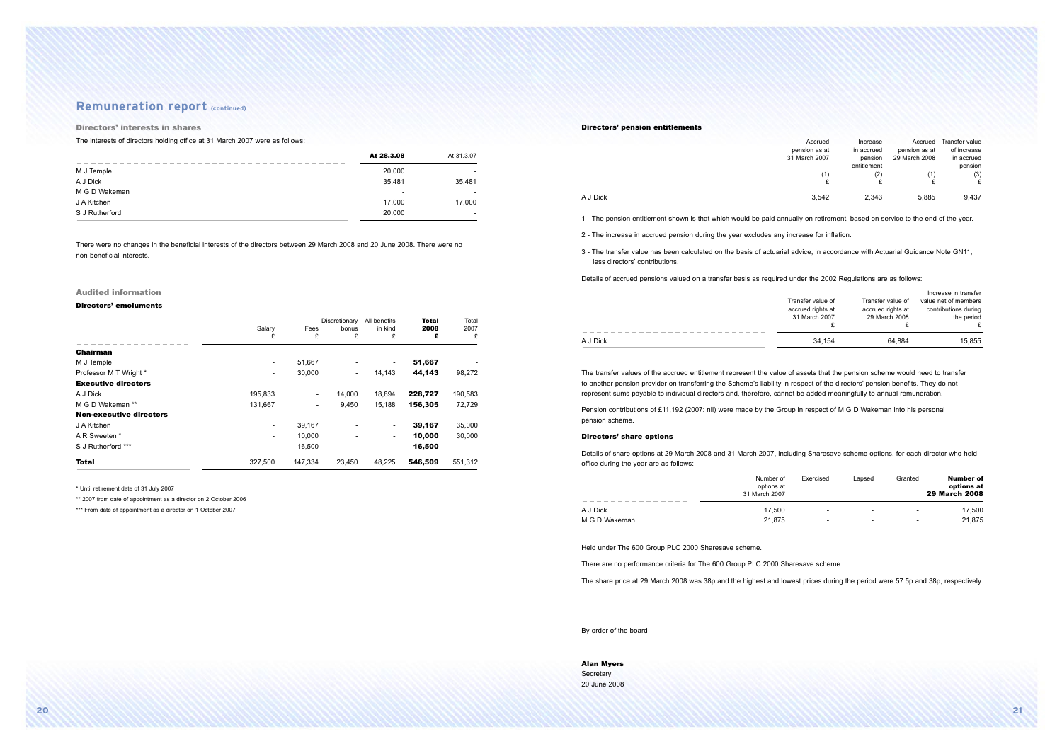# Remuneration report (continued)

### Directors' interests in shares

The interests of directors holding office at 31 March 2007 were as follows:

| | **At 28.3.08** | At 31.3.07 |
|---|---|---|
| M J Temple | 20,000 | - |
| A J Dick | 35,481 | 35,481 |
| M G D Wakeman | - | - |
| J A Kitchen | 17,000 | 17,000 |
| S J Rutherford | 20,000 | - |

There were no changes in the beneficial interests of the directors between 29 March 2008 and 20 June 2008. There were no non-beneficial interests.

### Audited information

#### Directors' emoluments

| | Salary £ | Fees £ | Discretionary bonus £ | All benefits in kind £ | **Total 2008 £** | Total 2007 £ |
|---|---|---|---|---|---|---|
| **Chairman** | | | | | | |
| M J Temple | - | 51,667 | - | - | **51,667** | - |
| Professor M T Wright * | - | 30,000 | - | 14,143 | **44,143** | 98,272 |
| **Executive directors** | | | | | | |
| A J Dick | 195,833 | - | 14,000 | 18,894 | **228,727** | 190,583 |
| M G D Wakeman ** | 131,667 | - | 9,450 | 15,188 | **156,305** | 72,729 |
| **Non-executive directors** | | | | | | |
| J A Kitchen | - | 39,167 | - | - | **39,167** | 35,000 |
| A R Sweeten * | - | 10,000 | - | - | **10,000** | 30,000 |
| S J Rutherford *** | - | 16,500 | - | - | **16,500** | - |
| **Total** | 327,500 | 147,334 | 23,450 | 48,225 | **546,509** | 551,312 |

* Until retirement date of 31 July 2007

** 2007 from date of appointment as a director on 2 October 2006

*** From date of appointment as a director on 1 October 2007

#### Directors' pension entitlements

| | Accrued pension as at 31 March 2007 (1) £ | Increase in accrued pension entitlement (2) £ | Accrued pension as at 29 March 2008 (1) £ | Transfer value of increase in accrued pension (3) £ |
|---|---|---|---|---|
| A J Dick | 3,542 | 2,343 | 5,885 | 9,437 |

1 - The pension entitlement shown is that which would be paid annually on retirement, based on service to the end of the year.

2 - The increase in accrued pension during the year excludes any increase for inflation.

3 - The transfer value has been calculated on the basis of actuarial advice, in accordance with Actuarial Guidance Note GN11, less directors' contributions.

Details of accrued pensions valued on a transfer basis as required under the 2002 Regulations are as follows:

| | Transfer value of accrued rights at 31 March 2007 £ | Transfer value of accrued rights at 29 March 2008 £ | Increase in transfer value net of members contributions during the period £ |
|---|---|---|---|
| A J Dick | 34,154 | 64,884 | 15,855 |

The transfer values of the accrued entitlement represent the value of assets that the pension scheme would need to transfer to another pension provider on transferring the Scheme's liability in respect of the directors' pension benefits. They do not represent sums payable to individual directors and, therefore, cannot be added meaningfully to annual remuneration.

Pension contributions of £11,192 (2007: nil) were made by the Group in respect of M G D Wakeman into his personal pension scheme.

#### Directors' share options

Details of share options at 29 March 2008 and 31 March 2007, including Sharesave scheme options, for each director who held office during the year are as follows:

| | Number of options at 31 March 2007 | Exercised | Lapsed | Granted | **Number of options at 29 March 2008** |
|---|---|---|---|---|---|
| A J Dick | 17,500 | - | - | - | 17,500 |
| M G D Wakeman | 21,875 | - | - | - | 21,875 |

Held under The 600 Group PLC 2000 Sharesave scheme.

There are no performance criteria for The 600 Group PLC 2000 Sharesave scheme.

The share price at 29 March 2008 was 38p and the highest and lowest prices during the period were 57.5p and 38p, respectively.

By order of the board

**Alan Myers**
Secretary
20 June 2008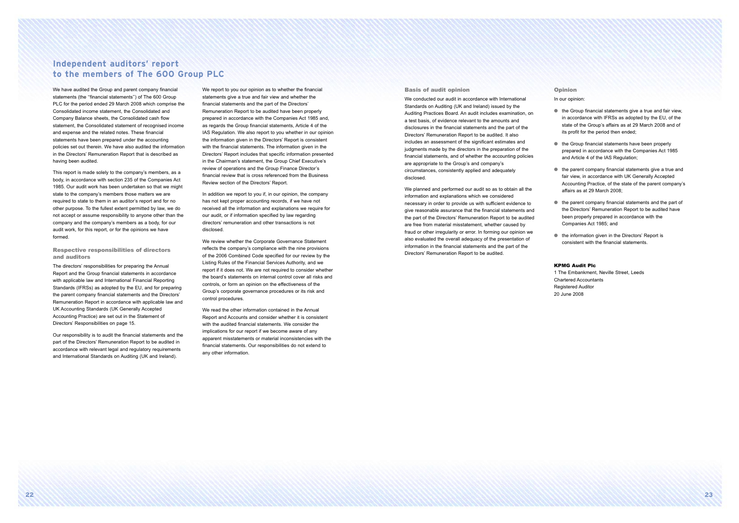# Independent auditors' report to the members of The 600 Group PLC

We have audited the Group and parent company financial statements (the "financial statements") of The 600 Group PLC for the period ended 29 March 2008 which comprise the Consolidated income statement, the Consolidated and Company Balance sheets, the Consolidated cash flow statement, the Consolidated statement of recognised income and expense and the related notes. These financial statements have been prepared under the accounting policies set out therein. We have also audited the information in the Directors' Remuneration Report that is described as having been audited.

This report is made solely to the company's members, as a body, in accordance with section 235 of the Companies Act 1985. Our audit work has been undertaken so that we might state to the company's members those matters we are required to state to them in an auditor's report and for no other purpose. To the fullest extent permitted by law, we do not accept or assume responsibility to anyone other than the company and the company's members as a body, for our audit work, for this report, or for the opinions we have formed.

### Respective responsibilities of directors and auditors

The directors' responsibilities for preparing the Annual Report and the Group financial statements in accordance with applicable law and International Financial Reporting Standards (IFRSs) as adopted by the EU, and for preparing the parent company financial statements and the Directors' Remuneration Report in accordance with applicable law and UK Accounting Standards (UK Generally Accepted Accounting Practice) are set out in the Statement of Directors' Responsibilities on page 15.

Our responsibility is to audit the financial statements and the part of the Directors' Remuneration Report to be audited in accordance with relevant legal and regulatory requirements and International Standards on Auditing (UK and Ireland).

We report to you our opinion as to whether the financial statements give a true and fair view and whether the financial statements and the part of the Directors' Remuneration Report to be audited have been properly prepared in accordance with the Companies Act 1985 and, as regards the Group financial statements, Article 4 of the IAS Regulation. We also report to you whether in our opinion the information given in the Directors' Report is consistent with the financial statements. The information given in the Directors' Report includes that specific information presented in the Chairman's statement, the Group Chief Executive's review of operations and the Group Finance Director's financial review that is cross referenced from the Business Review section of the Directors' Report.

In addition we report to you if, in our opinion, the company has not kept proper accounting records, if we have not received all the information and explanations we require for our audit, or if information specified by law regarding directors' remuneration and other transactions is not disclosed.

We review whether the Corporate Governance Statement reflects the company's compliance with the nine provisions of the 2006 Combined Code specified for our review by the Listing Rules of the Financial Services Authority, and we report if it does not. We are not required to consider whether the board's statements on internal control cover all risks and controls, or form an opinion on the effectiveness of the Group's corporate governance procedures or its risk and control procedures.

We read the other information contained in the Annual Report and Accounts and consider whether it is consistent with the audited financial statements. We consider the implications for our report if we become aware of any apparent misstatements or material inconsistencies with the financial statements. Our responsibilities do not extend to any other information.

### Basis of audit opinion

We conducted our audit in accordance with International Standards on Auditing (UK and Ireland) issued by the Auditing Practices Board. An audit includes examination, on a test basis, of evidence relevant to the amounts and disclosures in the financial statements and the part of the Directors' Remuneration Report to be audited. It also includes an assessment of the significant estimates and judgments made by the directors in the preparation of the financial statements, and of whether the accounting policies are appropriate to the Group's and company's circumstances, consistently applied and adequately disclosed.

We planned and performed our audit so as to obtain all the information and explanations which we considered necessary in order to provide us with sufficient evidence to give reasonable assurance that the financial statements and the part of the Directors' Remuneration Report to be audited are free from material misstatement, whether caused by fraud or other irregularity or error. In forming our opinion we also evaluated the overall adequacy of the presentation of information in the financial statements and the part of the Directors' Remuneration Report to be audited.

### Opinion

In our opinion:

- the Group financial statements give a true and fair view, in accordance with IFRSs as adopted by the EU, of the state of the Group's affairs as at 29 March 2008 and of its profit for the period then ended;
- the Group financial statements have been properly prepared in accordance with the Companies Act 1985 and Article 4 of the IAS Regulation;
- the parent company financial statements give a true and fair view, in accordance with UK Generally Accepted Accounting Practice, of the state of the parent company's affairs as at 29 March 2008;
- the parent company financial statements and the part of the Directors' Remuneration Report to be audited have been properly prepared in accordance with the Companies Act 1985; and
- the information given in the Directors' Report is consistent with the financial statements.

**KPMG Audit Plc**

1 The Embankment, Neville Street, Leeds
Chartered Accountants
Registered Auditor
20 June 2008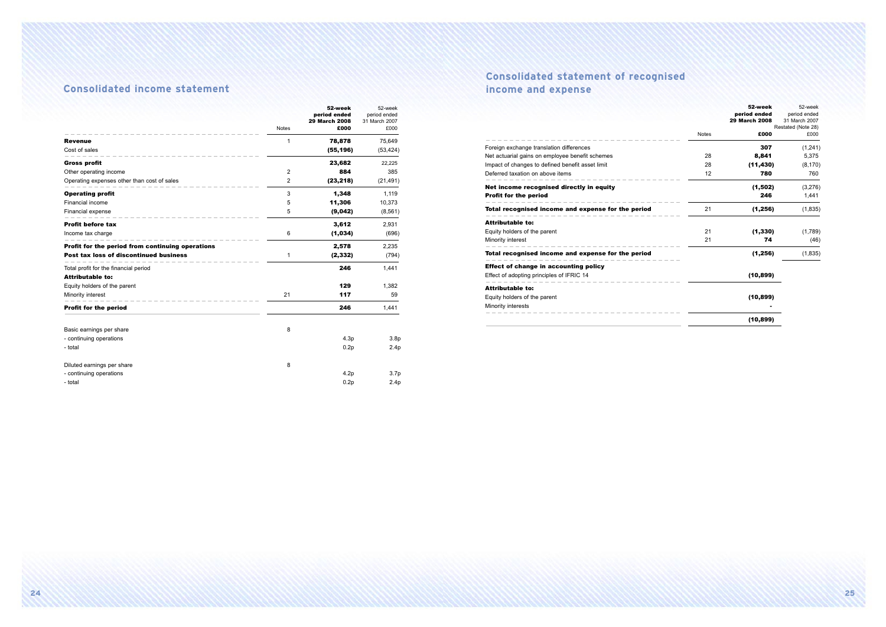## Consolidated income statement

| | Notes | 52-week period ended 29 March 2008 £000 | 52-week period ended 31 March 2007 £000 |
|---|---|---|---|
| **Revenue** | 1 | **78,878** | 75,649 |
| Cost of sales | | **(55,196)** | (53,424) |
| **Gross profit** | | **23,682** | 22,225 |
| Other operating income | 2 | **884** | 385 |
| Operating expenses other than cost of sales | 2 | **(23,218)** | (21,491) |
| **Operating profit** | 3 | **1,348** | 1,119 |
| Financial income | 5 | **11,306** | 10,373 |
| Financial expense | 5 | **(9,042)** | (8,561) |
| **Profit before tax** | | **3,612** | 2,931 |
| Income tax charge | 6 | **(1,034)** | (696) |
| **Profit for the period from continuing operations** | | **2,578** | 2,235 |
| **Post tax loss of discontinued business** | 1 | **(2,332)** | (794) |
| Total profit for the financial period | | **246** | 1,441 |
| **Attributable to:** | | | |
| Equity holders of the parent | | **129** | 1,382 |
| Minority interest | 21 | **117** | 59 |
| **Profit for the period** | | **246** | 1,441 |
| | | | |
| Basic earnings per share | 8 | | |
| - continuing operations | | 4.3p | 3.8p |
| - total | | 0.2p | 2.4p |
| | | | |
| Diluted earnings per share | 8 | | |
| - continuing operations | | 4.2p | 3.7p |
| - total | | 0.2p | 2.4p |

## Consolidated statement of recognised income and expense

| | Notes | 52-week period ended 29 March 2008 £000 | 52-week period ended 31 March 2007 Restated (Note 28) £000 |
|---|---|---|---|
| Foreign exchange translation differences | | **307** | (1,241) |
| Net actuarial gains on employee benefit schemes | 28 | **8,841** | 5,375 |
| Impact of changes to defined benefit asset limit | 28 | **(11,430)** | (8,170) |
| Deferred taxation on above items | 12 | **780** | 760 |
| **Net income recognised directly in equity** | | **(1,502)** | (3,276) |
| **Profit for the period** | | **246** | 1,441 |
| **Total recognised income and expense for the period** | 21 | **(1,256)** | (1,835) |
| **Attributable to:** | | | |
| Equity holders of the parent | 21 | **(1,330)** | (1,789) |
| Minority interest | 21 | **74** | (46) |
| **Total recognised income and expense for the period** | | **(1,256)** | (1,835) |
| **Effect of change in accounting policy** | | | |
| Effect of adopting principles of IFRIC 14 | | **(10,899)** | |
| **Attributable to:** | | | |
| Equity holders of the parent | | **(10,899)** | |
| Minority interests | | **-** | |
| | | **(10,899)** | |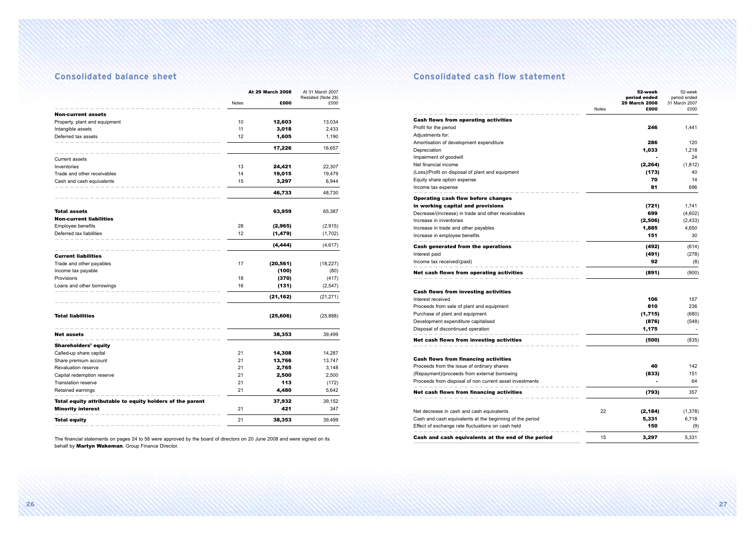## Consolidated balance sheet

| | Notes | At 29 March 2008 £000 | At 31 March 2007 Restated (Note 28) £000 |
|---|---|---|---|
| **Non-current assets** | | | |
| Property, plant and equipment | 10 | **12,603** | 13,034 |
| Intangible assets | 11 | **3,018** | 2,433 |
| Deferred tax assets | 12 | **1,605** | 1,190 |
| | | **17,226** | 16,657 |
| Current assets | | | |
| Inventories | 13 | **24,421** | 22,307 |
| Trade and other receivables | 14 | **19,015** | 19,479 |
| Cash and cash equivalents | 15 | **3,297** | 6,944 |
| | | **46,733** | 48,730 |
| **Total assets** | | **63,959** | 65,387 |
| **Non-current liabilities** | | | |
| Employee benefits | 28 | **(2,965)** | (2,915) |
| Deferred tax liabilities | 12 | **(1,479)** | (1,702) |
| | | **(4,444)** | (4,617) |
| **Current liabilities** | | | |
| Trade and other payables | 17 | **(20,561)** | (18,227) |
| Income tax payable | | **(100)** | (80) |
| Provisions | 18 | **(370)** | (417) |
| Loans and other borrowings | 16 | **(131)** | (2,547) |
| | | **(21,162)** | (21,271) |
| **Total liabilities** | | **(25,606)** | (25,888) |
| **Net assets** | | **38,353** | 39,499 |
| **Shareholders' equity** | | | |
| Called-up share capital | 21 | **14,308** | 14,287 |
| Share premium account | 21 | **13,766** | 13,747 |
| Revaluation reserve | 21 | **2,765** | 3,148 |
| Capital redemption reserve | 21 | **2,500** | 2,500 |
| Translation reserve | 21 | **113** | (172) |
| Retained earnings | 21 | **4,480** | 5,642 |
| **Total equity attributable to equity holders of the parent** | | **37,932** | 39,152 |
| **Minority interest** | 21 | **421** | 347 |
| **Total equity** | 21 | **38,353** | 39,499 |

The financial statements on pages 24 to 58 were approved by the board of directors on 20 June 2008 and were signed on its behalf by **Martyn Wakeman**, Group Finance Director.

## Consolidated cash flow statement

| | Notes | 52-week period ended 29 March 2008 £000 | 52-week period ended 31 March 2007 £000 |
|---|---|---|---|
| **Cash flows from operating activities** | | | |
| Profit for the period | | **246** | 1,441 |
| Adjustments for: | | | |
| Amortisation of development expenditure | | **286** | 120 |
| Depreciation | | **1,033** | 1,218 |
| Impairment of goodwill | | **-** | 24 |
| Net financial income | | **(2,264)** | (1,812) |
| (Loss)/Profit on disposal of plant and equipment | | **(173)** | 40 |
| Equity share option expense | | **70** | 14 |
| Income tax expense | | **81** | 696 |
| **Operating cash flow before changes in working capital and provisions** | | **(721)** | 1,741 |
| Decrease/(increase) in trade and other receivables | | **699** | (4,602) |
| Increase in inventories | | **(2,506)** | (2,433) |
| Increase in trade and other payables | | **1,885** | 4,650 |
| Increase in employee benefits | | **151** | 30 |
| **Cash generated from the operations** | | **(492)** | (614) |
| Interest paid | | **(491)** | (278) |
| Income tax received/(paid) | | **92** | (8) |
| **Net cash flows from operating activities** | | **(891)** | (900) |
| **Cash flows from investing activities** | | | |
| Interest received | | **106** | 157 |
| Proceeds from sale of plant and equipment | | **810** | 236 |
| Purchase of plant and equipment | | **(1,715)** | (680) |
| Development expenditure capitalised | | **(876)** | (548) |
| Disposal of discontinued operation | | **1,175** | - |
| **Net cash flows from investing activities** | | **(500)** | (835) |
| **Cash flows from financing activities** | | | |
| Proceeds from the issue of ordinary shares | | **40** | 142 |
| (Repayment)/proceeds from external borrowing | | **(833)** | 151 |
| Proceeds from disposal of non current asset investments | | **-** | 64 |
| **Net cash flows from financing activities** | | **(793)** | 357 |
| Net decrease in cash and cash equivalents | 22 | **(2,184)** | (1,378) |
| Cash and cash equivalents at the beginning of the period | | **5,331** | 6,718 |
| Effect of exchange rate fluctuations on cash held | | **150** | (9) |
| **Cash and cash equivalents at the end of the period** | 15 | **3,297** | 5,331 |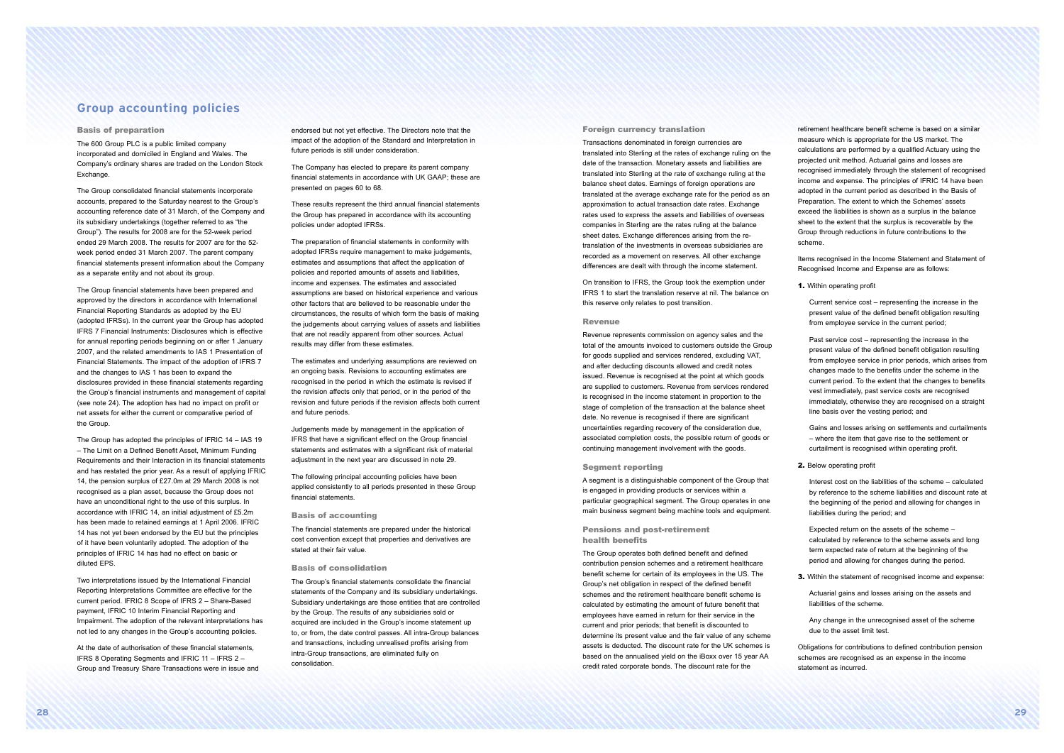# Group accounting policies

## Basis of preparation

The 600 Group PLC is a public limited company incorporated and domiciled in England and Wales. The Company's ordinary shares are traded on the London Stock Exchange.

The Group consolidated financial statements incorporate accounts, prepared to the Saturday nearest to the Group's accounting reference date of 31 March, of the Company and its subsidiary undertakings (together referred to as "the Group"). The results for 2008 are for the 52-week period ended 29 March 2008. The results for 2007 are for the 52-week period ended 31 March 2007. The parent company financial statements present information about the Company as a separate entity and not about its group.

The Group financial statements have been prepared and approved by the directors in accordance with International Financial Reporting Standards as adopted by the EU (adopted IFRSs). In the current year the Group has adopted IFRS 7 Financial Instruments: Disclosures which is effective for annual reporting periods beginning on or after 1 January 2007, and the related amendments to IAS 1 Presentation of Financial Statements. The impact of the adoption of IFRS 7 and the changes to IAS 1 has been to expand the disclosures provided in these financial statements regarding the Group's financial instruments and management of capital (see note 24). The adoption has had no impact on profit or net assets for either the current or comparative period of the Group.

The Group has adopted the principles of IFRIC 14 – IAS 19 – The Limit on a Defined Benefit Asset, Minimum Funding Requirements and their Interaction in its financial statements and has restated the prior year. As a result of applying IFRIC 14, the pension surplus of £27.0m at 29 March 2008 is not recognised as a plan asset, because the Group does not have an unconditional right to the use of this surplus. In accordance with IFRIC 14, an initial adjustment of £5.2m has been made to retained earnings at 1 April 2006. IFRIC 14 has not yet been endorsed by the EU but the principles of it have been voluntarily adopted. The adoption of the principles of IFRIC 14 has had no effect on basic or diluted EPS.

Two interpretations issued by the International Financial Reporting Interpretations Committee are effective for the current period. IFRIC 8 Scope of IFRS 2 – Share-Based payment, IFRIC 10 Interim Financial Reporting and Impairment. The adoption of the relevant interpretations has not led to any changes in the Group's accounting policies.

At the date of authorisation of these financial statements, IFRS 8 Operating Segments and IFRIC 11 – IFRS 2 – Group and Treasury Share Transactions were in issue and endorsed but not yet effective. The Directors note that the impact of the adoption of the Standard and Interpretation in future periods is still under consideration.

The Company has elected to prepare its parent company financial statements in accordance with UK GAAP; these are presented on pages 60 to 68.

These results represent the third annual financial statements the Group has prepared in accordance with its accounting policies under adopted IFRSs.

The preparation of financial statements in conformity with adopted IFRSs require management to make judgements, estimates and assumptions that affect the application of policies and reported amounts of assets and liabilities, income and expenses. The estimates and associated assumptions are based on historical experience and various other factors that are believed to be reasonable under the circumstances, the results of which form the basis of making the judgements about carrying values of assets and liabilities that are not readily apparent from other sources. Actual results may differ from these estimates.

The estimates and underlying assumptions are reviewed on an ongoing basis. Revisions to accounting estimates are recognised in the period in which the estimate is revised if the revision affects only that period, or in the period of the revision and future periods if the revision affects both current and future periods.

Judgements made by management in the application of IFRS that have a significant effect on the Group financial statements and estimates with a significant risk of material adjustment in the next year are discussed in note 29.

The following principal accounting policies have been applied consistently to all periods presented in these Group financial statements.

## Basis of accounting

The financial statements are prepared under the historical cost convention except that properties and derivatives are stated at their fair value.

## Basis of consolidation

The Group's financial statements consolidate the financial statements of the Company and its subsidiary undertakings. Subsidiary undertakings are those entities that are controlled by the Group. The results of any subsidiaries sold or acquired are included in the Group's income statement up to, or from, the date control passes. All intra-Group balances and transactions, including unrealised profits arising from intra-Group transactions, are eliminated fully on consolidation.

## Foreign currency translation

Transactions denominated in foreign currencies are translated into Sterling at the rates of exchange ruling on the date of the transaction. Monetary assets and liabilities are translated into Sterling at the rate of exchange ruling at the balance sheet dates. Earnings of foreign operations are translated at the average exchange rate for the period as an approximation to actual transaction date rates. Exchange rates used to express the assets and liabilities of overseas companies in Sterling are the rates ruling at the balance sheet dates. Exchange differences arising from the re-translation of the investments in overseas subsidiaries are recorded as a movement on reserves. All other exchange differences are dealt with through the income statement.

On transition to IFRS, the Group took the exemption under IFRS 1 to start the translation reserve at nil. The balance on this reserve only relates to post transition.

## Revenue

Revenue represents commission on agency sales and the total of the amounts invoiced to customers outside the Group for goods supplied and services rendered, excluding VAT, and after deducting discounts allowed and credit notes issued. Revenue is recognised at the point at which goods are supplied to customers. Revenue from services rendered is recognised in the income statement in proportion to the stage of completion of the transaction at the balance sheet date. No revenue is recognised if there are significant uncertainties regarding recovery of the consideration due, associated completion costs, the possible return of goods or continuing management involvement with the goods.

## Segment reporting

A segment is a distinguishable component of the Group that is engaged in providing products or services within a particular geographical segment. The Group operates in one main business segment being machine tools and equipment.

## Pensions and post-retirement health benefits

The Group operates both defined benefit and defined contribution pension schemes and a retirement healthcare benefit scheme for certain of its employees in the US. The Group's net obligation in respect of the defined benefit schemes and the retirement healthcare benefit scheme is calculated by estimating the amount of future benefit that employees have earned in return for their service in the current and prior periods; that benefit is discounted to determine its present value and the fair value of any scheme assets is deducted. The discount rate for the UK schemes is based on the annualised yield on the iBoxx over 15 year AA credit rated corporate bonds. The discount rate for the retirement healthcare benefit scheme is based on a similar measure which is appropriate for the US market. The calculations are performed by a qualified Actuary using the projected unit method. Actuarial gains and losses are recognised immediately through the statement of recognised income and expense. The principles of IFRIC 14 have been adopted in the current period as described in the Basis of Preparation. The extent to which the Schemes' assets exceed the liabilities is shown as a surplus in the balance sheet to the extent that the surplus is recoverable by the Group through reductions in future contributions to the scheme.

Items recognised in the Income Statement and Statement of Recognised Income and Expense are as follows:

**1.** Within operating profit

Current service cost – representing the increase in the present value of the defined benefit obligation resulting from employee service in the current period;

Past service cost – representing the increase in the present value of the defined benefit obligation resulting from employee service in prior periods, which arises from changes made to the benefits under the scheme in the current period. To the extent that the changes to benefits vest immediately, past service costs are recognised immediately, otherwise they are recognised on a straight line basis over the vesting period; and

Gains and losses arising on settlements and curtailments – where the item that gave rise to the settlement or curtailment is recognised within operating profit.

**2.** Below operating profit

Interest cost on the liabilities of the scheme – calculated by reference to the scheme liabilities and discount rate at the beginning of the period and allowing for changes in liabilities during the period; and

Expected return on the assets of the scheme – calculated by reference to the scheme assets and long term expected rate of return at the beginning of the period and allowing for changes during the period.

**3.** Within the statement of recognised income and expense:

Actuarial gains and losses arising on the assets and liabilities of the scheme.

Any change in the unrecognised asset of the scheme due to the asset limit test.

Obligations for contributions to defined contribution pension schemes are recognised as an expense in the income statement as incurred.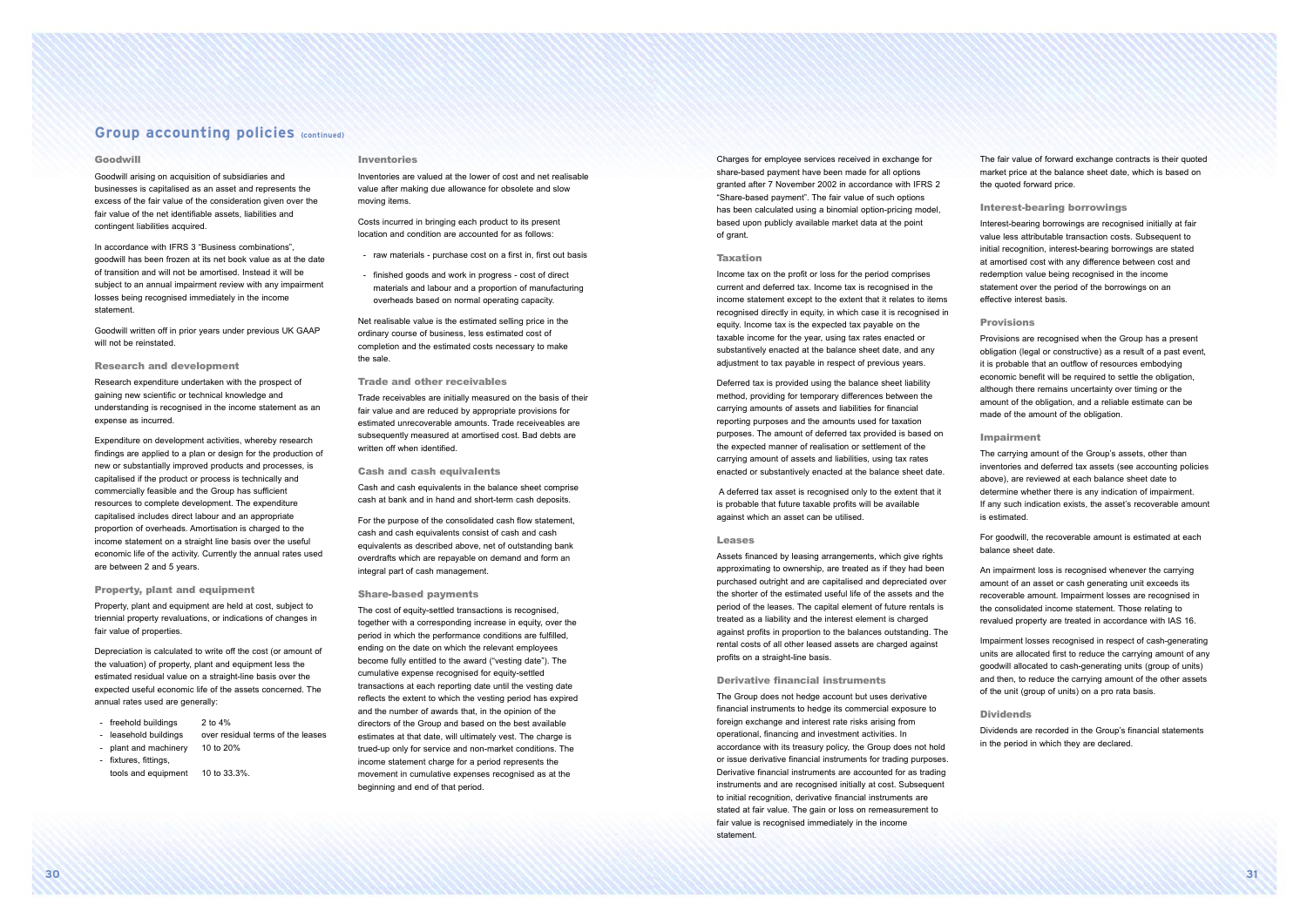# Group accounting policies (continued)

## Goodwill

Goodwill arising on acquisition of subsidiaries and businesses is capitalised as an asset and represents the excess of the fair value of the consideration given over the fair value of the net identifiable assets, liabilities and contingent liabilities acquired.

In accordance with IFRS 3 "Business combinations", goodwill has been frozen at its net book value as at the date of transition and will not be amortised. Instead it will be subject to an annual impairment review with any impairment losses being recognised immediately in the income statement.

Goodwill written off in prior years under previous UK GAAP will not be reinstated.

## Research and development

Research expenditure undertaken with the prospect of gaining new scientific or technical knowledge and understanding is recognised in the income statement as an expense as incurred.

Expenditure on development activities, whereby research findings are applied to a plan or design for the production of new or substantially improved products and processes, is capitalised if the product or process is technically and commercially feasible and the Group has sufficient resources to complete development. The expenditure capitalised includes direct labour and an appropriate proportion of overheads. Amortisation is charged to the income statement on a straight line basis over the useful economic life of the activity. Currently the annual rates used are between 2 and 5 years.

## Property, plant and equipment

Property, plant and equipment are held at cost, subject to triennial property revaluations, or indications of changes in fair value of properties.

Depreciation is calculated to write off the cost (or amount of the valuation) of property, plant and equipment less the estimated residual value on a straight-line basis over the expected useful economic life of the assets concerned. The annual rates used are generally:

- freehold buildings 2 to 4%
- leasehold buildings over residual terms of the leases
- plant and machinery 10 to 20%
- fixtures, fittings, tools and equipment 10 to 33.3%.

## Inventories

Inventories are valued at the lower of cost and net realisable value after making due allowance for obsolete and slow moving items.

Costs incurred in bringing each product to its present location and condition are accounted for as follows:

- raw materials - purchase cost on a first in, first out basis
- finished goods and work in progress - cost of direct materials and labour and a proportion of manufacturing overheads based on normal operating capacity.

Net realisable value is the estimated selling price in the ordinary course of business, less estimated cost of completion and the estimated costs necessary to make the sale.

## Trade and other receivables

Trade receivables are initially measured on the basis of their fair value and are reduced by appropriate provisions for estimated unrecoverable amounts. Trade receivables are subsequently measured at amortised cost. Bad debts are written off when identified.

## Cash and cash equivalents

Cash and cash equivalents in the balance sheet comprise cash at bank and in hand and short-term cash deposits.

For the purpose of the consolidated cash flow statement, cash and cash equivalents consist of cash and cash equivalents as described above, net of outstanding bank overdrafts which are repayable on demand and form an integral part of cash management.

## Share-based payments

The cost of equity-settled transactions is recognised, together with a corresponding increase in equity, over the period in which the performance conditions are fulfilled, ending on the date on which the relevant employees become fully entitled to the award ("vesting date"). The cumulative expense recognised for equity-settled transactions at each reporting date until the vesting date reflects the extent to which the vesting period has expired and the number of awards that, in the opinion of the directors of the Group and based on the best available estimates at that date, will ultimately vest. The charge is trued-up only for service and non-market conditions. The income statement charge for a period represents the movement in cumulative expenses recognised as at the beginning and end of that period.

Charges for employee services received in exchange for share-based payment have been made for all options granted after 7 November 2002 in accordance with IFRS 2 "Share-based payment". The fair value of such options has been calculated using a binomial option-pricing model, based upon publicly available market data at the point of grant.

## Taxation

Income tax on the profit or loss for the period comprises current and deferred tax. Income tax is recognised in the income statement except to the extent that it relates to items recognised directly in equity, in which case it is recognised in equity. Income tax is the expected tax payable on the taxable income for the year, using tax rates enacted or substantively enacted at the balance sheet date, and any adjustment to tax payable in respect of previous years.

Deferred tax is provided using the balance sheet liability method, providing for temporary differences between the carrying amounts of assets and liabilities for financial reporting purposes and the amounts used for taxation purposes. The amount of deferred tax provided is based on the expected manner of realisation or settlement of the carrying amount of assets and liabilities, using tax rates enacted or substantively enacted at the balance sheet date.

A deferred tax asset is recognised only to the extent that it is probable that future taxable profits will be available against which an asset can be utilised.

## Leases

Assets financed by leasing arrangements, which give rights approximating to ownership, are treated as if they had been purchased outright and are capitalised and depreciated over the shorter of the estimated useful life of the assets and the period of the leases. The capital element of future rentals is treated as a liability and the interest element is charged against profits in proportion to the balances outstanding. The rental costs of all other leased assets are charged against profits on a straight-line basis.

## Derivative financial instruments

The Group does not hedge account but uses derivative financial instruments to hedge its commercial exposure to foreign exchange and interest rate risks arising from operational, financing and investment activities. In accordance with its treasury policy, the Group does not hold or issue derivative financial instruments for trading purposes. Derivative financial instruments are accounted for as trading instruments and are recognised initially at cost. Subsequent to initial recognition, derivative financial instruments are stated at fair value. The gain or loss on remeasurement to fair value is recognised immediately in the income statement.

The fair value of forward exchange contracts is their quoted market price at the balance sheet date, which is based on the quoted forward price.

## Interest-bearing borrowings

Interest-bearing borrowings are recognised initially at fair value less attributable transaction costs. Subsequent to initial recognition, interest-bearing borrowings are stated at amortised cost with any difference between cost and redemption value being recognised in the income statement over the period of the borrowings on an effective interest basis.

## Provisions

Provisions are recognised when the Group has a present obligation (legal or constructive) as a result of a past event, it is probable that an outflow of resources embodying economic benefit will be required to settle the obligation, although there remains uncertainty over timing or the amount of the obligation, and a reliable estimate can be made of the amount of the obligation.

## Impairment

The carrying amount of the Group's assets, other than inventories and deferred tax assets (see accounting policies above), are reviewed at each balance sheet date to determine whether there is any indication of impairment. If any such indication exists, the asset's recoverable amount is estimated.

For goodwill, the recoverable amount is estimated at each balance sheet date.

An impairment loss is recognised whenever the carrying amount of an asset or cash generating unit exceeds its recoverable amount. Impairment losses are recognised in the consolidated income statement. Those relating to revalued property are treated in accordance with IAS 16.

Impairment losses recognised in respect of cash-generating units are allocated first to reduce the carrying amount of any goodwill allocated to cash-generating units (group of units) and then, to reduce the carrying amount of the other assets of the unit (group of units) on a pro rata basis.

## Dividends

Dividends are recorded in the Group's financial statements in the period in which they are declared.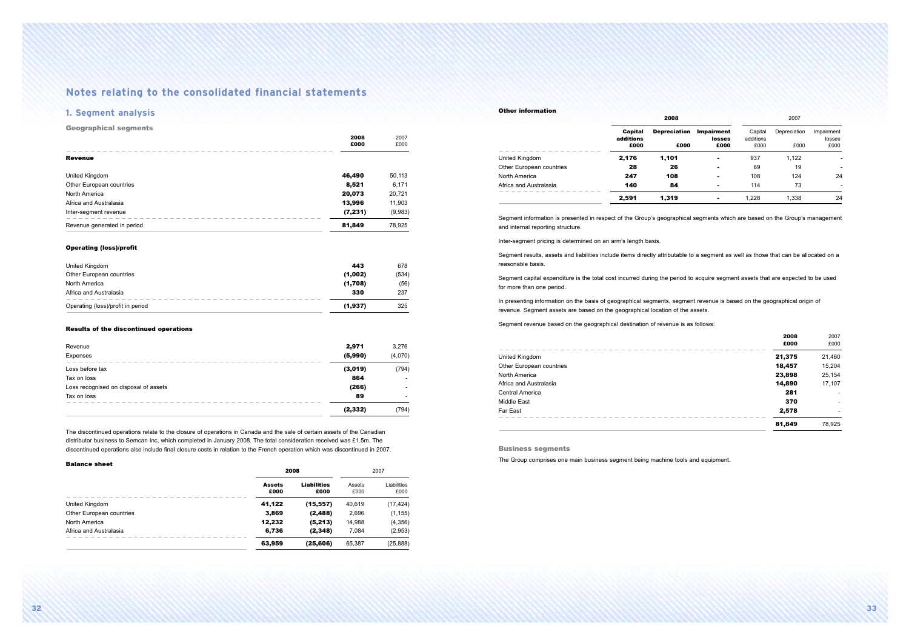# Notes relating to the consolidated financial statements

## 1. Segment analysis

### Geographical segments

| | 2008 £000 | 2007 £000 |
|---|---|---|
| **Revenue** | | |
| United Kingdom | **46,490** | 50,113 |
| Other European countries | **8,521** | 6,171 |
| North America | **20,073** | 20,721 |
| Africa and Australasia | **13,996** | 11,903 |
| Inter-segment revenue | **(7,231)** | (9,983) |
| Revenue generated in period | **81,849** | 78,925 |

**Operating (loss)/profit**

| | 2008 £000 | 2007 £000 |
|---|---|---|
| United Kingdom | **443** | 678 |
| Other European countries | **(1,002)** | (534) |
| North America | **(1,708)** | (56) |
| Africa and Australasia | **330** | 237 |
| Operating (loss)/profit in period | **(1,937)** | 325 |

**Results of the discontinued operations**

| | 2008 £000 | 2007 £000 |
|---|---|---|
| Revenue | **2,971** | 3,276 |
| Expenses | **(5,990)** | (4,070) |
| Loss before tax | **(3,019)** | (794) |
| Tax on loss | **864** | - |
| Loss recognised on disposal of assets | **(266)** | - |
| Tax on loss | **89** | - |
| | **(2,332)** | (794) |

The discontinued operations relate to the closure of operations in Canada and the sale of certain assets of the Canadian distributor business to Semcan Inc, which completed in January 2008. The total consideration received was £1.5m. The discontinued operations also include final closure costs in relation to the French operation which was discontinued in 2007.

**Balance sheet**

| | 2008 | | 2007 | |
|---|---|---|---|---|
| | Assets £000 | Liabilities £000 | Assets £000 | Liabilities £000 |
| United Kingdom | **41,122** | **(15,557)** | 40,619 | (17,424) |
| Other European countries | **3,869** | **(2,488)** | 2,696 | (1,155) |
| North America | **12,232** | **(5,213)** | 14,988 | (4,356) |
| Africa and Australasia | **6,736** | **(2,348)** | 7,084 | (2,953) |
| | **63,959** | **(25,606)** | 65,387 | (25,888) |

**Other information**

| | 2008 | | | 2007 | | |
|---|---|---|---|---|---|---|
| | Capital additions £000 | Depreciation £000 | Impairment losses £000 | Capital additions £000 | Depreciation £000 | Impairment losses £000 |
| United Kingdom | **2,176** | **1,101** | **-** | 937 | 1,122 | - |
| Other European countries | **28** | **26** | **-** | 69 | 19 | - |
| North America | **247** | **108** | **-** | 108 | 124 | 24 |
| Africa and Australasia | **140** | **84** | **-** | 114 | 73 | - |
| | **2,591** | **1,319** | **-** | 1,228 | 1,338 | 24 |

Segment information is presented in respect of the Group's geographical segments which are based on the Group's management and internal reporting structure.

Inter-segment pricing is determined on an arm's length basis.

Segment results, assets and liabilities include items directly attributable to a segment as well as those that can be allocated on a reasonable basis.

Segment capital expenditure is the total cost incurred during the period to acquire segment assets that are expected to be used for more than one period.

In presenting information on the basis of geographical segments, segment revenue is based on the geographical origin of revenue. Segment assets are based on the geographical location of the assets.

Segment revenue based on the geographical destination of revenue is as follows:

| | 2008 £000 | 2007 £000 |
|---|---|---|
| United Kingdom | **21,375** | 21,460 |
| Other European countries | **18,457** | 15,204 |
| North America | **23,898** | 25,154 |
| Africa and Australasia | **14,890** | 17,107 |
| Central America | **281** | - |
| Middle East | **370** | - |
| Far East | **2,578** | - |
| | **81,849** | 78,925 |

### Business segments

The Group comprises one main business segment being machine tools and equipment.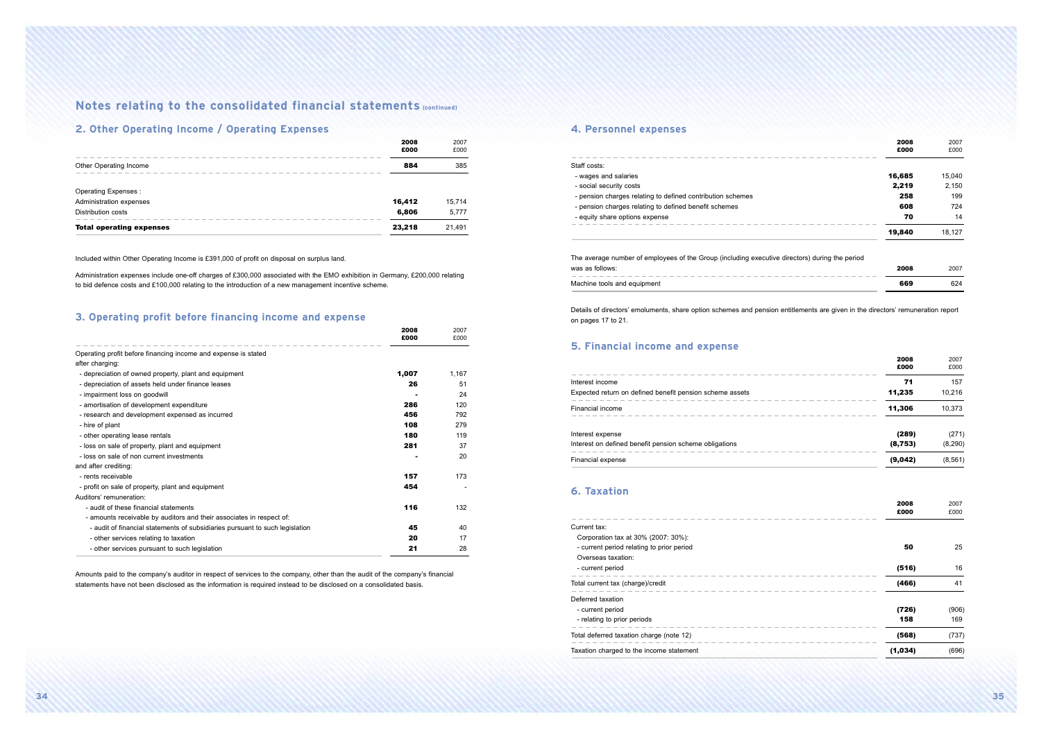# Notes relating to the consolidated financial statements (continued)

## 2. Other Operating Income / Operating Expenses

| | 2008 £000 | 2007 £000 |
|---|---|---|
| Other Operating Income | **884** | 385 |
| Operating Expenses : | | |
| Administration expenses | **16,412** | 15,714 |
| Distribution costs | **6,806** | 5,777 |
| **Total operating expenses** | **23,218** | 21,491 |

Included within Other Operating Income is £391,000 of profit on disposal on surplus land.

Administration expenses include one-off charges of £300,000 associated with the EMO exhibition in Germany, £200,000 relating to bid defence costs and £100,000 relating to the introduction of a new management incentive scheme.

## 3. Operating profit before financing income and expense

| | 2008 £000 | 2007 £000 |
|---|---|---|
| Operating profit before financing income and expense is stated after charging: | | |
| - depreciation of owned property, plant and equipment | **1,007** | 1,167 |
| - depreciation of assets held under finance leases | **26** | 51 |
| - impairment loss on goodwill | **-** | 24 |
| - amortisation of development expenditure | **286** | 120 |
| - research and development expensed as incurred | **456** | 792 |
| - hire of plant | **108** | 279 |
| - other operating lease rentals | **180** | 119 |
| - loss on sale of property, plant and equipment | **281** | 37 |
| - loss on sale of non current investments | **-** | 20 |
| and after crediting: | | |
| - rents receivable | **157** | 173 |
| - profit on sale of property, plant and equipment | **454** | - |
| Auditors' remuneration: | | |
| - audit of these financial statements | **116** | 132 |
| - amounts receivable by auditors and their associates in respect of: | | |
| - audit of financial statements of subsidiaries pursuant to such legislation | **45** | 40 |
| - other services relating to taxation | **20** | 17 |
| - other services pursuant to such legislation | **21** | 28 |

Amounts paid to the company's auditor in respect of services to the company, other than the audit of the company's financial statements have not been disclosed as the information is required instead to be disclosed on a consolidated basis.

## 4. Personnel expenses

| | 2008 £000 | 2007 £000 |
|---|---|---|
| Staff costs: | | |
| - wages and salaries | **16,685** | 15,040 |
| - social security costs | **2,219** | 2,150 |
| - pension charges relating to defined contribution schemes | **258** | 199 |
| - pension charges relating to defined benefit schemes | **608** | 724 |
| - equity share options expense | **70** | 14 |
| | **19,840** | 18,127 |

| The average number of employees of the Group (including executive directors) during the period was as follows: | 2008 | 2007 |
|---|---|---|
| Machine tools and equipment | **669** | 624 |

Details of directors' emoluments, share option schemes and pension entitlements are given in the directors' remuneration report on pages 17 to 21.

## 5. Financial income and expense

| | 2008 £000 | 2007 £000 |
|---|---|---|
| Interest income | **71** | 157 |
| Expected return on defined benefit pension scheme assets | **11,235** | 10,216 |
| Financial income | **11,306** | 10,373 |
| Interest expense | **(289)** | (271) |
| Interest on defined benefit pension scheme obligations | **(8,753)** | (8,290) |
| Financial expense | **(9,042)** | (8,561) |

## 6. Taxation

| | 2008 £000 | 2007 £000 |
|---|---|---|
| Current tax: | | |
| Corporation tax at 30% (2007: 30%): | | |
| - current period relating to prior period | **50** | 25 |
| Overseas taxation: | | |
| - current period | **(516)** | 16 |
| Total current tax (charge)/credit | **(466)** | 41 |
| Deferred taxation | | |
| - current period | **(726)** | (906) |
| - relating to prior periods | **158** | 169 |
| Total deferred taxation charge (note 12) | **(568)** | (737) |
| Taxation charged to the income statement | **(1,034)** | (696) |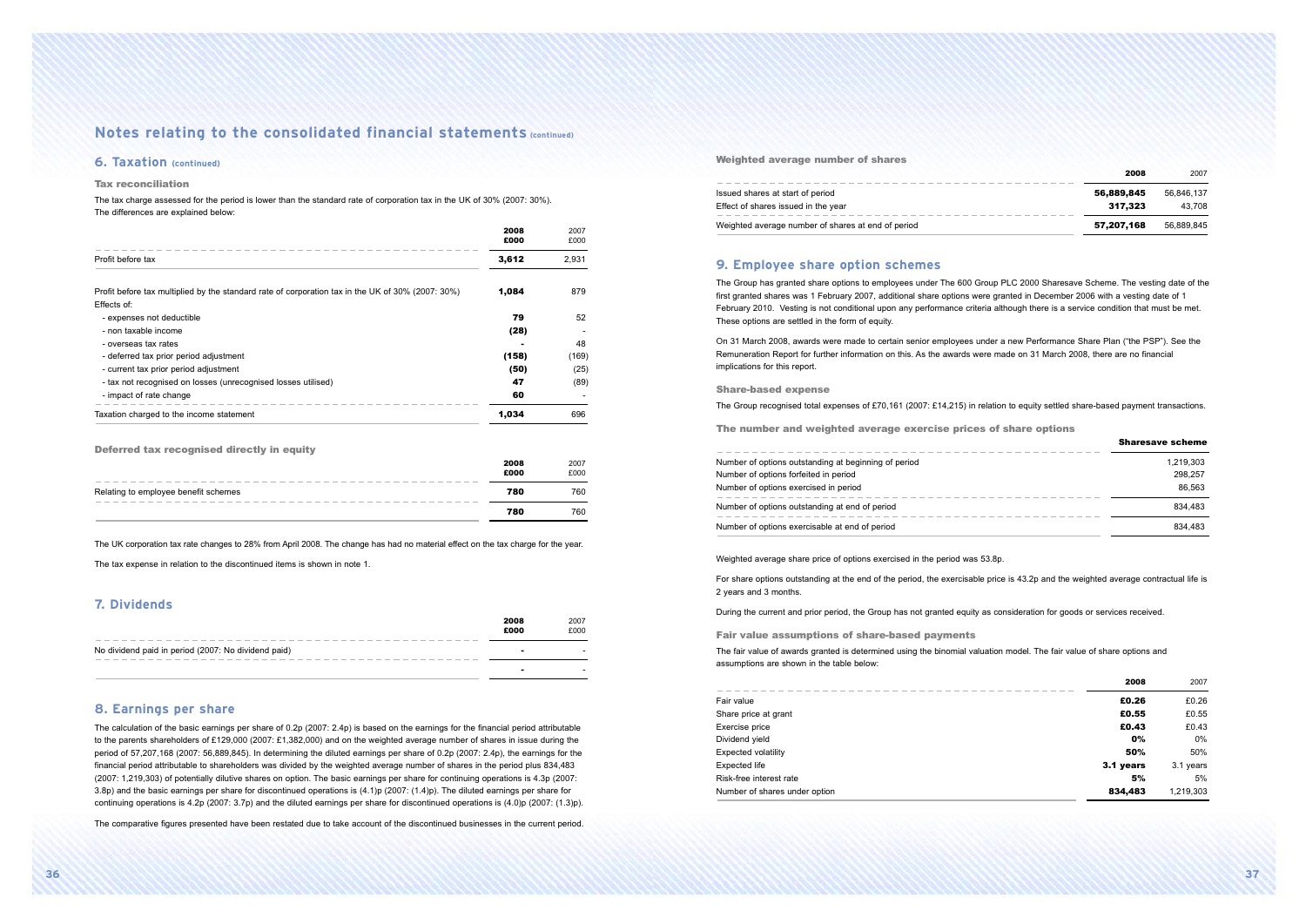# Notes relating to the consolidated financial statements (continued)

## 6. Taxation (continued)

### Tax reconciliation

The tax charge assessed for the period is lower than the standard rate of corporation tax in the UK of 30% (2007: 30%). The differences are explained below:

| | 2008 £000 | 2007 £000 |
|---|---|---|
| Profit before tax | **3,612** | 2,931 |
| Profit before tax multiplied by the standard rate of corporation tax in the UK of 30% (2007: 30%) | **1,084** | 879 |
| Effects of: | | |
| - expenses not deductible | **79** | 52 |
| - non taxable income | **(28)** | - |
| - overseas tax rates | **-** | 48 |
| - deferred tax prior period adjustment | **(158)** | (169) |
| - current tax prior period adjustment | **(50)** | (25) |
| - tax not recognised on losses (unrecognised losses utilised) | **47** | (89) |
| - impact of rate change | **60** | - |
| Taxation charged to the income statement | **1,034** | 696 |

### Deferred tax recognised directly in equity

| | 2008 £000 | 2007 £000 |
|---|---|---|
| Relating to employee benefit schemes | **780** | 760 |
| | **780** | 760 |

The UK corporation tax rate changes to 28% from April 2008. The change has had no material effect on the tax charge for the year.

The tax expense in relation to the discontinued items is shown in note 1.

## 7. Dividends

| | 2008 £000 | 2007 £000 |
|---|---|---|
| No dividend paid in period (2007: No dividend paid) | **-** | - |
| | **-** | - |

## 8. Earnings per share

The calculation of the basic earnings per share of 0.2p (2007: 2.4p) is based on the earnings for the financial period attributable to the parents shareholders of £129,000 (2007: £1,382,000) and on the weighted average number of shares in issue during the period of 57,207,168 (2007: 56,889,845). In determining the diluted earnings per share of 0.2p (2007: 2.4p), the earnings for the financial period attributable to shareholders was divided by the weighted average number of shares in the period plus 834,483 (2007: 1,219,303) of potentially dilutive shares on option. The basic earnings per share for continuing operations is 4.3p (2007: 3.8p) and the basic earnings per share for discontinued operations is (4.1)p (2007: (1.4)p). The diluted earnings per share for continuing operations is 4.2p (2007: 3.7p) and the diluted earnings per share for discontinued operations is (4.0)p (2007: (1.3)p).

The comparative figures presented have been restated due to take account of the discontinued businesses in the current period.

### Weighted average number of shares

| | 2008 | 2007 |
|---|---|---|
| Issued shares at start of period | **56,889,845** | 56,846,137 |
| Effect of shares issued in the year | **317,323** | 43,708 |
| Weighted average number of shares at end of period | **57,207,168** | 56,889,845 |

## 9. Employee share option schemes

The Group has granted share options to employees under The 600 Group PLC 2000 Sharesave Scheme. The vesting date of the first granted shares was 1 February 2007, additional share options were granted in December 2006 with a vesting date of 1 February 2010. Vesting is not conditional upon any performance criteria although there is a service condition that must be met. These options are settled in the form of equity.

On 31 March 2008, awards were made to certain senior employees under a new Performance Share Plan ("the PSP"). See the Remuneration Report for further information on this. As the awards were made on 31 March 2008, there are no financial implications for this report.

### Share-based expense

The Group recognised total expenses of £70,161 (2007: £14,215) in relation to equity settled share-based payment transactions.

### The number and weighted average exercise prices of share options

| | Sharesave scheme |
|---|---|
| Number of options outstanding at beginning of period | 1,219,303 |
| Number of options forfeited in period | 298,257 |
| Number of options exercised in period | 86,563 |
| Number of options outstanding at end of period | 834,483 |
| Number of options exercisable at end of period | 834,483 |

Weighted average share price of options exercised in the period was 53.8p.

For share options outstanding at the end of the period, the exercisable price is 43.2p and the weighted average contractual life is 2 years and 3 months.

During the current and prior period, the Group has not granted equity as consideration for goods or services received.

### Fair value assumptions of share-based payments

The fair value of awards granted is determined using the binomial valuation model. The fair value of share options and assumptions are shown in the table below:

| | 2008 | 2007 |
|---|---|---|
| Fair value | **£0.26** | £0.26 |
| Share price at grant | **£0.55** | £0.55 |
| Exercise price | **£0.43** | £0.43 |
| Dividend yield | **0%** | 0% |
| Expected volatility | **50%** | 50% |
| Expected life | **3.1 years** | 3.1 years |
| Risk-free interest rate | **5%** | 5% |
| Number of shares under option | **834,483** | 1,219,303 |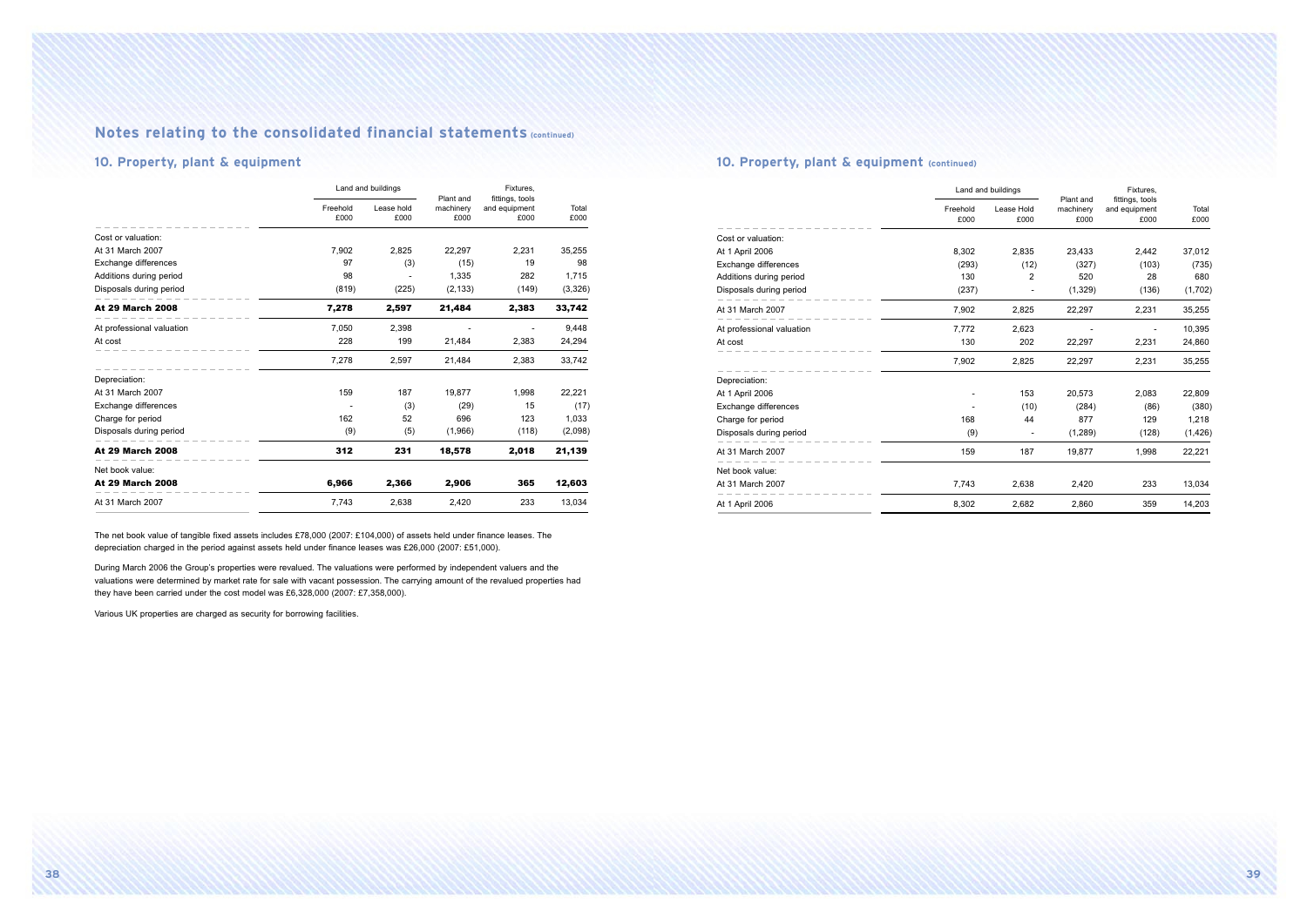## Notes relating to the consolidated financial statements (continued)

### 10. Property, plant & equipment

| | Land and buildings | | Plant and machinery | Fixtures, fittings, tools and equipment | Total |
|---|---|---|---|---|---|
| | Freehold £000 | Lease hold £000 | £000 | £000 | £000 |
| Cost or valuation: | | | | | |
| At 31 March 2007 | 7,902 | 2,825 | 22,297 | 2,231 | 35,255 |
| Exchange differences | 97 | (3) | (15) | 19 | 98 |
| Additions during period | 98 | - | 1,335 | 282 | 1,715 |
| Disposals during period | (819) | (225) | (2,133) | (149) | (3,326) |
| **At 29 March 2008** | **7,278** | **2,597** | **21,484** | **2,383** | **33,742** |
| At professional valuation | 7,050 | 2,398 | - | - | 9,448 |
| At cost | 228 | 199 | 21,484 | 2,383 | 24,294 |
| | 7,278 | 2,597 | 21,484 | 2,383 | 33,742 |
| Depreciation: | | | | | |
| At 31 March 2007 | 159 | 187 | 19,877 | 1,998 | 22,221 |
| Exchange differences | - | (3) | (29) | 15 | (17) |
| Charge for period | 162 | 52 | 696 | 123 | 1,033 |
| Disposals during period | (9) | (5) | (1,966) | (118) | (2,098) |
| **At 29 March 2008** | **312** | **231** | **18,578** | **2,018** | **21,139** |
| Net book value: | | | | | |
| **At 29 March 2008** | **6,966** | **2,366** | **2,906** | **365** | **12,603** |
| At 31 March 2007 | 7,743 | 2,638 | 2,420 | 233 | 13,034 |

The net book value of tangible fixed assets includes £78,000 (2007: £104,000) of assets held under finance leases. The depreciation charged in the period against assets held under finance leases was £26,000 (2007: £51,000).

During March 2006 the Group's properties were revalued. The valuations were performed by independent valuers and the valuations were determined by market rate for sale with vacant possession. The carrying amount of the revalued properties had they have been carried under the cost model was £6,328,000 (2007: £7,358,000).

Various UK properties are charged as security for borrowing facilities.

### 10. Property, plant & equipment (continued)

| | Land and buildings | | Plant and machinery | Fixtures, fittings, tools and equipment | Total |
|---|---|---|---|---|---|
| | Freehold £000 | Lease Hold £000 | £000 | £000 | £000 |
| Cost or valuation: | | | | | |
| At 1 April 2006 | 8,302 | 2,835 | 23,433 | 2,442 | 37,012 |
| Exchange differences | (293) | (12) | (327) | (103) | (735) |
| Additions during period | 130 | 2 | 520 | 28 | 680 |
| Disposals during period | (237) | - | (1,329) | (136) | (1,702) |
| At 31 March 2007 | 7,902 | 2,825 | 22,297 | 2,231 | 35,255 |
| At professional valuation | 7,772 | 2,623 | - | - | 10,395 |
| At cost | 130 | 202 | 22,297 | 2,231 | 24,860 |
| | 7,902 | 2,825 | 22,297 | 2,231 | 35,255 |
| Depreciation: | | | | | |
| At 1 April 2006 | - | 153 | 20,573 | 2,083 | 22,809 |
| Exchange differences | - | (10) | (284) | (86) | (380) |
| Charge for period | 168 | 44 | 877 | 129 | 1,218 |
| Disposals during period | (9) | - | (1,289) | (128) | (1,426) |
| At 31 March 2007 | 159 | 187 | 19,877 | 1,998 | 22,221 |
| Net book value: | | | | | |
| At 31 March 2007 | 7,743 | 2,638 | 2,420 | 233 | 13,034 |
| At 1 April 2006 | 8,302 | 2,682 | 2,860 | 359 | 14,203 |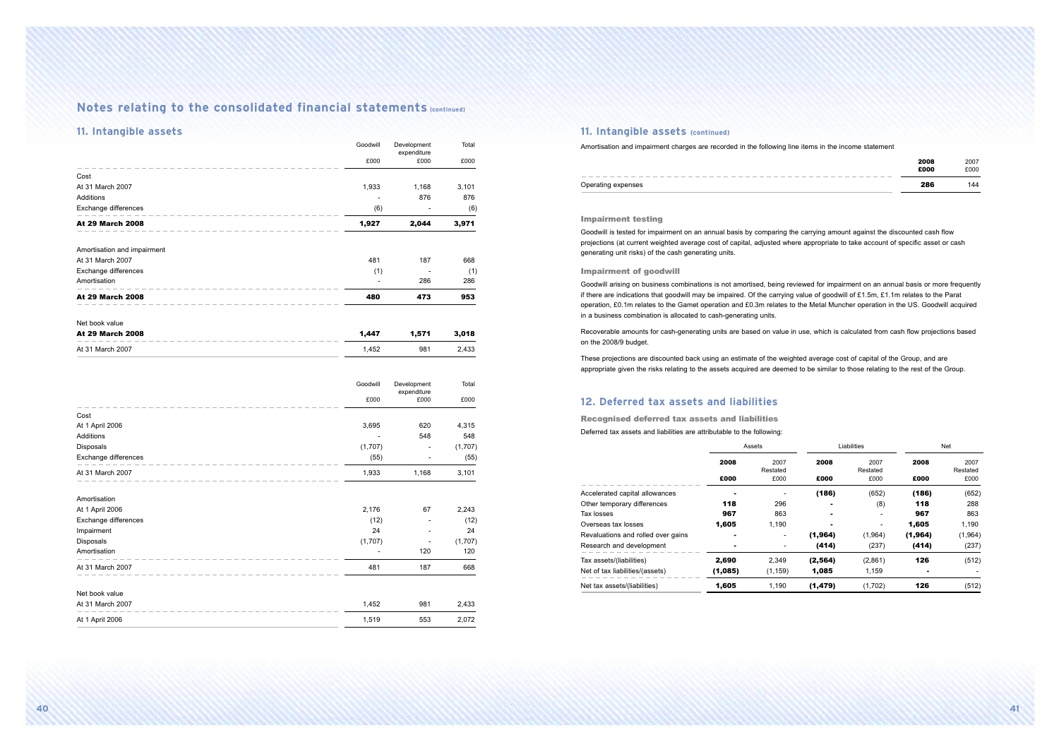## Notes relating to the consolidated financial statements (continued)

### 11. Intangible assets

| | Goodwill £000 | Development expenditure £000 | Total £000 |
|---|---|---|---|
| **Cost** | | | |
| At 31 March 2007 | 1,933 | 1,168 | 3,101 |
| Additions | - | 876 | 876 |
| Exchange differences | (6) | - | (6) |
| **At 29 March 2008** | **1,927** | **2,044** | **3,971** |
| **Amortisation and impairment** | | | |
| At 31 March 2007 | 481 | 187 | 668 |
| Exchange differences | (1) | - | (1) |
| Amortisation | - | 286 | 286 |
| **At 29 March 2008** | **480** | **473** | **953** |
| **Net book value** | | | |
| **At 29 March 2008** | **1,447** | **1,571** | **3,018** |
| At 31 March 2007 | 1,452 | 981 | 2,433 |

| | Goodwill £000 | Development expenditure £000 | Total £000 |
|---|---|---|---|
| **Cost** | | | |
| At 1 April 2006 | 3,695 | 620 | 4,315 |
| Additions | - | 548 | 548 |
| Disposals | (1,707) | - | (1,707) |
| Exchange differences | (55) | - | (55) |
| At 31 March 2007 | 1,933 | 1,168 | 3,101 |
| **Amortisation** | | | |
| At 1 April 2006 | 2,176 | 67 | 2,243 |
| Exchange differences | (12) | - | (12) |
| Impairment | 24 | - | 24 |
| Disposals | (1,707) | - | (1,707) |
| Amortisation | - | 120 | 120 |
| At 31 March 2007 | 481 | 187 | 668 |
| **Net book value** | | | |
| At 31 March 2007 | 1,452 | 981 | 2,433 |
| At 1 April 2006 | 1,519 | 553 | 2,072 |

### 11. Intangible assets (continued)

Amortisation and impairment charges are recorded in the following line items in the income statement

| | 2008 £000 | 2007 £000 |
|---|---|---|
| Operating expenses | **286** | 144 |

#### Impairment testing

Goodwill is tested for impairment on an annual basis by comparing the carrying amount against the discounted cash flow projections (at current weighted average cost of capital, adjusted where appropriate to take account of specific asset or cash generating unit risks) of the cash generating units.

#### Impairment of goodwill

Goodwill arising on business combinations is not amortised, being reviewed for impairment on an annual basis or more frequently if there are indications that goodwill may be impaired. Of the carrying value of goodwill of £1.5m, £1.1m relates to the Parat operation, £0.1m relates to the Gamet operation and £0.3m relates to the Metal Muncher operation in the US. Goodwill acquired in a business combination is allocated to cash-generating units.

Recoverable amounts for cash-generating units are based on value in use, which is calculated from cash flow projections based on the 2008/9 budget.

These projections are discounted back using an estimate of the weighted average cost of capital of the Group, and are appropriate given the risks relating to the assets acquired are deemed to be similar to those relating to the rest of the Group.

### 12. Deferred tax assets and liabilities

#### Recognised deferred tax assets and liabilities

Deferred tax assets and liabilities are attributable to the following:

| | Assets | | Liabilities | | Net | |
|---|---|---|---|---|---|---|
| | **2008 £000** | 2007 Restated £000 | **2008 £000** | 2007 Restated £000 | **2008 £000** | 2007 Restated £000 |
| Accelerated capital allowances | **-** | - | **(186)** | (652) | **(186)** | (652) |
| Other temporary differences | **118** | 296 | **-** | (8) | **118** | 288 |
| Tax losses | **967** | 863 | **-** | - | **967** | 863 |
| Overseas tax losses | **1,605** | 1,190 | **-** | - | **1,605** | 1,190 |
| Revaluations and rolled over gains | **-** | - | **(1,964)** | (1,964) | **(1,964)** | (1,964) |
| Research and development | **-** | - | **(414)** | (237) | **(414)** | (237) |
| Tax assets/(liabilities) | **2,690** | 2,349 | **(2,564)** | (2,861) | **126** | (512) |
| Net of tax liabilities/(assets) | **(1,085)** | (1,159) | **1,085** | 1,159 | **-** | - |
| Net tax assets/(liabilities) | **1,605** | 1,190 | **(1,479)** | (1,702) | **126** | (512) |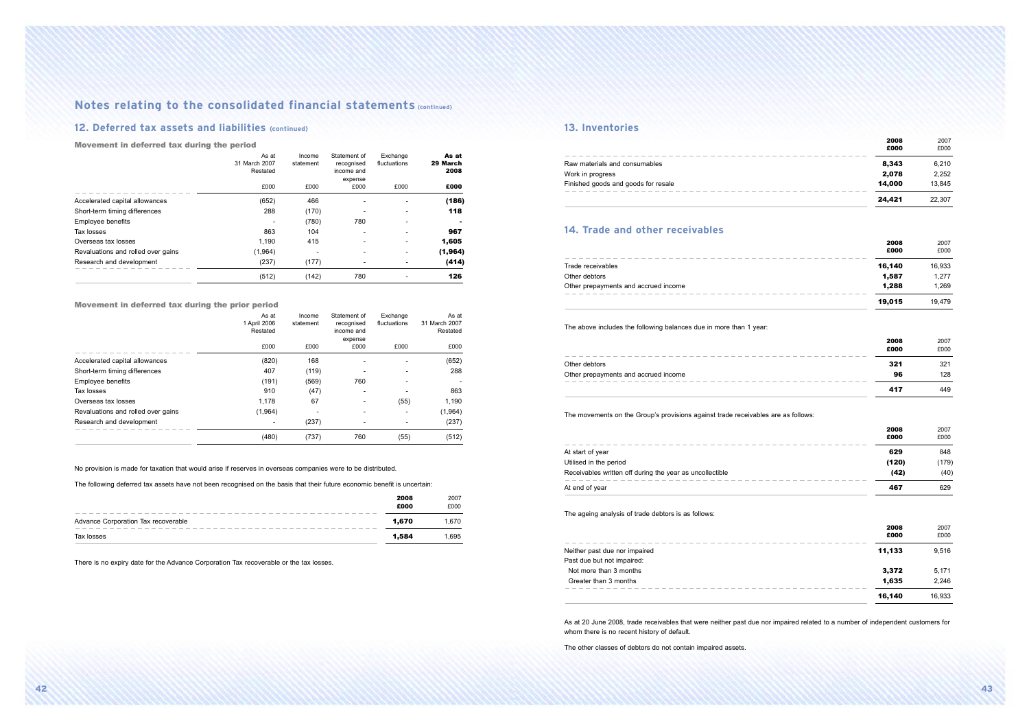# Notes relating to the consolidated financial statements (continued)

## 12. Deferred tax assets and liabilities (continued)

### Movement in deferred tax during the period

| | As at 31 March 2007 Restated | Income statement | Statement of recognised income and expense | Exchange fluctuations | **As at 29 March 2008** |
|---|---|---|---|---|---|
| | £000 | £000 | £000 | £000 | **£000** |
| Accelerated capital allowances | (652) | 466 | - | - | **(186)** |
| Short-term timing differences | 288 | (170) | - | - | **118** |
| Employee benefits | - | (780) | 780 | - | **-** |
| Tax losses | 863 | 104 | - | - | **967** |
| Overseas tax losses | 1,190 | 415 | - | - | **1,605** |
| Revaluations and rolled over gains | (1,964) | - | - | - | **(1,964)** |
| Research and development | (237) | (177) | - | - | **(414)** |
| | (512) | (142) | 780 | - | **126** |

### Movement in deferred tax during the prior period

| | As at 1 April 2006 Restated | Income statement | Statement of recognised income and expense | Exchange fluctuations | As at 31 March 2007 Restated |
|---|---|---|---|---|---|
| | £000 | £000 | £000 | £000 | £000 |
| Accelerated capital allowances | (820) | 168 | - | - | (652) |
| Short-term timing differences | 407 | (119) | - | - | 288 |
| Employee benefits | (191) | (569) | 760 | - | - |
| Tax losses | 910 | (47) | - | - | 863 |
| Overseas tax losses | 1,178 | 67 | - | (55) | 1,190 |
| Revaluations and rolled over gains | (1,964) | - | - | - | (1,964) |
| Research and development | - | (237) | - | - | (237) |
| | (480) | (737) | 760 | (55) | (512) |

No provision is made for taxation that would arise if reserves in overseas companies were to be distributed.

The following deferred tax assets have not been recognised on the basis that their future economic benefit is uncertain:

| | **2008 £000** | 2007 £000 |
|---|---|---|
| Advance Corporation Tax recoverable | **1,670** | 1,670 |
| Tax losses | **1,584** | 1,695 |

There is no expiry date for the Advance Corporation Tax recoverable or the tax losses.

## 13. Inventories

| | **2008 £000** | 2007 £000 |
|---|---|---|
| Raw materials and consumables | **8,343** | 6,210 |
| Work in progress | **2,078** | 2,252 |
| Finished goods and goods for resale | **14,000** | 13,845 |
| | **24,421** | 22,307 |

## 14. Trade and other receivables

| | **2008 £000** | 2007 £000 |
|---|---|---|
| Trade receivables | **16,140** | 16,933 |
| Other debtors | **1,587** | 1,277 |
| Other prepayments and accrued income | **1,288** | 1,269 |
| | **19,015** | 19,479 |

The above includes the following balances due in more than 1 year:

| | **2008 £000** | 2007 £000 |
|---|---|---|
| Other debtors | **321** | 321 |
| Other prepayments and accrued income | **96** | 128 |
| | **417** | 449 |

The movements on the Group's provisions against trade receivables are as follows:

| | **2008 £000** | 2007 £000 |
|---|---|---|
| At start of year | **629** | 848 |
| Utilised in the period | **(120)** | (179) |
| Receivables written off during the year as uncollectible | **(42)** | (40) |
| At end of year | **467** | 629 |

The ageing analysis of trade debtors is as follows:

| | **2008 £000** | 2007 £000 |
|---|---|---|
| Neither past due nor impaired | **11,133** | 9,516 |
| Past due but not impaired: | | |
| Not more than 3 months | **3,372** | 5,171 |
| Greater than 3 months | **1,635** | 2,246 |
| | **16,140** | 16,933 |

As at 20 June 2008, trade receivables that were neither past due nor impaired related to a number of independent customers for whom there is no recent history of default.

The other classes of debtors do not contain impaired assets.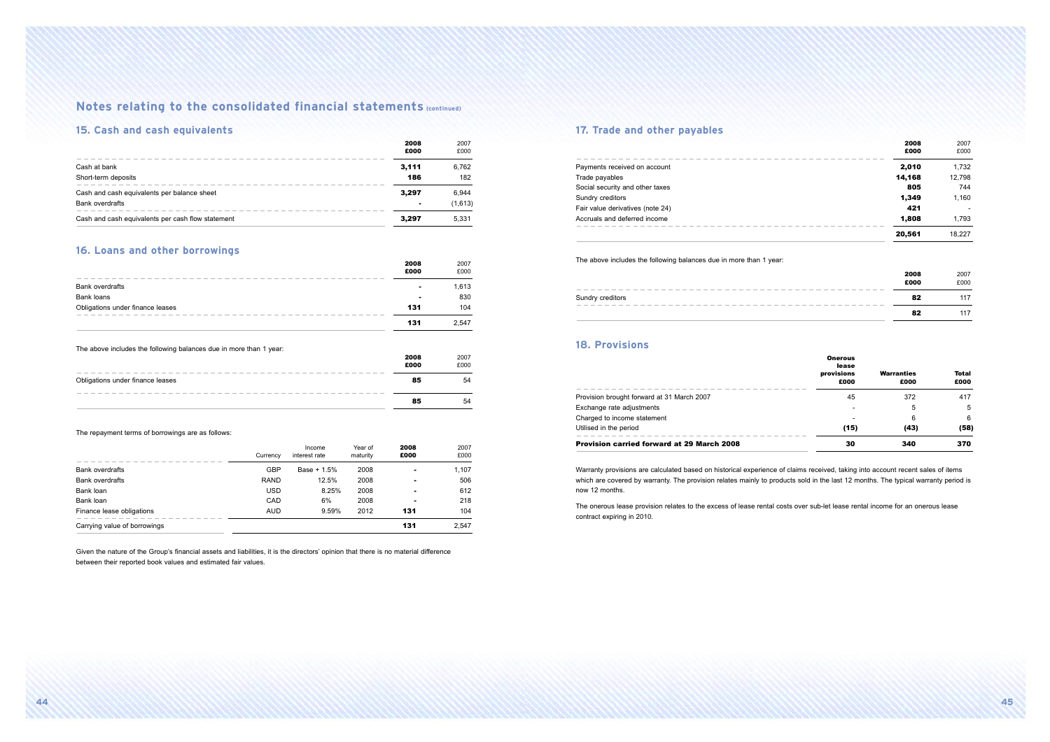# Notes relating to the consolidated financial statements (continued)

## 15. Cash and cash equivalents

| | 2008 £000 | 2007 £000 |
|---|---|---|
| Cash at bank | **3,111** | 6,762 |
| Short-term deposits | **186** | 182 |
| Cash and cash equivalents per balance sheet | **3,297** | 6,944 |
| Bank overdrafts | **-** | (1,613) |
| Cash and cash equivalents per cash flow statement | **3,297** | 5,331 |

## 16. Loans and other borrowings

| | 2008 £000 | 2007 £000 |
|---|---|---|
| Bank overdrafts | **-** | 1,613 |
| Bank loans | **-** | 830 |
| Obligations under finance leases | **131** | 104 |
| | **131** | 2,547 |

The above includes the following balances due in more than 1 year:

| | 2008 £000 | 2007 £000 |
|---|---|---|
| Obligations under finance leases | **85** | 54 |
| | **85** | 54 |

The repayment terms of borrowings are as follows:

| | Currency | Income interest rate | Year of maturity | 2008 £000 | 2007 £000 |
|---|---|---|---|---|---|
| Bank overdrafts | GBP | Base + 1.5% | 2008 | **-** | 1,107 |
| Bank overdrafts | RAND | 12.5% | 2008 | **-** | 506 |
| Bank loan | USD | 8.25% | 2008 | **-** | 612 |
| Bank loan | CAD | 6% | 2008 | **-** | 218 |
| Finance lease obligations | AUD | 9.59% | 2012 | **131** | 104 |
| Carrying value of borrowings | | | | **131** | 2,547 |

Given the nature of the Group's financial assets and liabilities, it is the directors' opinion that there is no material difference between their reported book values and estimated fair values.

## 17. Trade and other payables

| | 2008 £000 | 2007 £000 |
|---|---|---|
| Payments received on account | **2,010** | 1,732 |
| Trade payables | **14,168** | 12,798 |
| Social security and other taxes | **805** | 744 |
| Sundry creditors | **1,349** | 1,160 |
| Fair value derivatives (note 24) | **421** | - |
| Accruals and deferred income | **1,808** | 1,793 |
| | **20,561** | 18,227 |

The above includes the following balances due in more than 1 year:

| | 2008 £000 | 2007 £000 |
|---|---|---|
| Sundry creditors | **82** | 117 |
| | **82** | 117 |

## 18. Provisions

| | Onerous lease provisions £000 | Warranties £000 | Total £000 |
|---|---|---|---|
| Provision brought forward at 31 March 2007 | 45 | 372 | 417 |
| Exchange rate adjustments | - | 5 | 5 |
| Charged to income statement | - | 6 | 6 |
| Utilised in the period | **(15)** | **(43)** | **(58)** |
| **Provision carried forward at 29 March 2008** | **30** | **340** | **370** |

Warranty provisions are calculated based on historical experience of claims received, taking into account recent sales of items which are covered by warranty. The provision relates mainly to products sold in the last 12 months. The typical warranty period is now 12 months.

The onerous lease provision relates to the excess of lease rental costs over sub-let lease rental income for an onerous lease contract expiring in 2010.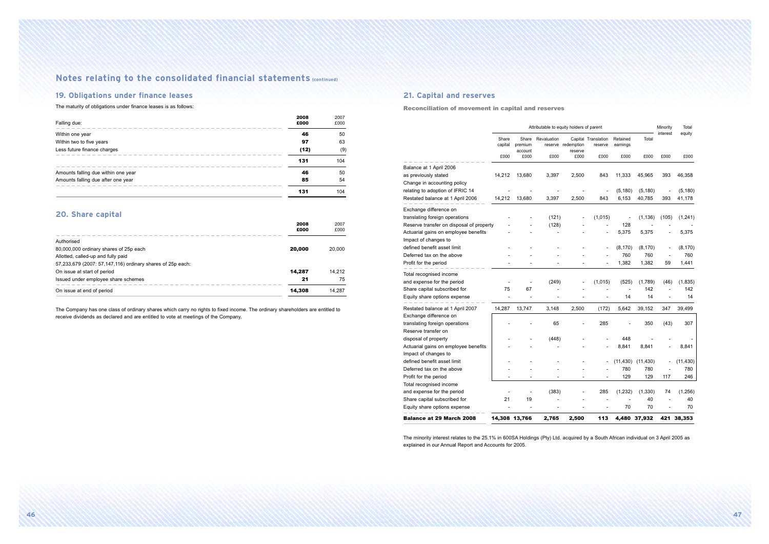# Notes relating to the consolidated financial statements (continued)

## 19. Obligations under finance leases

The maturity of obligations under finance leases is as follows:

| Falling due: | 2008 £000 | 2007 £000 |
|---|---|---|
| Within one year | **46** | 50 |
| Within two to five years | **97** | 63 |
| Less future finance charges | **(12)** | (9) |
| | **131** | 104 |
| Amounts falling due within one year | **46** | 50 |
| Amounts falling due after one year | **85** | 54 |
| | **131** | 104 |

## 20. Share capital

| | 2008 £000 | 2007 £000 |
|---|---|---|
| Authorised | | |
| 80,000,000 ordinary shares of 25p each | **20,000** | 20,000 |
| Allotted, called-up and fully paid | | |
| 57,233,679 (2007: 57,147,116) ordinary shares of 25p each: | | |
| On issue at start of period | **14,287** | 14,212 |
| Issued under employee share schemes | **21** | 75 |
| On issue at end of period | **14,308** | 14,287 |

The Company has one class of ordinary shares which carry no rights to fixed income. The ordinary shareholders are entitled to receive dividends as declared and are entitled to vote at meetings of the Company.

## 21. Capital and reserves

### Reconciliation of movement in capital and reserves

| | Attributable to equity holders of parent | | | | | | | Minority interest | Total equity |
|---|---|---|---|---|---|---|---|---|---|
| | Share capital £000 | Share premium account £000 | Revaluation reserve £000 | Capital redemption reserve £000 | Translation reserve £000 | Retained earnings £000 | Total £000 | £000 | £000 |
| Balance at 1 April 2006 as previously stated | 14,212 | 13,680 | 3,397 | 2,500 | 843 | 11,333 | 45,965 | 393 | 46,358 |
| Change in accounting policy relating to adoption of IFRIC 14 | - | - | - | - | - | (5,180) | (5,180) | - | (5,180) |
| Restated balance at 1 April 2006 | 14,212 | 13,680 | 3,397 | 2,500 | 843 | 6,153 | 40,785 | 393 | 41,178 |
| Exchange difference on translating foreign operations | - | - | (121) | - | (1,015) | - | (1,136) | (105) | (1,241) |
| Reserve transfer on disposal of property | - | - | (128) | - | - | 128 | - | - | - |
| Actuarial gains on employee benefits | - | - | - | - | - | 5,375 | 5,375 | - | 5,375 |
| Impact of changes to defined benefit asset limit | - | - | - | - | - | (8,170) | (8,170) | - | (8,170) |
| Deferred tax on the above | - | - | - | - | - | 760 | 760 | - | 760 |
| Profit for the period | - | - | - | - | - | 1,382 | 1,382 | 59 | 1,441 |
| Total recognised income and expense for the period | - | - | (249) | - | (1,015) | (525) | (1,789) | (46) | (1,835) |
| Share capital subscribed for | 75 | 67 | - | - | - | - | 142 | - | 142 |
| Equity share options expense | - | - | - | - | - | 14 | 14 | - | 14 |
| Restated balance at 1 April 2007 | 14,287 | 13,747 | 3,148 | 2,500 | (172) | 5,642 | 39,152 | 347 | 39,499 |
| Exchange difference on translating foreign operations | - | - | 65 | - | 285 | - | 350 | (43) | 307 |
| Reserve transfer on disposal of property | - | - | (448) | - | - | 448 | - | - | - |
| Actuarial gains on employee benefits | - | - | - | - | - | 8,841 | 8,841 | - | 8,841 |
| Impact of changes to defined benefit asset limit | - | - | - | - | - | (11,430) | (11,430) | - | (11,430) |
| Deferred tax on the above | - | - | - | - | - | 780 | 780 | - | 780 |
| Profit for the period | - | - | - | - | - | 129 | 129 | 117 | 246 |
| Total recognised income and expense for the period | - | - | (383) | - | 285 | (1,232) | (1,330) | 74 | (1,256) |
| Share capital subscribed for | 21 | 19 | - | - | - | - | 40 | - | 40 |
| Equity share options expense | - | - | - | - | - | 70 | 70 | - | 70 |
| **Balance at 29 March 2008** | **14,308** | **13,766** | **2,765** | **2,500** | **113** | **4,480** | **37,932** | **421** | **38,353** |

The minority interest relates to the 25.1% in 600SA Holdings (Pty) Ltd. acquired by a South African individual on 3 April 2005 as explained in our Annual Report and Accounts for 2005.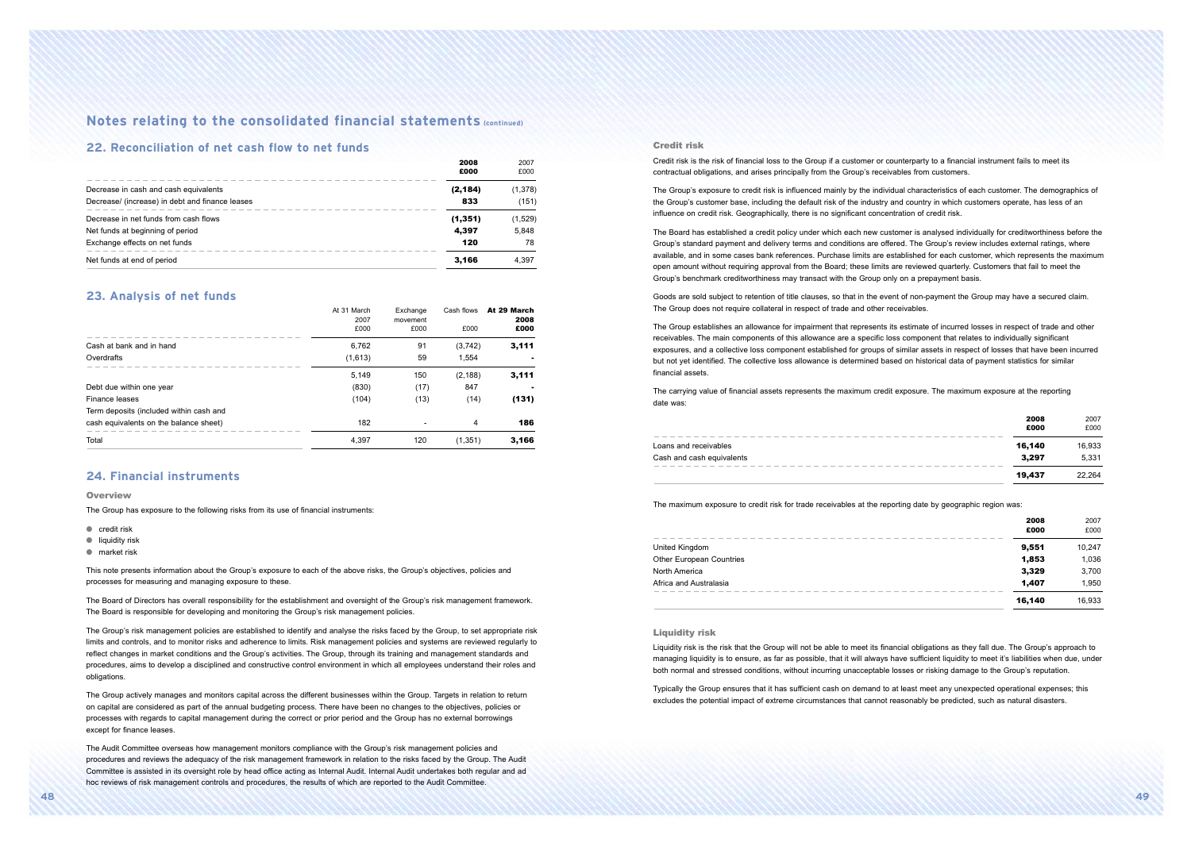# Notes relating to the consolidated financial statements (continued)

## 22. Reconciliation of net cash flow to net funds

| | 2008 £000 | 2007 £000 |
|---|---|---|
| Decrease in cash and cash equivalents | **(2,184)** | (1,378) |
| Decrease/ (increase) in debt and finance leases | **833** | (151) |
| Decrease in net funds from cash flows | **(1,351)** | (1,529) |
| Net funds at beginning of period | **4,397** | 5,848 |
| Exchange effects on net funds | **120** | 78 |
| Net funds at end of period | **3,166** | 4,397 |

## 23. Analysis of net funds

| | At 31 March 2007 £000 | Exchange movement £000 | Cash flows £000 | At 29 March 2008 £000 |
|---|---|---|---|---|
| Cash at bank and in hand | 6,762 | 91 | (3,742) | **3,111** |
| Overdrafts | (1,613) | 59 | 1,554 | **-** |
| | 5,149 | 150 | (2,188) | **3,111** |
| Debt due within one year | (830) | (17) | 847 | **-** |
| Finance leases | (104) | (13) | (14) | **(131)** |
| Term deposits (included within cash and cash equivalents on the balance sheet) | 182 | - | 4 | **186** |
| Total | 4,397 | 120 | (1,351) | **3,166** |

## 24. Financial instruments

### Overview

The Group has exposure to the following risks from its use of financial instruments:

- credit risk
- liquidity risk
- market risk

This note presents information about the Group's exposure to each of the above risks, the Group's objectives, policies and processes for measuring and managing exposure to these.

The Board of Directors has overall responsibility for the establishment and oversight of the Group's risk management framework. The Board is responsible for developing and monitoring the Group's risk management policies.

The Group's risk management policies are established to identify and analyse the risks faced by the Group, to set appropriate risk limits and controls, and to monitor risks and adherence to limits. Risk management policies and systems are reviewed regularly to reflect changes in market conditions and the Group's activities. The Group, through its training and management standards and procedures, aims to develop a disciplined and constructive control environment in which all employees understand their roles and obligations.

The Group actively manages and monitors capital across the different businesses within the Group. Targets in relation to return on capital are considered as part of the annual budgeting process. There have been no changes to the objectives, policies or processes with regards to capital management during the correct or prior period and the Group has no external borrowings except for finance leases.

The Audit Committee overseas how management monitors compliance with the Group's risk management policies and procedures and reviews the adequacy of the risk management framework in relation to the risks faced by the Group. The Audit Committee is assisted in its oversight role by head office acting as Internal Audit. Internal Audit undertakes both regular and ad hoc reviews of risk management controls and procedures, the results of which are reported to the Audit Committee.

### Credit risk

Credit risk is the risk of financial loss to the Group if a customer or counterparty to a financial instrument fails to meet its contractual obligations, and arises principally from the Group's receivables from customers.

The Group's exposure to credit risk is influenced mainly by the individual characteristics of each customer. The demographics of the Group's customer base, including the default risk of the industry and country in which customers operate, has less of an influence on credit risk. Geographically, there is no significant concentration of credit risk.

The Board has established a credit policy under which each new customer is analysed individually for creditworthiness before the Group's standard payment and delivery terms and conditions are offered. The Group's review includes external ratings, where available, and in some cases bank references. Purchase limits are established for each customer, which represents the maximum open amount without requiring approval from the Board; these limits are reviewed quarterly. Customers that fail to meet the Group's benchmark creditworthiness may transact with the Group only on a prepayment basis.

Goods are sold subject to retention of title clauses, so that in the event of non-payment the Group may have a secured claim. The Group does not require collateral in respect of trade and other receivables.

The Group establishes an allowance for impairment that represents its estimate of incurred losses in respect of trade and other receivables. The main components of this allowance are a specific loss component that relates to individually significant exposures, and a collective loss component established for groups of similar assets in respect of losses that have been incurred but not yet identified. The collective loss allowance is determined based on historical data of payment statistics for similar financial assets.

The carrying value of financial assets represents the maximum credit exposure. The maximum exposure at the reporting date was:

| | 2008 £000 | 2007 £000 |
|---|---|---|
| Loans and receivables | **16,140** | 16,933 |
| Cash and cash equivalents | **3,297** | 5,331 |
| | **19,437** | 22,264 |

The maximum exposure to credit risk for trade receivables at the reporting date by geographic region was:

| | 2008 £000 | 2007 £000 |
|---|---|---|
| United Kingdom | **9,551** | 10,247 |
| Other European Countries | **1,853** | 1,036 |
| North America | **3,329** | 3,700 |
| Africa and Australasia | **1,407** | 1,950 |
| | **16,140** | 16,933 |

### Liquidity risk

Liquidity risk is the risk that the Group will not be able to meet its financial obligations as they fall due. The Group's approach to managing liquidity is to ensure, as far as possible, that it will always have sufficient liquidity to meet it's liabilities when due, under both normal and stressed conditions, without incurring unacceptable losses or risking damage to the Group's reputation.

Typically the Group ensures that it has sufficient cash on demand to at least meet any unexpected operational expenses; this excludes the potential impact of extreme circumstances that cannot reasonably be predicted, such as natural disasters.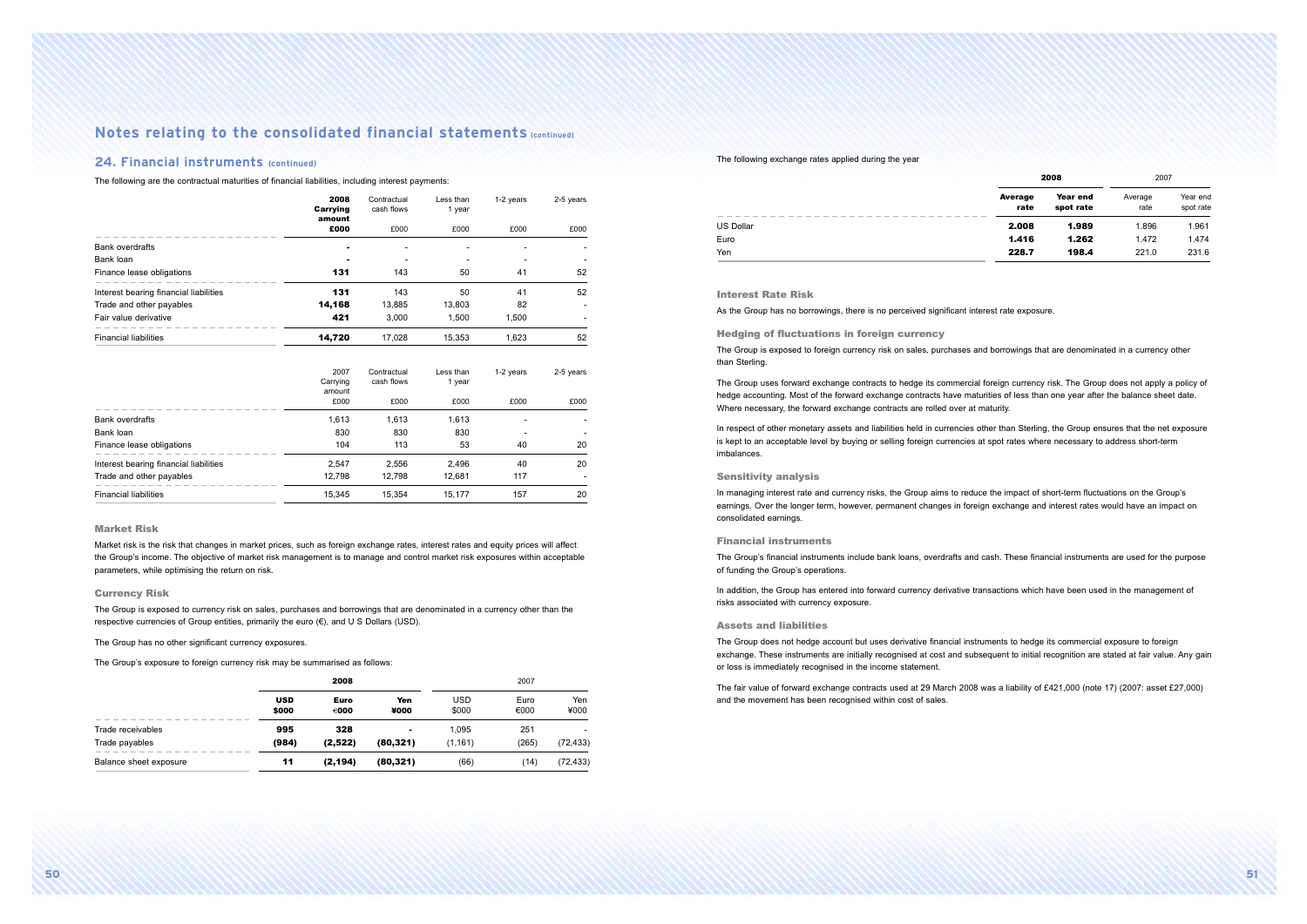# Notes relating to the consolidated financial statements (continued)

## 24. Financial instruments (continued)

The following are the contractual maturities of financial liabilities, including interest payments:

| | **2008 Carrying amount £000** | Contractual cash flows £000 | Less than 1 year £000 | 1-2 years £000 | 2-5 years £000 |
|---|---|---|---|---|---|
| Bank overdrafts | **-** | - | - | - | - |
| Bank loan | **-** | - | - | - | - |
| Finance lease obligations | **131** | 143 | 50 | 41 | 52 |
| Interest bearing financial liabilities | **131** | 143 | 50 | 41 | 52 |
| Trade and other payables | **14,168** | 13,885 | 13,803 | 82 | - |
| Fair value derivative | **421** | 3,000 | 1,500 | 1,500 | - |
| Financial liabilities | **14,720** | 17,028 | 15,353 | 1,623 | 52 |

| | 2007 Carrying amount £000 | Contractual cash flows £000 | Less than 1 year £000 | 1-2 years £000 | 2-5 years £000 |
|---|---|---|---|---|---|
| Bank overdrafts | 1,613 | 1,613 | 1,613 | - | - |
| Bank loan | 830 | 830 | 830 | - | - |
| Finance lease obligations | 104 | 113 | 53 | 40 | 20 |
| Interest bearing financial liabilities | 2,547 | 2,556 | 2,496 | 40 | 20 |
| Trade and other payables | 12,798 | 12,798 | 12,681 | 117 | - |
| Financial liabilities | 15,345 | 15,354 | 15,177 | 157 | 20 |

### Market Risk

Market risk is the risk that changes in market prices, such as foreign exchange rates, interest rates and equity prices will affect the Group's income. The objective of market risk management is to manage and control market risk exposures within acceptable parameters, while optimising the return on risk.

### Currency Risk

The Group is exposed to currency risk on sales, purchases and borrowings that are denominated in a currency other than the respective currencies of Group entities, primarily the euro (€), and U S Dollars (USD).

The Group has no other significant currency exposures.

The Group's exposure to foreign currency risk may be summarised as follows:

| | **2008** | | | 2007 | | |
|---|---|---|---|---|---|---|
| | **USD $000** | **Euro €000** | **Yen ¥000** | USD $000 | Euro €000 | Yen ¥000 |
| Trade receivables | **995** | **328** | **-** | 1,095 | 251 | - |
| Trade payables | **(984)** | **(2,522)** | **(80,321)** | (1,161) | (265) | (72,433) |
| Balance sheet exposure | **11** | **(2,194)** | **(80,321)** | (66) | (14) | (72,433) |

The following exchange rates applied during the year

| | **2008** | | 2007 | |
|---|---|---|---|---|
| | **Average rate** | **Year end spot rate** | Average rate | Year end spot rate |
| US Dollar | **2.008** | **1.989** | 1.896 | 1.961 |
| Euro | **1.416** | **1.262** | 1.472 | 1.474 |
| Yen | **228.7** | **198.4** | 221.0 | 231.6 |

### Interest Rate Risk

As the Group has no borrowings, there is no perceived significant interest rate exposure.

### Hedging of fluctuations in foreign currency

The Group is exposed to foreign currency risk on sales, purchases and borrowings that are denominated in a currency other than Sterling.

The Group uses forward exchange contracts to hedge its commercial foreign currency risk. The Group does not apply a policy of hedge accounting. Most of the forward exchange contracts have maturities of less than one year after the balance sheet date. Where necessary, the forward exchange contracts are rolled over at maturity.

In respect of other monetary assets and liabilities held in currencies other than Sterling, the Group ensures that the net exposure is kept to an acceptable level by buying or selling foreign currencies at spot rates where necessary to address short-term imbalances.

### Sensitivity analysis

In managing interest rate and currency risks, the Group aims to reduce the impact of short-term fluctuations on the Group's earnings. Over the longer term, however, permanent changes in foreign exchange and interest rates would have an impact on consolidated earnings.

### Financial instruments

The Group's financial instruments include bank loans, overdrafts and cash. These financial instruments are used for the purpose of funding the Group's operations.

In addition, the Group has entered into forward currency derivative transactions which have been used in the management of risks associated with currency exposure.

### Assets and liabilities

The Group does not hedge account but uses derivative financial instruments to hedge its commercial exposure to foreign exchange. These instruments are initially recognised at cost and subsequent to initial recognition are stated at fair value. Any gain or loss is immediately recognised in the income statement.

The fair value of forward exchange contracts used at 29 March 2008 was a liability of £421,000 (note 17) (2007: asset £27,000) and the movement has been recognised within cost of sales.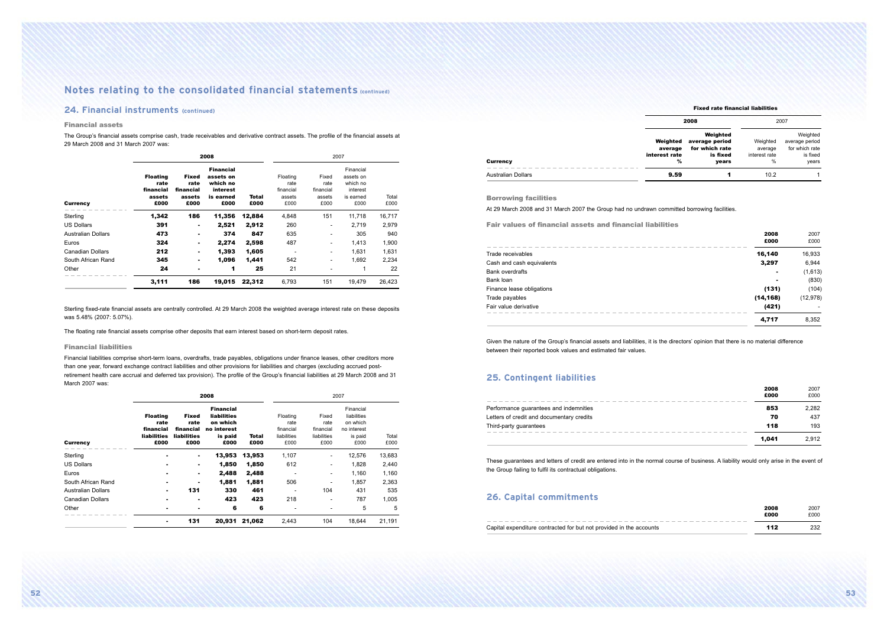# Notes relating to the consolidated financial statements (continued)

## 24. Financial instruments (continued)

### Financial assets

The Group's financial assets comprise cash, trade receivables and derivative contract assets. The profile of the financial assets at 29 March 2008 and 31 March 2007 was:

| | 2008 | | | | 2007 | | | |
|---|---|---|---|---|---|---|---|---|
| Currency | Floating rate financial assets £000 | Fixed rate financial assets £000 | Financial assets on which no interest is earned £000 | Total £000 | Floating rate financial assets £000 | Fixed rate financial assets £000 | Financial assets on which no interest is earned £000 | Total £000 |
| Sterling | **1,342** | **186** | **11,356** | **12,884** | 4,848 | 151 | 11,718 | 16,717 |
| US Dollars | **391** | **-** | **2,521** | **2,912** | 260 | - | 2,719 | 2,979 |
| Australian Dollars | **473** | **-** | **374** | **847** | 635 | - | 305 | 940 |
| Euros | **324** | **-** | **2,274** | **2,598** | 487 | - | 1,413 | 1,900 |
| Canadian Dollars | **212** | **-** | **1,393** | **1,605** | - | - | 1,631 | 1,631 |
| South African Rand | **345** | **-** | **1,096** | **1,441** | 542 | - | 1,692 | 2,234 |
| Other | **24** | **-** | **1** | **25** | 21 | - | 1 | 22 |
| | **3,111** | **186** | **19,015** | **22,312** | 6,793 | 151 | 19,479 | 26,423 |

Sterling fixed-rate financial assets are centrally controlled. At 29 March 2008 the weighted average interest rate on these deposits was 5.48% (2007: 5.07%).

The floating rate financial assets comprise other deposits that earn interest based on short-term deposit rates.

### Financial liabilities

Financial liabilities comprise short-term loans, overdrafts, trade payables, obligations under finance leases, other creditors more than one year, forward exchange contract liabilities and other provisions for liabilities and charges (excluding accrued post-retirement health care accrual and deferred tax provision). The profile of the Group's financial liabilities at 29 March 2008 and 31 March 2007 was:

| | 2008 | | | | 2007 | | | |
|---|---|---|---|---|---|---|---|---|
| Currency | Floating rate financial liabilities £000 | Fixed rate financial liabilities £000 | Financial liabilities on which no interest is paid £000 | Total £000 | Floating rate financial liabilities £000 | Fixed rate financial liabilities £000 | Financial liabilities on which no interest is paid £000 | Total £000 |
| Sterling | **-** | **-** | **13,953** | **13,953** | 1,107 | - | 12,576 | 13,683 |
| US Dollars | **-** | **-** | **1,850** | **1,850** | 612 | - | 1,828 | 2,440 |
| Euros | **-** | **-** | **2,488** | **2,488** | - | - | 1,160 | 1,160 |
| South African Rand | **-** | **-** | **1,881** | **1,881** | 506 | - | 1,857 | 2,363 |
| Australian Dollars | **-** | **131** | **330** | **461** | - | 104 | 431 | 535 |
| Canadian Dollars | **-** | **-** | **423** | **423** | 218 | - | 787 | 1,005 |
| Other | **-** | **-** | **6** | **6** | - | - | 5 | 5 |
| | **-** | **131** | **20,931** | **21,062** | 2,443 | 104 | 18,644 | 21,191 |

**Fixed rate financial liabilities**

| | 2008 | | 2007 | |
|---|---|---|---|---|
| Currency | Weighted average interest rate % | Weighted average period for which rate is fixed years | Weighted average interest rate % | Weighted average period for which rate is fixed years |
| Australian Dollars | **9.59** | **1** | 10.2 | 1 |

### Borrowing facilities

At 29 March 2008 and 31 March 2007 the Group had no undrawn committed borrowing facilities.

### Fair values of financial assets and financial liabilities

| | 2008 £000 | 2007 £000 |
|---|---|---|
| Trade receivables | **16,140** | 16,933 |
| Cash and cash equivalents | **3,297** | 6,944 |
| Bank overdrafts | **-** | (1,613) |
| Bank loan | **-** | (830) |
| Finance lease obligations | **(131)** | (104) |
| Trade payables | **(14,168)** | (12,978) |
| Fair value derivative | **(421)** | - |
| | **4,717** | 8,352 |

Given the nature of the Group's financial assets and liabilities, it is the directors' opinion that there is no material difference between their reported book values and estimated fair values.

## 25. Contingent liabilities

| | 2008 £000 | 2007 £000 |
|---|---|---|
| Performance guarantees and indemnities | **853** | 2,282 |
| Letters of credit and documentary credits | **70** | 437 |
| Third-party guarantees | **118** | 193 |
| | **1,041** | 2,912 |

These guarantees and letters of credit are entered into in the normal course of business. A liability would only arise in the event of the Group failing to fulfil its contractual obligations.

## 26. Capital commitments

| | 2008 £000 | 2007 £000 |
|---|---|---|
| Capital expenditure contracted for but not provided in the accounts | **112** | 232 |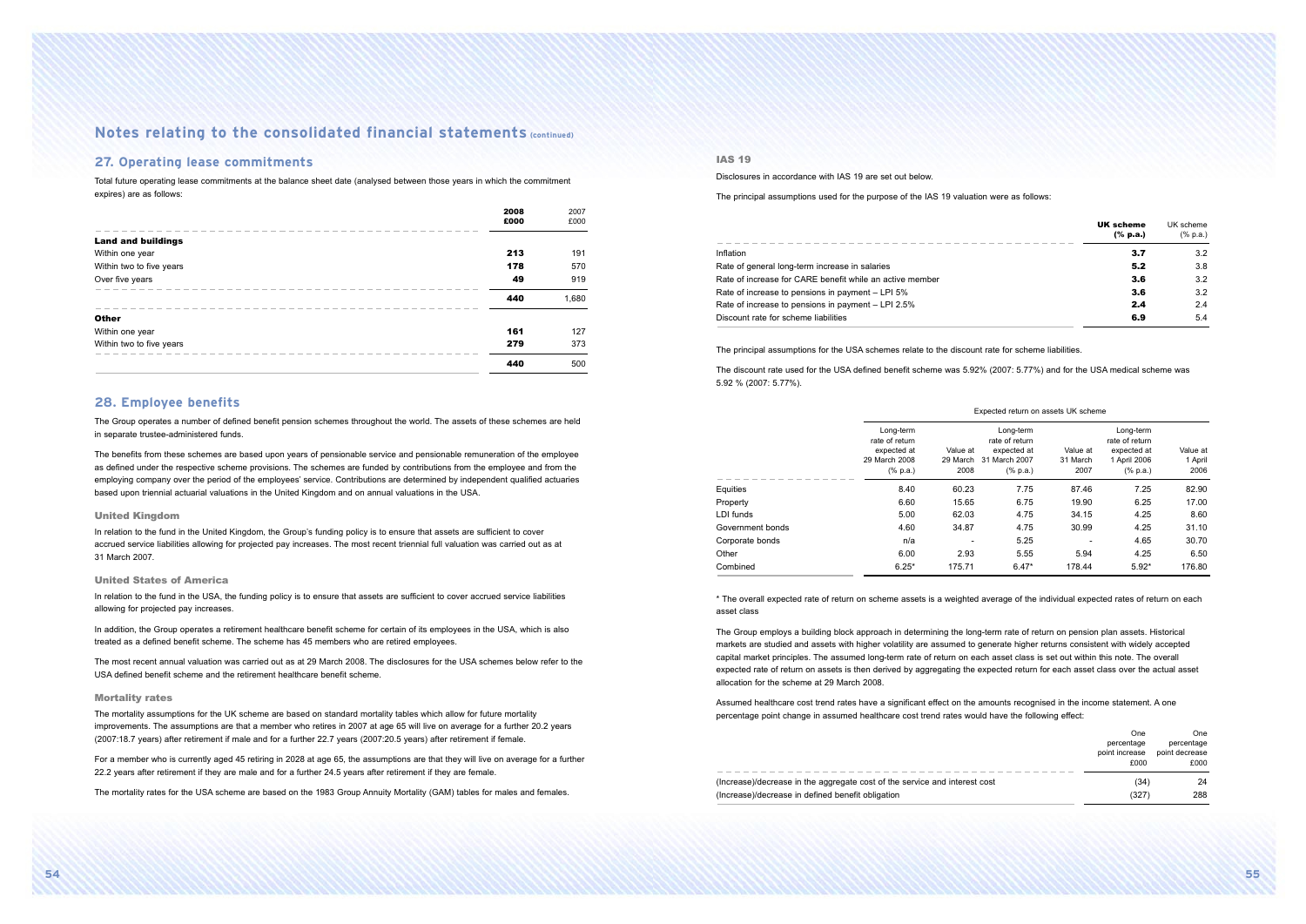# Notes relating to the consolidated financial statements (continued)

## 27. Operating lease commitments

Total future operating lease commitments at the balance sheet date (analysed between those years in which the commitment expires) are as follows:

| | **2008 £000** | 2007 £000 |
|---|---|---|
| **Land and buildings** | | |
| Within one year | **213** | 191 |
| Within two to five years | **178** | 570 |
| Over five years | **49** | 919 |
| | **440** | 1,680 |
| **Other** | | |
| Within one year | **161** | 127 |
| Within two to five years | **279** | 373 |
| | **440** | 500 |

## 28. Employee benefits

The Group operates a number of defined benefit pension schemes throughout the world. The assets of these schemes are held in separate trustee-administered funds.

The benefits from these schemes are based upon years of pensionable service and pensionable remuneration of the employee as defined under the respective scheme provisions. The schemes are funded by contributions from the employee and from the employing company over the period of the employees' service. Contributions are determined by independent qualified actuaries based upon triennial actuarial valuations in the United Kingdom and on annual valuations in the USA.

### United Kingdom

In relation to the fund in the United Kingdom, the Group's funding policy is to ensure that assets are sufficient to cover accrued service liabilities allowing for projected pay increases. The most recent triennial full valuation was carried out as at 31 March 2007.

### United States of America

In relation to the fund in the USA, the funding policy is to ensure that assets are sufficient to cover accrued service liabilities allowing for projected pay increases.

In addition, the Group operates a retirement healthcare benefit scheme for certain of its employees in the USA, which is also treated as a defined benefit scheme. The scheme has 45 members who are retired employees.

The most recent annual valuation was carried out as at 29 March 2008. The disclosures for the USA schemes below refer to the USA defined benefit scheme and the retirement healthcare benefit scheme.

### Mortality rates

The mortality assumptions for the UK scheme are based on standard mortality tables which allow for future mortality improvements. The assumptions are that a member who retires in 2007 at age 65 will live on average for a further 20.2 years (2007:18.7 years) after retirement if male and for a further 22.7 years (2007:20.5 years) after retirement if female.

For a member who is currently aged 45 retiring in 2028 at age 65, the assumptions are that they will live on average for a further 22.2 years after retirement if they are male and for a further 24.5 years after retirement if they are female.

The mortality rates for the USA scheme are based on the 1983 Group Annuity Mortality (GAM) tables for males and females.

### IAS 19

Disclosures in accordance with IAS 19 are set out below.

The principal assumptions used for the purpose of the IAS 19 valuation were as follows:

| | **UK scheme (% p.a.)** | UK scheme (% p.a.) |
|---|---|---|
| Inflation | **3.7** | 3.2 |
| Rate of general long-term increase in salaries | **5.2** | 3.8 |
| Rate of increase for CARE benefit while an active member | **3.6** | 3.2 |
| Rate of increase to pensions in payment – LPI 5% | **3.6** | 3.2 |
| Rate of increase to pensions in payment – LPI 2.5% | **2.4** | 2.4 |
| Discount rate for scheme liabilities | **6.9** | 5.4 |

The principal assumptions for the USA schemes relate to the discount rate for scheme liabilities.

The discount rate used for the USA defined benefit scheme was 5.92% (2007: 5.77%) and for the USA medical scheme was 5.92 % (2007: 5.77%).

| | Expected return on assets UK scheme | | | | | |
|---|---|---|---|---|---|---|
| | Long-term rate of return expected at 29 March 2008 (% p.a.) | Value at 29 March 2008 | Long-term rate of return expected at 31 March 2007 (% p.a.) | Value at 31 March 2007 | Long-term rate of return expected at 1 April 2006 (% p.a.) | Value at 1 April 2006 |
| Equities | 8.40 | 60.23 | 7.75 | 87.46 | 7.25 | 82.90 |
| Property | 6.60 | 15.65 | 6.75 | 19.90 | 6.25 | 17.00 |
| LDI funds | 5.00 | 62.03 | 4.75 | 34.15 | 4.25 | 8.60 |
| Government bonds | 4.60 | 34.87 | 4.75 | 30.99 | 4.25 | 31.10 |
| Corporate bonds | n/a | - | 5.25 | - | 4.65 | 30.70 |
| Other | 6.00 | 2.93 | 5.55 | 5.94 | 4.25 | 6.50 |
| Combined | 6.25* | 175.71 | 6.47* | 178.44 | 5.92* | 176.80 |

* The overall expected rate of return on scheme assets is a weighted average of the individual expected rates of return on each asset class

The Group employs a building block approach in determining the long-term rate of return on pension plan assets. Historical markets are studied and assets with higher volatility are assumed to generate higher returns consistent with widely accepted capital market principles. The assumed long-term rate of return on each asset class is set out within this note. The overall expected rate of return on assets is then derived by aggregating the expected return for each asset class over the actual asset allocation for the scheme at 29 March 2008.

Assumed healthcare cost trend rates have a significant effect on the amounts recognised in the income statement. A one percentage point change in assumed healthcare cost trend rates would have the following effect:

| | One percentage point increase £000 | One percentage point decrease £000 |
|---|---|---|
| (Increase)/decrease in the aggregate cost of the service and interest cost | (34) | 24 |
| (Increase)/decrease in defined benefit obligation | (327) | 288 |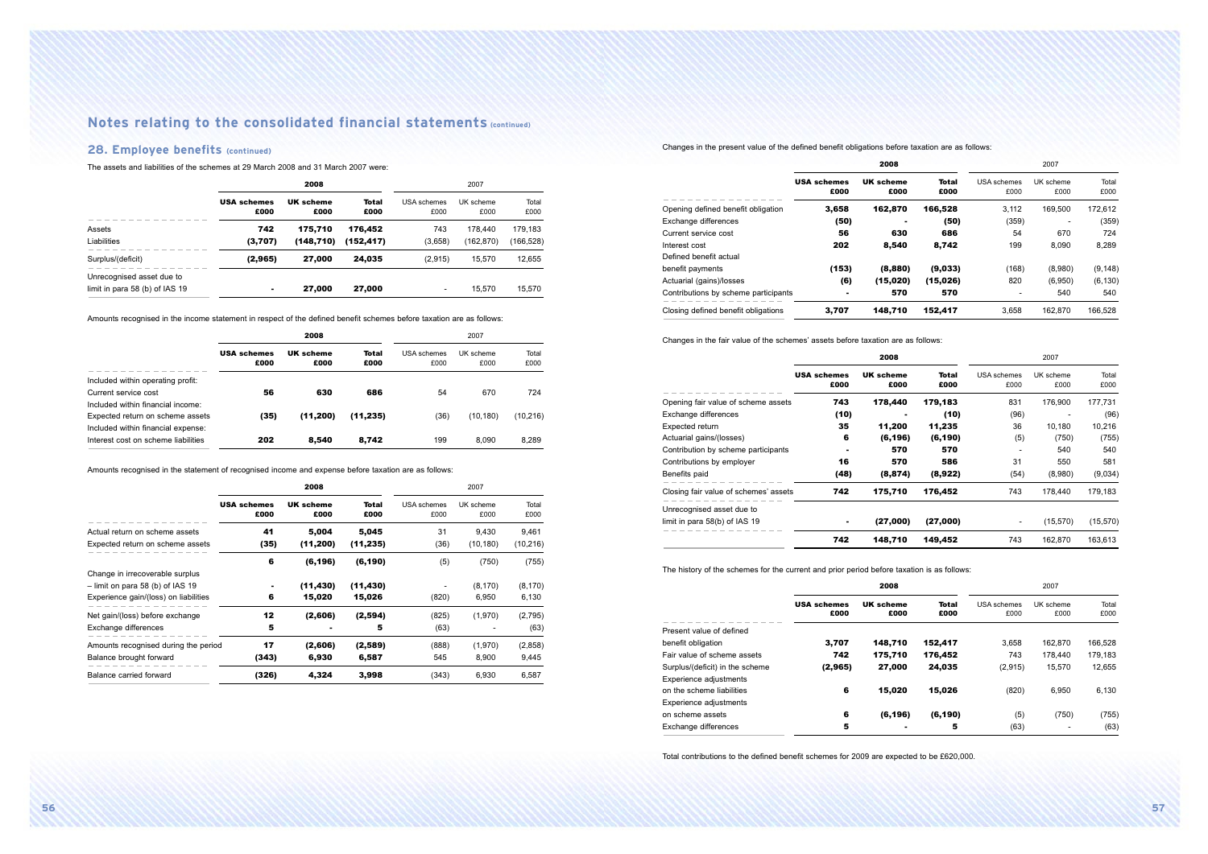## Notes relating to the consolidated financial statements (continued)

### 28. Employee benefits (continued)

The assets and liabilities of the schemes at 29 March 2008 and 31 March 2007 were:

| | 2008 | | | 2007 | | |
|---|---|---|---|---|---|---|
| | **USA schemes £000** | **UK scheme £000** | **Total £000** | USA schemes £000 | UK scheme £000 | Total £000 |
| Assets | **742** | **175,710** | **176,452** | 743 | 178,440 | 179,183 |
| Liabilities | **(3,707)** | **(148,710)** | **(152,417)** | (3,658) | (162,870) | (166,528) |
| Surplus/(deficit) | **(2,965)** | **27,000** | **24,035** | (2,915) | 15,570 | 12,655 |
| Unrecognised asset due to limit in para 58 (b) of IAS 19 | **-** | **27,000** | **27,000** | - | 15,570 | 15,570 |

Amounts recognised in the income statement in respect of the defined benefit schemes before taxation are as follows:

| | 2008 | | | 2007 | | |
|---|---|---|---|---|---|---|
| | **USA schemes £000** | **UK scheme £000** | **Total £000** | USA schemes £000 | UK scheme £000 | Total £000 |
| Included within operating profit: | | | | | | |
| Current service cost | **56** | **630** | **686** | 54 | 670 | 724 |
| Included within financial income: | | | | | | |
| Expected return on scheme assets | **(35)** | **(11,200)** | **(11,235)** | (36) | (10,180) | (10,216) |
| Included within financial expense: | | | | | | |
| Interest cost on scheme liabilities | **202** | **8,540** | **8,742** | 199 | 8,090 | 8,289 |

Amounts recognised in the statement of recognised income and expense before taxation are as follows:

| | 2008 | | | 2007 | | |
|---|---|---|---|---|---|---|
| | **USA schemes £000** | **UK scheme £000** | **Total £000** | USA schemes £000 | UK scheme £000 | Total £000 |
| Actual return on scheme assets | **41** | **5,004** | **5,045** | 31 | 9,430 | 9,461 |
| Expected return on scheme assets | **(35)** | **(11,200)** | **(11,235)** | (36) | (10,180) | (10,216) |
| | **6** | **(6,196)** | **(6,190)** | (5) | (750) | (755) |
| Change in irrecoverable surplus – limit on para 58 (b) of IAS 19 | **-** | **(11,430)** | **(11,430)** | - | (8,170) | (8,170) |
| Experience gain/(loss) on liabilities | **6** | **15,020** | **15,026** | (820) | 6,950 | 6,130 |
| Net gain/(loss) before exchange | **12** | **(2,606)** | **(2,594)** | (825) | (1,970) | (2,795) |
| Exchange differences | **5** | **-** | **5** | (63) | - | (63) |
| Amounts recognised during the period | **17** | **(2,606)** | **(2,589)** | (888) | (1,970) | (2,858) |
| Balance brought forward | **(343)** | **6,930** | **6,587** | 545 | 8,900 | 9,445 |
| Balance carried forward | **(326)** | **4,324** | **3,998** | (343) | 6,930 | 6,587 |

Changes in the present value of the defined benefit obligations before taxation are as follows:

| | 2008 | | | 2007 | | |
|---|---|---|---|---|---|---|
| | **USA schemes £000** | **UK scheme £000** | **Total £000** | USA schemes £000 | UK scheme £000 | Total £000 |
| Opening defined benefit obligation | **3,658** | **162,870** | **166,528** | 3,112 | 169,500 | 172,612 |
| Exchange differences | **(50)** | **-** | **(50)** | (359) | - | (359) |
| Current service cost | **56** | **630** | **686** | 54 | 670 | 724 |
| Interest cost | **202** | **8,540** | **8,742** | 199 | 8,090 | 8,289 |
| Defined benefit actual benefit payments | **(153)** | **(8,880)** | **(9,033)** | (168) | (8,980) | (9,148) |
| Actuarial (gains)/losses | **(6)** | **(15,020)** | **(15,026)** | 820 | (6,950) | (6,130) |
| Contributions by scheme participants | **-** | **570** | **570** | - | 540 | 540 |
| Closing defined benefit obligations | **3,707** | **148,710** | **152,417** | 3,658 | 162,870 | 166,528 |

Changes in the fair value of the schemes' assets before taxation are as follows:

| | 2008 | | | 2007 | | |
|---|---|---|---|---|---|---|
| | **USA schemes £000** | **UK scheme £000** | **Total £000** | USA schemes £000 | UK scheme £000 | Total £000 |
| Opening fair value of scheme assets | **743** | **178,440** | **179,183** | 831 | 176,900 | 177,731 |
| Exchange differences | **(10)** | **-** | **(10)** | (96) | - | (96) |
| Expected return | **35** | **11,200** | **11,235** | 36 | 10,180 | 10,216 |
| Actuarial gains/(losses) | **6** | **(6,196)** | **(6,190)** | (5) | (750) | (755) |
| Contribution by scheme participants | **-** | **570** | **570** | - | 540 | 540 |
| Contributions by employer | **16** | **570** | **586** | 31 | 550 | 581 |
| Benefits paid | **(48)** | **(8,874)** | **(8,922)** | (54) | (8,980) | (9,034) |
| Closing fair value of schemes' assets | **742** | **175,710** | **176,452** | 743 | 178,440 | 179,183 |
| Unrecognised asset due to limit in para 58(b) of IAS 19 | **-** | **(27,000)** | **(27,000)** | - | (15,570) | (15,570) |
| | **742** | **148,710** | **149,452** | 743 | 162,870 | 163,613 |

The history of the schemes for the current and prior period before taxation is as follows:

| | 2008 | | | 2007 | | |
|---|---|---|---|---|---|---|
| | **USA schemes £000** | **UK scheme £000** | **Total £000** | USA schemes £000 | UK scheme £000 | Total £000 |
| Present value of defined benefit obligation | **3,707** | **148,710** | **152,417** | 3,658 | 162,870 | 166,528 |
| Fair value of scheme assets | **742** | **175,710** | **176,452** | 743 | 178,440 | 179,183 |
| Surplus/(deficit) in the scheme | **(2,965)** | **27,000** | **24,035** | (2,915) | 15,570 | 12,655 |
| Experience adjustments on the scheme liabilities | **6** | **15,020** | **15,026** | (820) | 6,950 | 6,130 |
| Experience adjustments on scheme assets | **6** | **(6,196)** | **(6,190)** | (5) | (750) | (755) |
| Exchange differences | **5** | **-** | **5** | (63) | - | (63) |

Total contributions to the defined benefit schemes for 2009 are expected to be £620,000.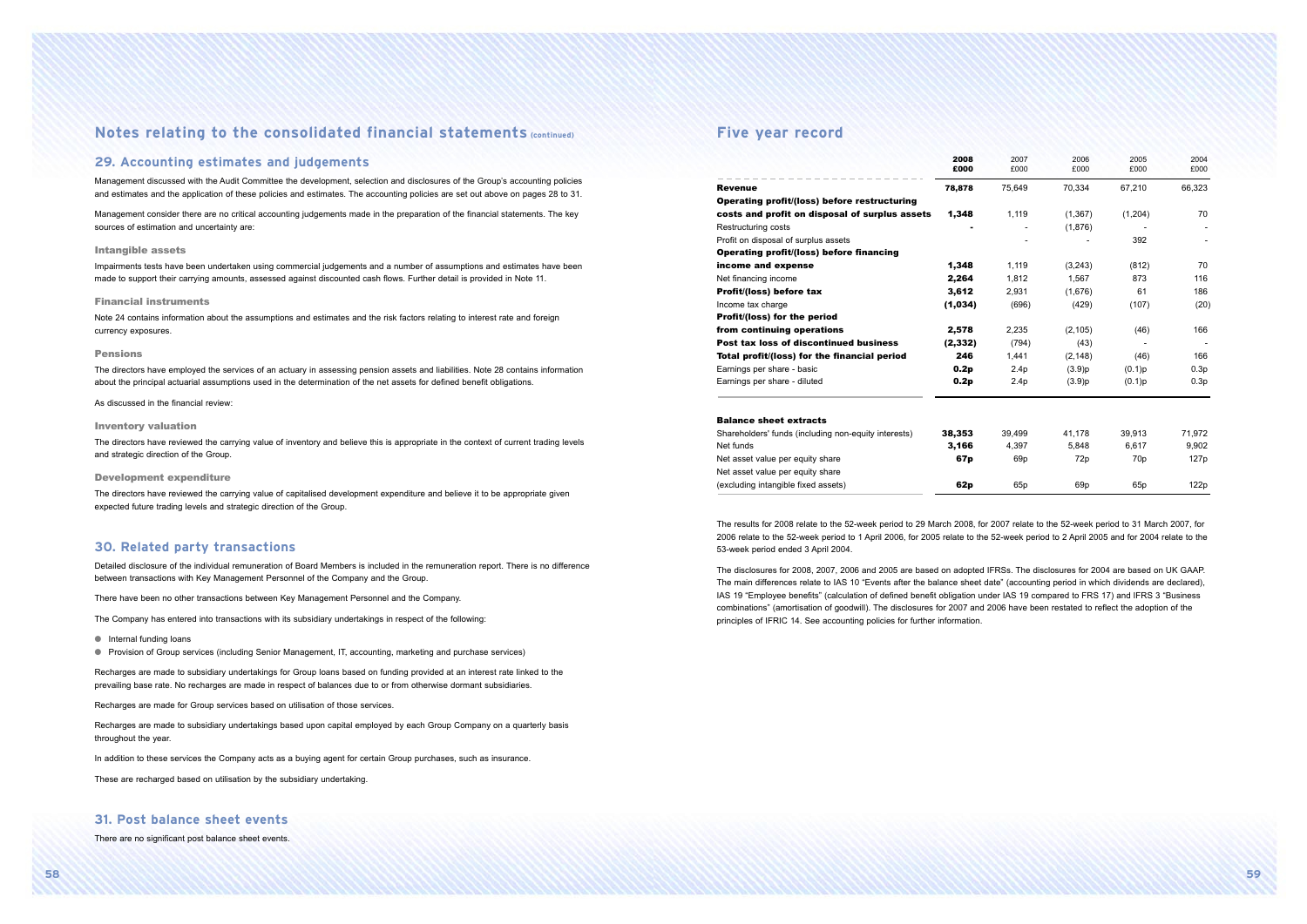# Notes relating to the consolidated financial statements (continued)

## 29. Accounting estimates and judgements

Management discussed with the Audit Committee the development, selection and disclosures of the Group's accounting policies and estimates and the application of these policies and estimates. The accounting policies are set out above on pages 28 to 31.

Management consider there are no critical accounting judgements made in the preparation of the financial statements. The key sources of estimation and uncertainty are:

### Intangible assets

Impairments tests have been undertaken using commercial judgements and a number of assumptions and estimates have been made to support their carrying amounts, assessed against discounted cash flows. Further detail is provided in Note 11.

### Financial instruments

Note 24 contains information about the assumptions and estimates and the risk factors relating to interest rate and foreign currency exposures.

### Pensions

The directors have employed the services of an actuary in assessing pension assets and liabilities. Note 28 contains information about the principal actuarial assumptions used in the determination of the net assets for defined benefit obligations.

As discussed in the financial review:

### Inventory valuation

The directors have reviewed the carrying value of inventory and believe this is appropriate in the context of current trading levels and strategic direction of the Group.

### Development expenditure

The directors have reviewed the carrying value of capitalised development expenditure and believe it to be appropriate given expected future trading levels and strategic direction of the Group.

## 30. Related party transactions

Detailed disclosure of the individual remuneration of Board Members is included in the remuneration report. There is no difference between transactions with Key Management Personnel of the Company and the Group.

There have been no other transactions between Key Management Personnel and the Company.

The Company has entered into transactions with its subsidiary undertakings in respect of the following:

- Internal funding loans
- Provision of Group services (including Senior Management, IT, accounting, marketing and purchase services)

Recharges are made to subsidiary undertakings for Group loans based on funding provided at an interest rate linked to the prevailing base rate. No recharges are made in respect of balances due to or from otherwise dormant subsidiaries.

Recharges are made for Group services based on utilisation of those services.

Recharges are made to subsidiary undertakings based upon capital employed by each Group Company on a quarterly basis throughout the year.

In addition to these services the Company acts as a buying agent for certain Group purchases, such as insurance.

These are recharged based on utilisation by the subsidiary undertaking.

## 31. Post balance sheet events

There are no significant post balance sheet events.

# Five year record

| | 2008 £000 | 2007 £000 | 2006 £000 | 2005 £000 | 2004 £000 |
|---|---|---|---|---|---|
| **Revenue** | **78,878** | 75,649 | 70,334 | 67,210 | 66,323 |
| **Operating profit/(loss) before restructuring costs and profit on disposal of surplus assets** | **1,348** | 1,119 | (1,367) | (1,204) | 70 |
| Restructuring costs | **-** | - | (1,876) | - | - |
| Profit on disposal of surplus assets | | - | - | 392 | - |
| **Operating profit/(loss) before financing income and expense** | **1,348** | 1,119 | (3,243) | (812) | 70 |
| Net financing income | **2,264** | 1,812 | 1,567 | 873 | 116 |
| **Profit/(loss) before tax** | **3,612** | 2,931 | (1,676) | 61 | 186 |
| Income tax charge | **(1,034)** | (696) | (429) | (107) | (20) |
| **Profit/(loss) for the period from continuing operations** | **2,578** | 2,235 | (2,105) | (46) | 166 |
| **Post tax loss of discontinued business** | **(2,332)** | (794) | (43) | - | - |
| **Total profit/(loss) for the financial period** | **246** | 1,441 | (2,148) | (46) | 166 |
| Earnings per share - basic | **0.2p** | 2.4p | (3.9)p | (0.1)p | 0.3p |
| Earnings per share - diluted | **0.2p** | 2.4p | (3.9)p | (0.1)p | 0.3p |
| **Balance sheet extracts** | | | | | |
| Shareholders' funds (including non-equity interests) | **38,353** | 39,499 | 41,178 | 39,913 | 71,972 |
| Net funds | **3,166** | 4,397 | 5,848 | 6,617 | 9,902 |
| Net asset value per equity share | **67p** | 69p | 72p | 70p | 127p |
| Net asset value per equity share (excluding intangible fixed assets) | **62p** | 65p | 69p | 65p | 122p |

The results for 2008 relate to the 52-week period to 29 March 2008, for 2007 relate to the 52-week period to 31 March 2007, for 2006 relate to the 52-week period to 1 April 2006, for 2005 relate to the 52-week period to 2 April 2005 and for 2004 relate to the 53-week period ended 3 April 2004.

The disclosures for 2008, 2007, 2006 and 2005 are based on adopted IFRSs. The disclosures for 2004 are based on UK GAAP. The main differences relate to IAS 10 "Events after the balance sheet date" (accounting period in which dividends are declared), IAS 19 "Employee benefits" (calculation of defined benefit obligation under IAS 19 compared to FRS 17) and IFRS 3 "Business combinations" (amortisation of goodwill). The disclosures for 2007 and 2006 have been restated to reflect the adoption of the principles of IFRIC 14. See accounting policies for further information.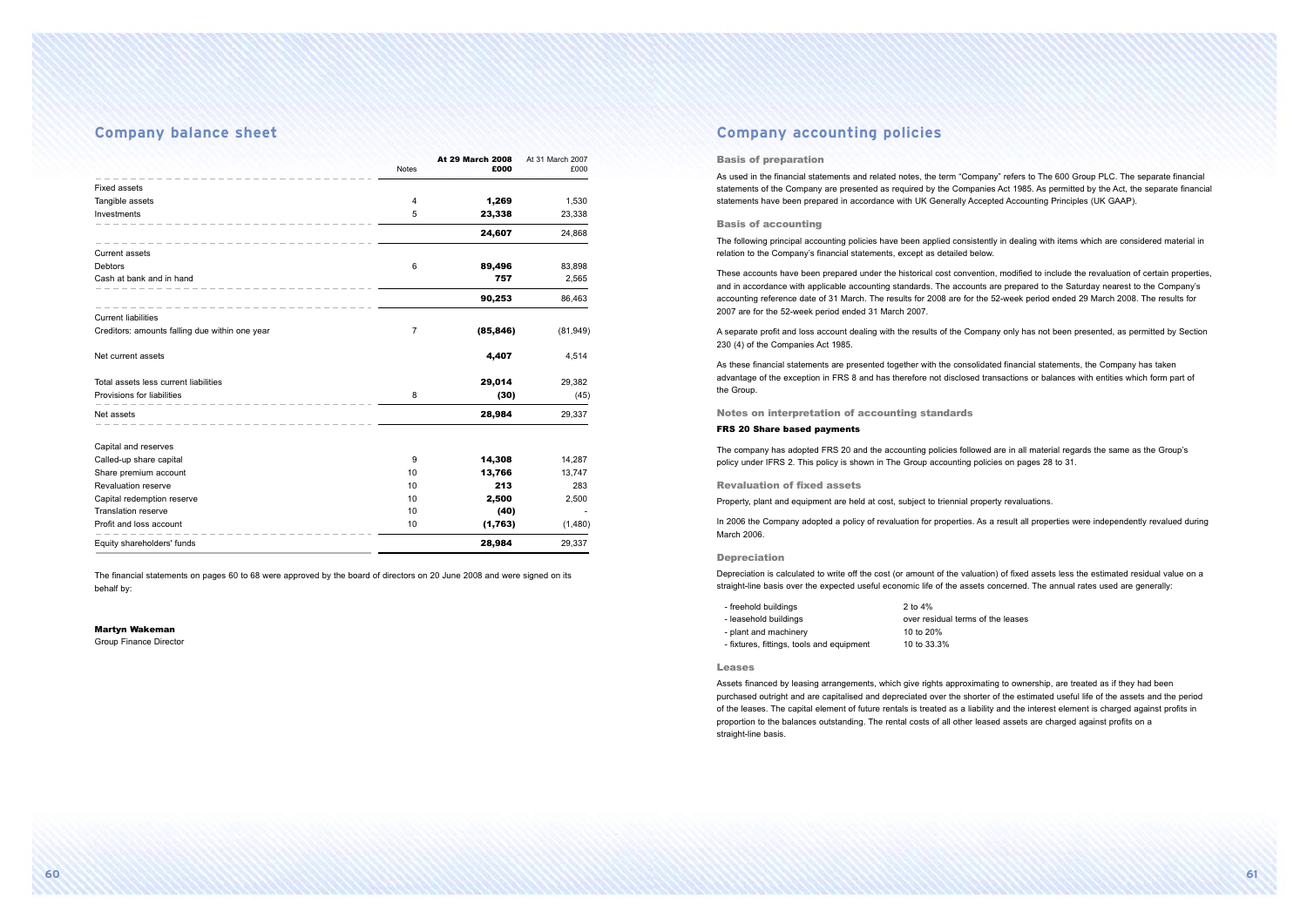## Company balance sheet

| | Notes | At 29 March 2008 £000 | At 31 March 2007 £000 |
|---|---|---|---|
| Fixed assets | | | |
| Tangible assets | 4 | **1,269** | 1,530 |
| Investments | 5 | **23,338** | 23,338 |
| | | **24,607** | 24,868 |
| Current assets | | | |
| Debtors | 6 | **89,496** | 83,898 |
| Cash at bank and in hand | | **757** | 2,565 |
| | | **90,253** | 86,463 |
| Current liabilities | | | |
| Creditors: amounts falling due within one year | 7 | **(85,846)** | (81,949) |
| Net current assets | | **4,407** | 4,514 |
| Total assets less current liabilities | | **29,014** | 29,382 |
| Provisions for liabilities | 8 | **(30)** | (45) |
| Net assets | | **28,984** | 29,337 |
| Capital and reserves | | | |
| Called-up share capital | 9 | **14,308** | 14,287 |
| Share premium account | 10 | **13,766** | 13,747 |
| Revaluation reserve | 10 | **213** | 283 |
| Capital redemption reserve | 10 | **2,500** | 2,500 |
| Translation reserve | 10 | **(40)** | - |
| Profit and loss account | 10 | **(1,763)** | (1,480) |
| Equity shareholders' funds | | **28,984** | 29,337 |

The financial statements on pages 60 to 68 were approved by the board of directors on 20 June 2008 and were signed on its behalf by:

**Martyn Wakeman**
Group Finance Director

## Company accounting policies

### Basis of preparation

As used in the financial statements and related notes, the term "Company" refers to The 600 Group PLC. The separate financial statements of the Company are presented as required by the Companies Act 1985. As permitted by the Act, the separate financial statements have been prepared in accordance with UK Generally Accepted Accounting Principles (UK GAAP).

### Basis of accounting

The following principal accounting policies have been applied consistently in dealing with items which are considered material in relation to the Company's financial statements, except as detailed below.

These accounts have been prepared under the historical cost convention, modified to include the revaluation of certain properties, and in accordance with applicable accounting standards. The accounts are prepared to the Saturday nearest to the Company's accounting reference date of 31 March. The results for 2008 are for the 52-week period ended 29 March 2008. The results for 2007 are for the 52-week period ended 31 March 2007.

A separate profit and loss account dealing with the results of the Company only has not been presented, as permitted by Section 230 (4) of the Companies Act 1985.

As these financial statements are presented together with the consolidated financial statements, the Company has taken advantage of the exception in FRS 8 and has therefore not disclosed transactions or balances with entities which form part of the Group.

### Notes on interpretation of accounting standards

**FRS 20 Share based payments**

The company has adopted FRS 20 and the accounting policies followed are in all material regards the same as the Group's policy under IFRS 2. This policy is shown in The Group accounting policies on pages 28 to 31.

### Revaluation of fixed assets

Property, plant and equipment are held at cost, subject to triennial property revaluations.

In 2006 the Company adopted a policy of revaluation for properties. As a result all properties were independently revalued during March 2006.

### Depreciation

Depreciation is calculated to write off the cost (or amount of the valuation) of fixed assets less the estimated residual value on a straight-line basis over the expected useful economic life of the assets concerned. The annual rates used are generally:

- freehold buildings — 2 to 4%
- leasehold buildings — over residual terms of the leases
- plant and machinery — 10 to 20%
- fixtures, fittings, tools and equipment — 10 to 33.3%

### Leases

Assets financed by leasing arrangements, which give rights approximating to ownership, are treated as if they had been purchased outright and are capitalised and depreciated over the shorter of the estimated useful life of the assets and the period of the leases. The capital element of future rentals is treated as a liability and the interest element is charged against profits in proportion to the balances outstanding. The rental costs of all other leased assets are charged against profits on a straight-line basis.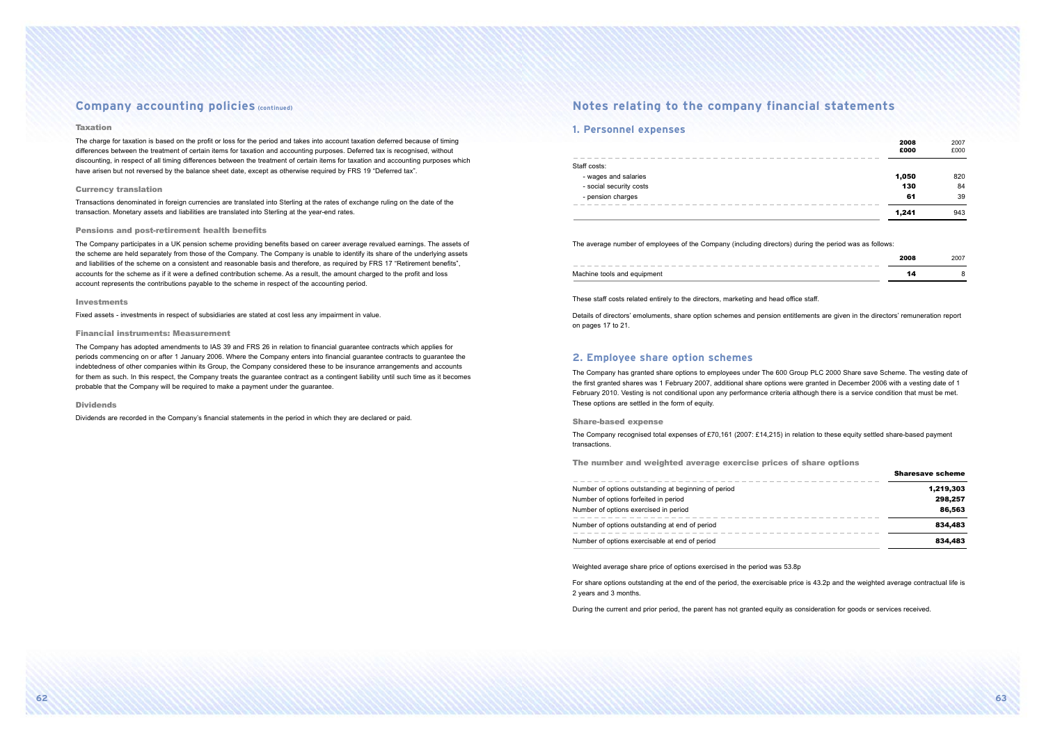## Company accounting policies (continued)

### Taxation

The charge for taxation is based on the profit or loss for the period and takes into account taxation deferred because of timing differences between the treatment of certain items for taxation and accounting purposes. Deferred tax is recognised, without discounting, in respect of all timing differences between the treatment of certain items for taxation and accounting purposes which have arisen but not reversed by the balance sheet date, except as otherwise required by FRS 19 "Deferred tax".

### Currency translation

Transactions denominated in foreign currencies are translated into Sterling at the rates of exchange ruling on the date of the transaction. Monetary assets and liabilities are translated into Sterling at the year-end rates.

### Pensions and post-retirement health benefits

The Company participates in a UK pension scheme providing benefits based on career average revalued earnings. The assets of the scheme are held separately from those of the Company. The Company is unable to identify its share of the underlying assets and liabilities of the scheme on a consistent and reasonable basis and therefore, as required by FRS 17 "Retirement benefits", accounts for the scheme as if it were a defined contribution scheme. As a result, the amount charged to the profit and loss account represents the contributions payable to the scheme in respect of the accounting period.

### Investments

Fixed assets - investments in respect of subsidiaries are stated at cost less any impairment in value.

### Financial instruments: Measurement

The Company has adopted amendments to IAS 39 and FRS 26 in relation to financial guarantee contracts which applies for periods commencing on or after 1 January 2006. Where the Company enters into financial guarantee contracts to guarantee the indebtedness of other companies within its Group, the Company considered these to be insurance arrangements and accounts for them as such. In this respect, the Company treats the guarantee contract as a contingent liability until such time as it becomes probable that the Company will be required to make a payment under the guarantee.

### Dividends

Dividends are recorded in the Company's financial statements in the period in which they are declared or paid.

## Notes relating to the company financial statements

### 1. Personnel expenses

| | 2008 £000 | 2007 £000 |
|---|---|---|
| Staff costs: | | |
| - wages and salaries | **1,050** | 820 |
| - social security costs | **130** | 84 |
| - pension charges | **61** | 39 |
| | **1,241** | 943 |

The average number of employees of the Company (including directors) during the period was as follows:

| | 2008 | 2007 |
|---|---|---|
| Machine tools and equipment | **14** | 8 |

These staff costs related entirely to the directors, marketing and head office staff.

Details of directors' emoluments, share option schemes and pension entitlements are given in the directors' remuneration report on pages 17 to 21.

### 2. Employee share option schemes

The Company has granted share options to employees under The 600 Group PLC 2000 Share save Scheme. The vesting date of the first granted shares was 1 February 2007, additional share options were granted in December 2006 with a vesting date of 1 February 2010. Vesting is not conditional upon any performance criteria although there is a service condition that must be met. These options are settled in the form of equity.

#### Share-based expense

The Company recognised total expenses of £70,161 (2007: £14,215) in relation to these equity settled share-based payment transactions.

#### The number and weighted average exercise prices of share options

| | Sharesave scheme |
|---|---|
| Number of options outstanding at beginning of period | **1,219,303** |
| Number of options forfeited in period | **298,257** |
| Number of options exercised in period | **86,563** |
| Number of options outstanding at end of period | **834,483** |
| Number of options exercisable at end of period | **834,483** |

Weighted average share price of options exercised in the period was 53.8p

For share options outstanding at the end of the period, the exercisable price is 43.2p and the weighted average contractual life is 2 years and 3 months.

During the current and prior period, the parent has not granted equity as consideration for goods or services received.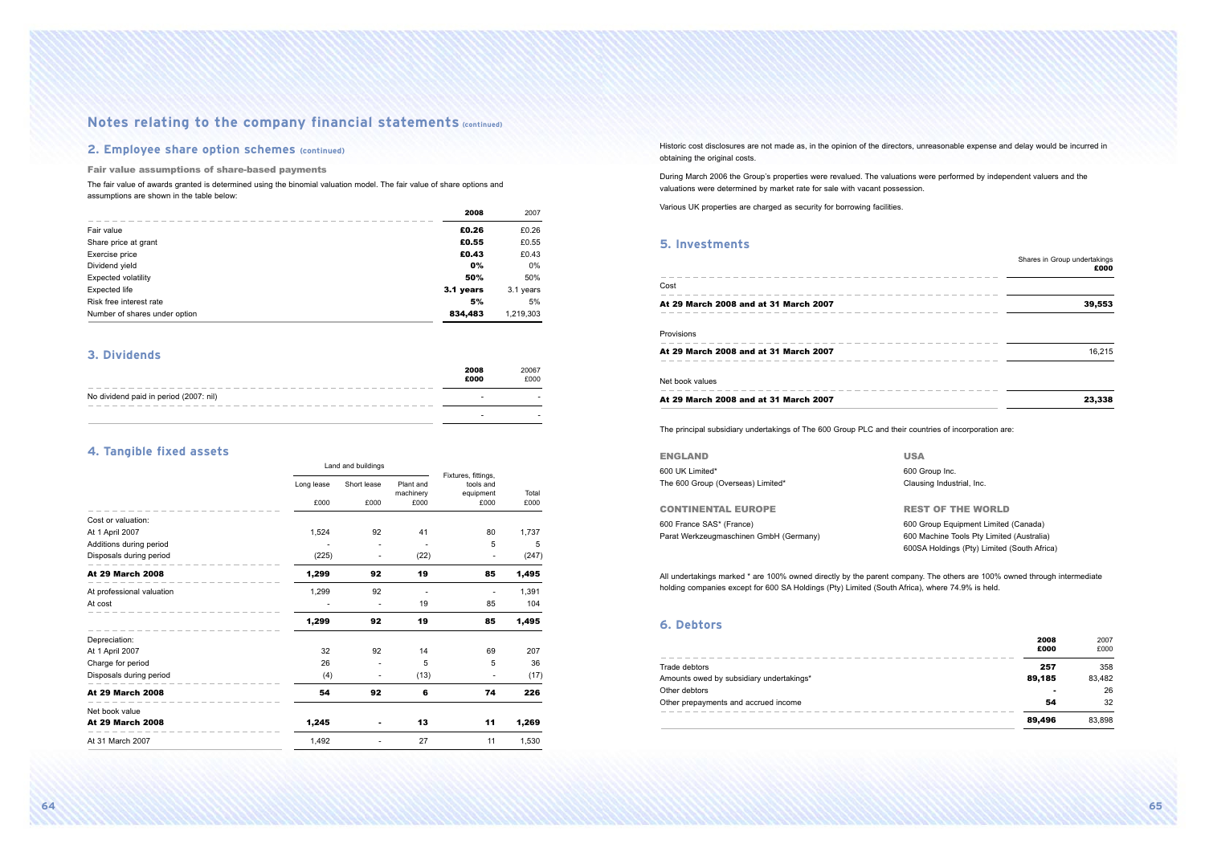# Notes relating to the company financial statements (continued)

## 2. Employee share option schemes (continued)

### Fair value assumptions of share-based payments

The fair value of awards granted is determined using the binomial valuation model. The fair value of share options and assumptions are shown in the table below:

| | 2008 | 2007 |
|---|---|---|
| Fair value | **£0.26** | £0.26 |
| Share price at grant | **£0.55** | £0.55 |
| Exercise price | **£0.43** | £0.43 |
| Dividend yield | **0%** | 0% |
| Expected volatility | **50%** | 50% |
| Expected life | **3.1 years** | 3.1 years |
| Risk free interest rate | **5%** | 5% |
| Number of shares under option | **834,483** | 1,219,303 |

## 3. Dividends

| | 2008 £000 | 20067 £000 |
|---|---|---|
| No dividend paid in period (2007: nil) | - | - |
| | - | - |

## 4. Tangible fixed assets

| | Land and buildings | | | | |
|---|---|---|---|---|---|
| | Long lease £000 | Short lease £000 | Plant and machinery £000 | Fixtures, fittings, tools and equipment £000 | Total £000 |
| Cost or valuation: | | | | | |
| At 1 April 2007 | 1,524 | 92 | 41 | 80 | 1,737 |
| Additions during period | - | - | - | 5 | 5 |
| Disposals during period | (225) | - | (22) | - | (247) |
| **At 29 March 2008** | **1,299** | **92** | **19** | **85** | **1,495** |
| At professional valuation | 1,299 | 92 | - | - | 1,391 |
| At cost | - | - | 19 | 85 | 104 |
| | **1,299** | **92** | **19** | **85** | **1,495** |
| Depreciation: | | | | | |
| At 1 April 2007 | 32 | 92 | 14 | 69 | 207 |
| Charge for period | 26 | - | 5 | 5 | 36 |
| Disposals during period | (4) | - | (13) | - | (17) |
| **At 29 March 2008** | **54** | **92** | **6** | **74** | **226** |
| Net book value | | | | | |
| **At 29 March 2008** | **1,245** | **-** | **13** | **11** | **1,269** |
| At 31 March 2007 | 1,492 | - | 27 | 11 | 1,530 |

Historic cost disclosures are not made as, in the opinion of the directors, unreasonable expense and delay would be incurred in obtaining the original costs.

During March 2006 the Group's properties were revalued. The valuations were performed by independent valuers and the valuations were determined by market rate for sale with vacant possession.

Various UK properties are charged as security for borrowing facilities.

## 5. Investments

| | Shares in Group undertakings £000 |
|---|---|
| Cost | |
| **At 29 March 2008 and at 31 March 2007** | **39,553** |
| Provisions | |
| **At 29 March 2008 and at 31 March 2007** | 16,215 |
| Net book values | |
| **At 29 March 2008 and at 31 March 2007** | **23,338** |

The principal subsidiary undertakings of The 600 Group PLC and their countries of incorporation are:

**ENGLAND**
600 UK Limited*
The 600 Group (Overseas) Limited*

**USA**
600 Group Inc.
Clausing Industrial, Inc.

**CONTINENTAL EUROPE**
600 France SAS* (France)
Parat Werkzeugmaschinen GmbH (Germany)

**REST OF THE WORLD**
600 Group Equipment Limited (Canada)
600 Machine Tools Pty Limited (Australia)
600SA Holdings (Pty) Limited (South Africa)

All undertakings marked * are 100% owned directly by the parent company. The others are 100% owned through intermediate holding companies except for 600 SA Holdings (Pty) Limited (South Africa), where 74.9% is held.

## 6. Debtors

| | 2008 £000 | 2007 £000 |
|---|---|---|
| Trade debtors | **257** | 358 |
| Amounts owed by subsidiary undertakings* | **89,185** | 83,482 |
| Other debtors | **-** | 26 |
| Other prepayments and accrued income | **54** | 32 |
| | **89,496** | 83,898 |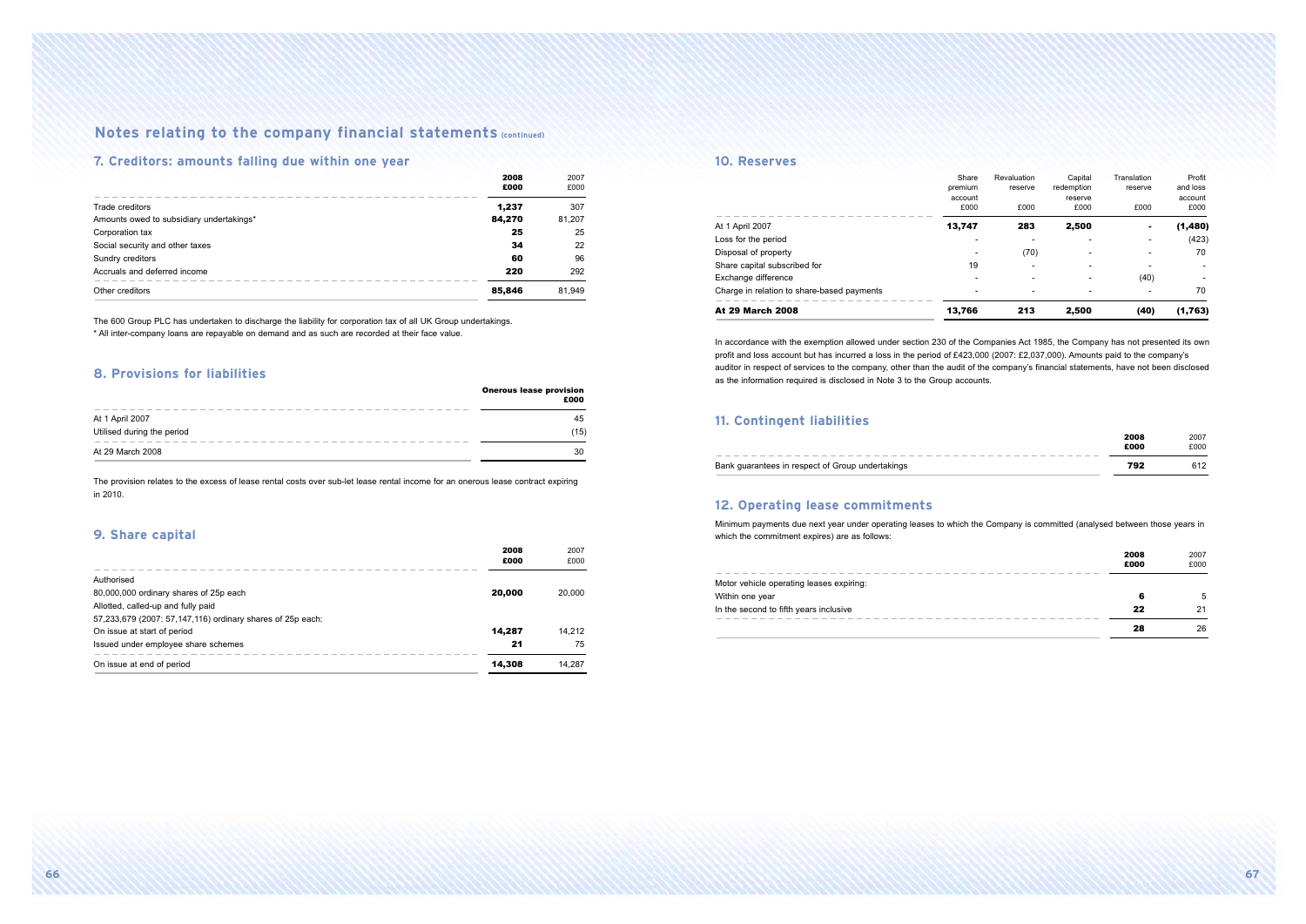# Notes relating to the company financial statements (continued)

## 7. Creditors: amounts falling due within one year

| | 2008 £000 | 2007 £000 |
|---|---|---|
| Trade creditors | **1,237** | 307 |
| Amounts owed to subsidiary undertakings* | **84,270** | 81,207 |
| Corporation tax | **25** | 25 |
| Social security and other taxes | **34** | 22 |
| Sundry creditors | **60** | 96 |
| Accruals and deferred income | **220** | 292 |
| Other creditors | **85,846** | 81,949 |

The 600 Group PLC has undertaken to discharge the liability for corporation tax of all UK Group undertakings.

* All inter-company loans are repayable on demand and as such are recorded at their face value.

## 8. Provisions for liabilities

| | Onerous lease provision £000 |
|---|---|
| At 1 April 2007 | 45 |
| Utilised during the period | (15) |
| At 29 March 2008 | 30 |

The provision relates to the excess of lease rental costs over sub-let lease rental income for an onerous lease contract expiring in 2010.

## 9. Share capital

| | 2008 £000 | 2007 £000 |
|---|---|---|
| Authorised | | |
| 80,000,000 ordinary shares of 25p each | **20,000** | 20,000 |
| Allotted, called-up and fully paid | | |
| 57,233,679 (2007: 57,147,116) ordinary shares of 25p each: | | |
| On issue at start of period | **14,287** | 14,212 |
| Issued under employee share schemes | **21** | 75 |
| On issue at end of period | **14,308** | 14,287 |

## 10. Reserves

| | Share premium account £000 | Revaluation reserve £000 | Capital redemption reserve £000 | Translation reserve £000 | Profit and loss account £000 |
|---|---|---|---|---|---|
| At 1 April 2007 | **13,747** | **283** | **2,500** | **-** | **(1,480)** |
| Loss for the period | - | - | - | - | (423) |
| Disposal of property | - | (70) | - | - | 70 |
| Share capital subscribed for | 19 | - | - | - | - |
| Exchange difference | - | - | - | (40) | - |
| Charge in relation to share-based payments | - | - | - | - | 70 |
| **At 29 March 2008** | **13,766** | **213** | **2,500** | **(40)** | **(1,763)** |

In accordance with the exemption allowed under section 230 of the Companies Act 1985, the Company has not presented its own profit and loss account but has incurred a loss in the period of £423,000 (2007: £2,037,000). Amounts paid to the company's auditor in respect of services to the company, other than the audit of the company's financial statements, have not been disclosed as the information required is disclosed in Note 3 to the Group accounts.

## 11. Contingent liabilities

| | 2008 £000 | 2007 £000 |
|---|---|---|
| Bank guarantees in respect of Group undertakings | **792** | 612 |

## 12. Operating lease commitments

Minimum payments due next year under operating leases to which the Company is committed (analysed between those years in which the commitment expires) are as follows:

| | 2008 £000 | 2007 £000 |
|---|---|---|
| Motor vehicle operating leases expiring: | | |
| Within one year | **6** | 5 |
| In the second to fifth years inclusive | **22** | 21 |
| | **28** | 26 |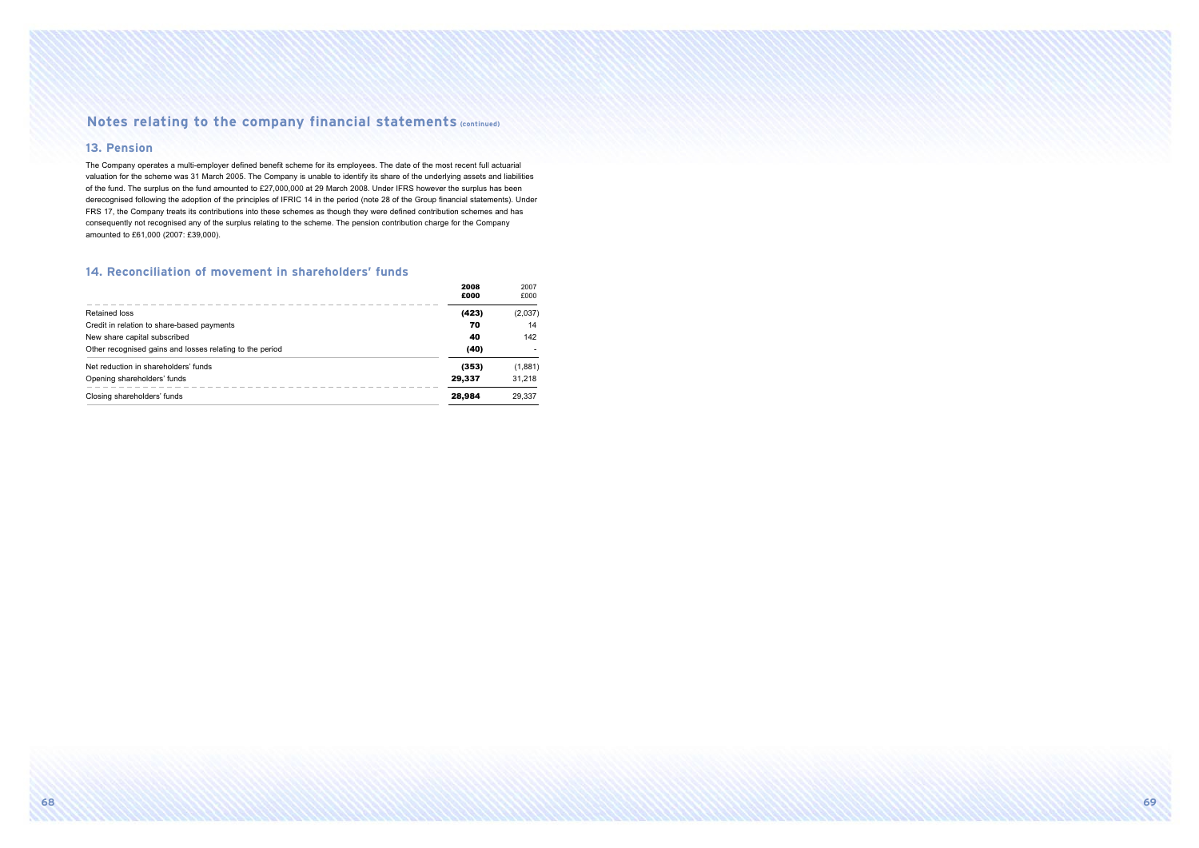## Notes relating to the company financial statements (continued)

### 13. Pension

The Company operates a multi-employer defined benefit scheme for its employees. The date of the most recent full actuarial valuation for the scheme was 31 March 2005. The Company is unable to identify its share of the underlying assets and liabilities of the fund. The surplus on the fund amounted to £27,000,000 at 29 March 2008. Under IFRS however the surplus has been derecognised following the adoption of the principles of IFRIC 14 in the period (note 28 of the Group financial statements). Under FRS 17, the Company treats its contributions into these schemes as though they were defined contribution schemes and has consequently not recognised any of the surplus relating to the scheme. The pension contribution charge for the Company amounted to £61,000 (2007: £39,000).

### 14. Reconciliation of movement in shareholders' funds

| | 2008 £000 | 2007 £000 |
|---|---|---|
| Retained loss | **(423)** | (2,037) |
| Credit in relation to share-based payments | **70** | 14 |
| New share capital subscribed | **40** | 142 |
| Other recognised gains and losses relating to the period | **(40)** | - |
| Net reduction in shareholders' funds | **(353)** | (1,881) |
| Opening shareholders' funds | **29,337** | 31,218 |
| Closing shareholders' funds | **28,984** | 29,337 |